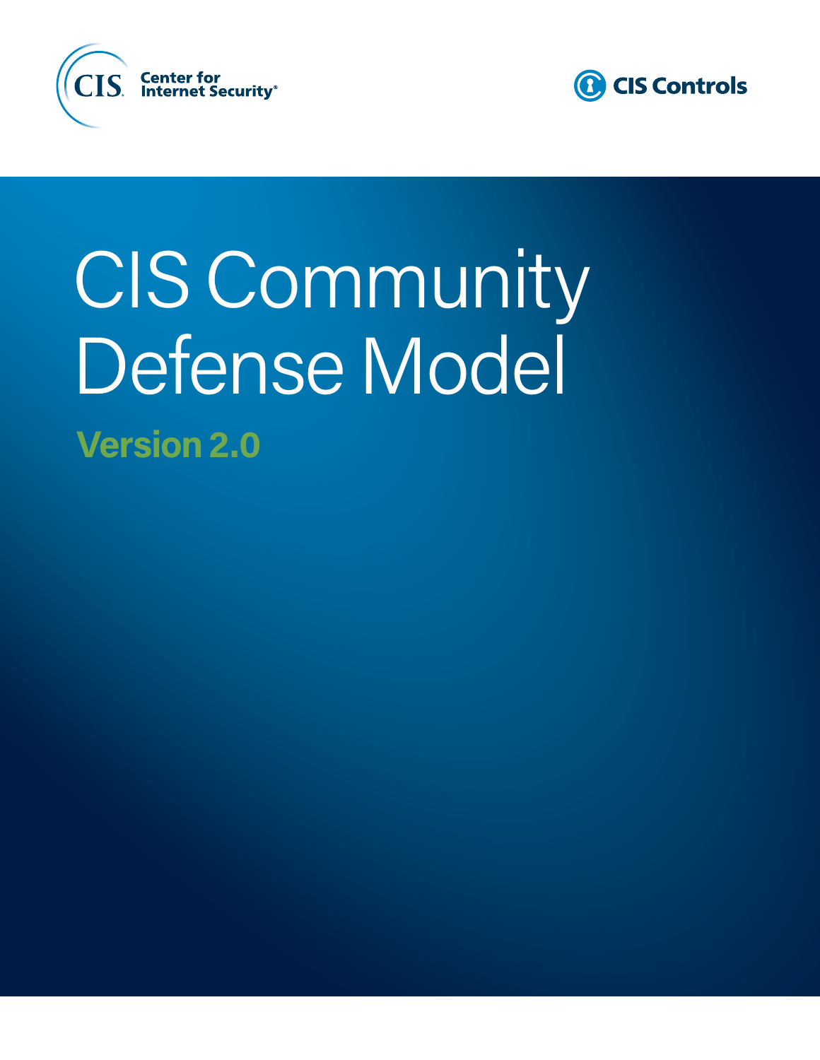CIS Center for Internet Security®

CIS Controls

# CIS Community Defense Model

## Version 2.0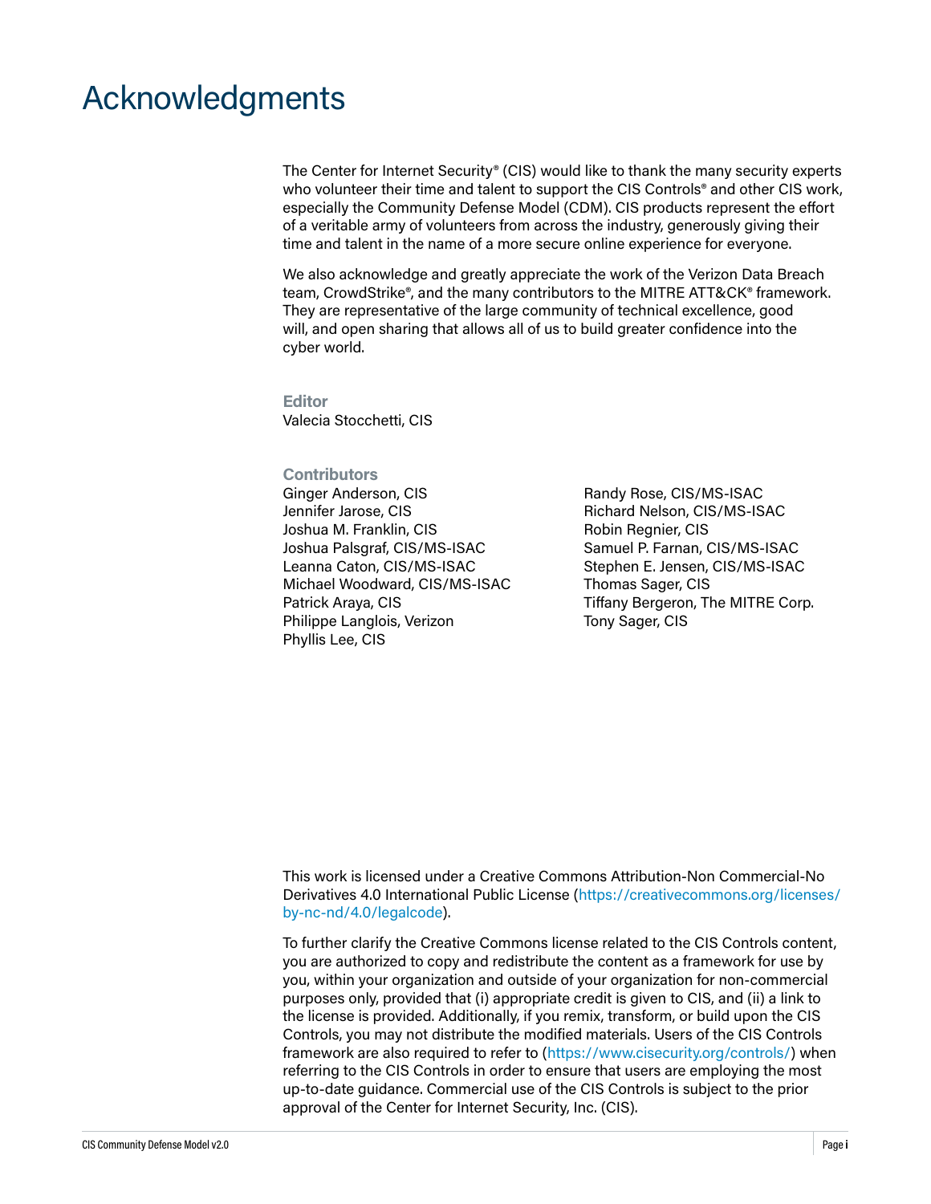# Acknowledgments

The Center for Internet Security® (CIS) would like to thank the many security experts who volunteer their time and talent to support the CIS Controls® and other CIS work, especially the Community Defense Model (CDM). CIS products represent the effort of a veritable army of volunteers from across the industry, generously giving their time and talent in the name of a more secure online experience for everyone.

We also acknowledge and greatly appreciate the work of the Verizon Data Breach team, CrowdStrike®, and the many contributors to the MITRE ATT&CK® framework. They are representative of the large community of technical excellence, good will, and open sharing that allows all of us to build greater confidence into the cyber world.

**Editor**

Valecia Stocchetti, CIS

**Contributors**

Ginger Anderson, CIS
Jennifer Jarose, CIS
Joshua M. Franklin, CIS
Joshua Palsgraf, CIS/MS-ISAC
Leanna Caton, CIS/MS-ISAC
Michael Woodward, CIS/MS-ISAC
Patrick Araya, CIS
Philippe Langlois, Verizon
Phyllis Lee, CIS
Randy Rose, CIS/MS-ISAC
Richard Nelson, CIS/MS-ISAC
Robin Regnier, CIS
Samuel P. Farnan, CIS/MS-ISAC
Stephen E. Jensen, CIS/MS-ISAC
Thomas Sager, CIS
Tiffany Bergeron, The MITRE Corp.
Tony Sager, CIS

This work is licensed under a Creative Commons Attribution-Non Commercial-No Derivatives 4.0 International Public License (https://creativecommons.org/licenses/by-nc-nd/4.0/legalcode).

To further clarify the Creative Commons license related to the CIS Controls content, you are authorized to copy and redistribute the content as a framework for use by you, within your organization and outside of your organization for non-commercial purposes only, provided that (i) appropriate credit is given to CIS, and (ii) a link to the license is provided. Additionally, if you remix, transform, or build upon the CIS Controls, you may not distribute the modified materials. Users of the CIS Controls framework are also required to refer to (https://www.cisecurity.org/controls/) when referring to the CIS Controls in order to ensure that users are employing the most up-to-date guidance. Commercial use of the CIS Controls is subject to the prior approval of the Center for Internet Security, Inc. (CIS).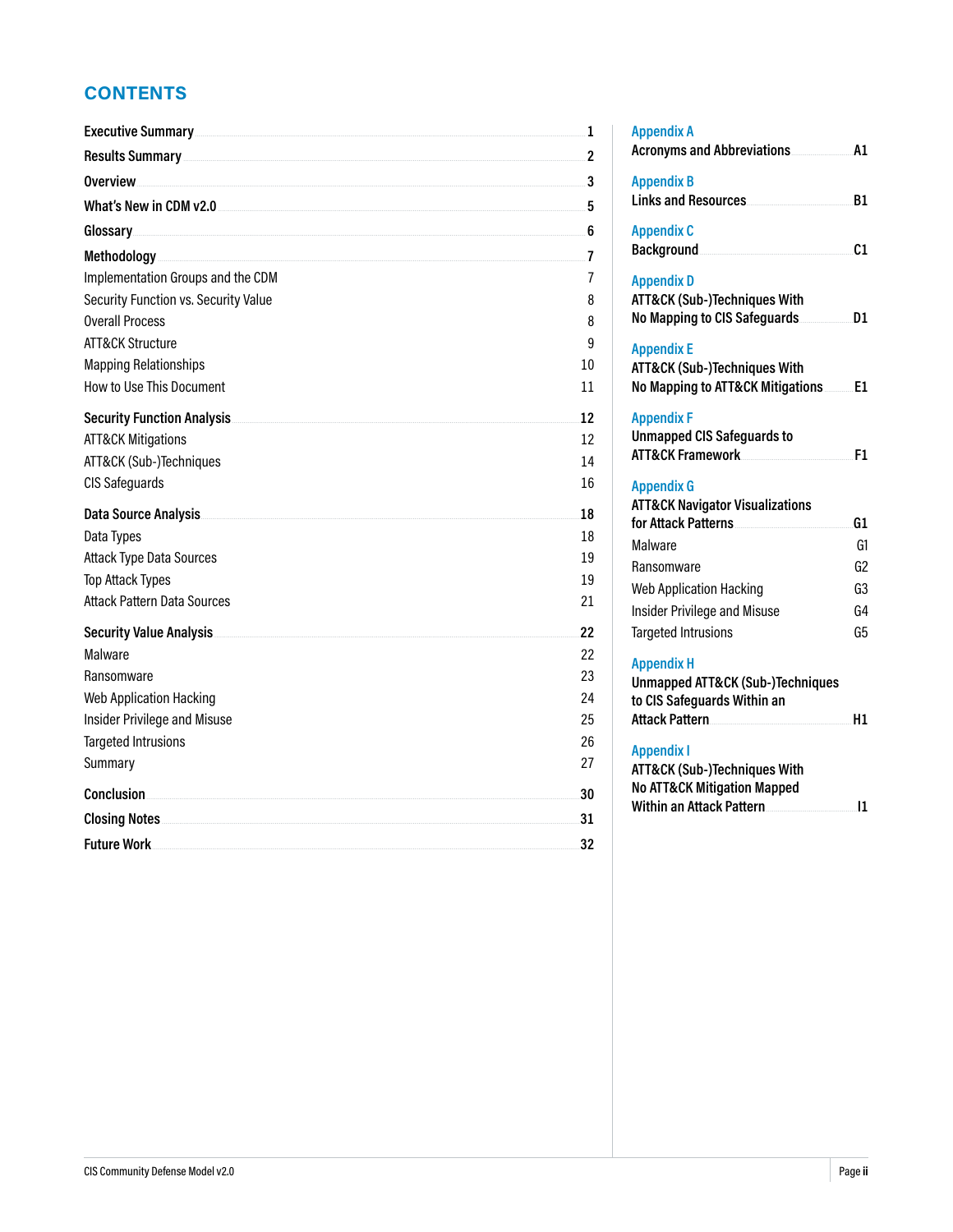## CONTENTS

**Executive Summary** 1

**Results Summary** 2

**Overview** 3

**What's New in CDM v2.0** 5

**Glossary** 6

**Methodology** 7
- Implementation Groups and the CDM 7
- Security Function vs. Security Value 8
- Overall Process 8
- ATT&CK Structure 9
- Mapping Relationships 10
- How to Use This Document 11

**Security Function Analysis** 12
- ATT&CK Mitigations 12
- ATT&CK (Sub-)Techniques 14
- CIS Safeguards 16

**Data Source Analysis** 18
- Data Types 18
- Attack Type Data Sources 19
- Top Attack Types 19
- Attack Pattern Data Sources 21

**Security Value Analysis** 22
- Malware 22
- Ransomware 23
- Web Application Hacking 24
- Insider Privilege and Misuse 25
- Targeted Intrusions 26
- Summary 27

**Conclusion** 30

**Closing Notes** 31

**Future Work** 32

Appendix A
**Acronyms and Abbreviations** A1

Appendix B
**Links and Resources** B1

Appendix C
**Background** C1

Appendix D
**ATT&CK (Sub-)Techniques With No Mapping to CIS Safeguards** D1

Appendix E
**ATT&CK (Sub-)Techniques With No Mapping to ATT&CK Mitigations** E1

Appendix F
**Unmapped CIS Safeguards to ATT&CK Framework** F1

Appendix G
**ATT&CK Navigator Visualizations for Attack Patterns** G1
- Malware G1
- Ransomware G2
- Web Application Hacking G3
- Insider Privilege and Misuse G4
- Targeted Intrusions G5

Appendix H
**Unmapped ATT&CK (Sub-)Techniques to CIS Safeguards Within an Attack Pattern** H1

Appendix I
**ATT&CK (Sub-)Techniques With No ATT&CK Mitigation Mapped Within an Attack Pattern** I1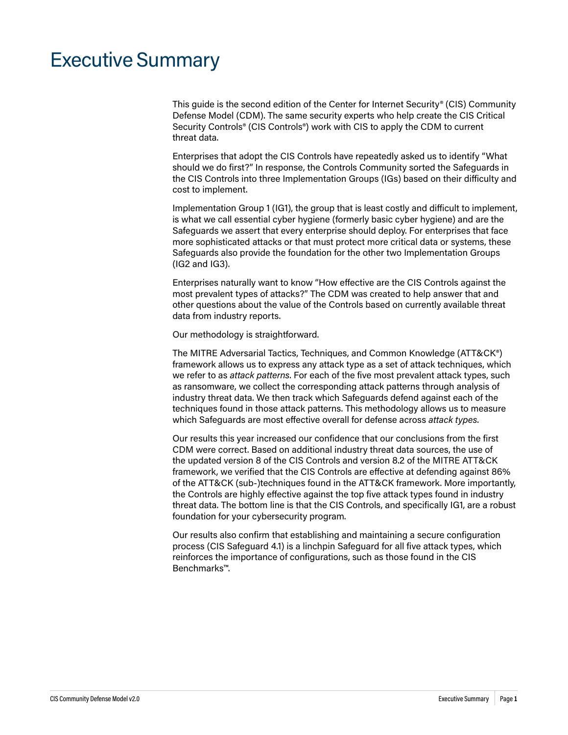# Executive Summary

This guide is the second edition of the Center for Internet Security® (CIS) Community Defense Model (CDM). The same security experts who help create the CIS Critical Security Controls® (CIS Controls®) work with CIS to apply the CDM to current threat data.

Enterprises that adopt the CIS Controls have repeatedly asked us to identify "What should we do first?" In response, the Controls Community sorted the Safeguards in the CIS Controls into three Implementation Groups (IGs) based on their difficulty and cost to implement.

Implementation Group 1 (IG1), the group that is least costly and difficult to implement, is what we call essential cyber hygiene (formerly basic cyber hygiene) and are the Safeguards we assert that every enterprise should deploy. For enterprises that face more sophisticated attacks or that must protect more critical data or systems, these Safeguards also provide the foundation for the other two Implementation Groups (IG2 and IG3).

Enterprises naturally want to know "How effective are the CIS Controls against the most prevalent types of attacks?" The CDM was created to help answer that and other questions about the value of the Controls based on currently available threat data from industry reports.

Our methodology is straightforward.

The MITRE Adversarial Tactics, Techniques, and Common Knowledge (ATT&CK®) framework allows us to express any attack type as a set of attack techniques, which we refer to as *attack patterns*. For each of the five most prevalent attack types, such as ransomware, we collect the corresponding attack patterns through analysis of industry threat data. We then track which Safeguards defend against each of the techniques found in those attack patterns. This methodology allows us to measure which Safeguards are most effective overall for defense across *attack types*.

Our results this year increased our confidence that our conclusions from the first CDM were correct. Based on additional industry threat data sources, the use of the updated version 8 of the CIS Controls and version 8.2 of the MITRE ATT&CK framework, we verified that the CIS Controls are effective at defending against 86% of the ATT&CK (sub-)techniques found in the ATT&CK framework. More importantly, the Controls are highly effective against the top five attack types found in industry threat data. The bottom line is that the CIS Controls, and specifically IG1, are a robust foundation for your cybersecurity program.

Our results also confirm that establishing and maintaining a secure configuration process (CIS Safeguard 4.1) is a linchpin Safeguard for all five attack types, which reinforces the importance of configurations, such as those found in the CIS Benchmarks™.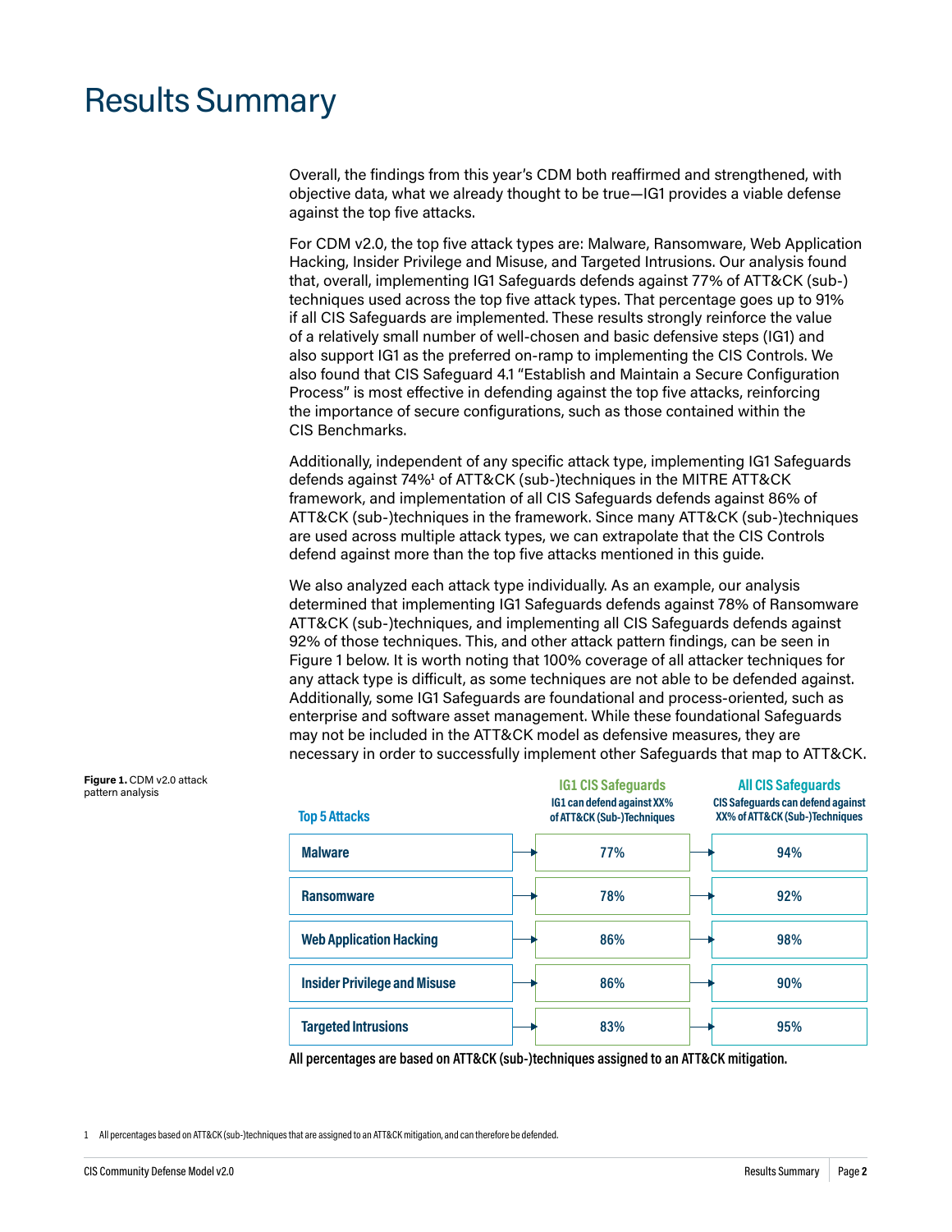# Results Summary

Overall, the findings from this year's CDM both reaffirmed and strengthened, with objective data, what we already thought to be true—IG1 provides a viable defense against the top five attacks.

For CDM v2.0, the top five attack types are: Malware, Ransomware, Web Application Hacking, Insider Privilege and Misuse, and Targeted Intrusions. Our analysis found that, overall, implementing IG1 Safeguards defends against 77% of ATT&CK (sub-) techniques used across the top five attack types. That percentage goes up to 91% if all CIS Safeguards are implemented. These results strongly reinforce the value of a relatively small number of well-chosen and basic defensive steps (IG1) and also support IG1 as the preferred on-ramp to implementing the CIS Controls. We also found that CIS Safeguard 4.1 "Establish and Maintain a Secure Configuration Process" is most effective in defending against the top five attacks, reinforcing the importance of secure configurations, such as those contained within the CIS Benchmarks.

Additionally, independent of any specific attack type, implementing IG1 Safeguards defends against 74%[1] of ATT&CK (sub-)techniques in the MITRE ATT&CK framework, and implementation of all CIS Safeguards defends against 86% of ATT&CK (sub-)techniques in the framework. Since many ATT&CK (sub-)techniques are used across multiple attack types, we can extrapolate that the CIS Controls defend against more than the top five attacks mentioned in this guide.

We also analyzed each attack type individually. As an example, our analysis determined that implementing IG1 Safeguards defends against 78% of Ransomware ATT&CK (sub-)techniques, and implementing all CIS Safeguards defends against 92% of those techniques. This, and other attack pattern findings, can be seen in Figure 1 below. It is worth noting that 100% coverage of all attacker techniques for any attack type is difficult, as some techniques are not able to be defended against. Additionally, some IG1 Safeguards are foundational and process-oriented, such as enterprise and software asset management. While these foundational Safeguards may not be included in the ATT&CK model as defensive measures, they are necessary in order to successfully implement other Safeguards that map to ATT&CK.

**Figure 1.** CDM v2.0 attack pattern analysis

| Top 5 Attacks | IG1 CIS Safeguards<br>IG1 can defend against XX% of ATT&CK (Sub-)Techniques | All CIS Safeguards<br>CIS Safeguards can defend against XX% of ATT&CK (Sub-)Techniques |
|---|---|---|
| **Malware** | 77% | 94% |
| **Ransomware** | 78% | 92% |
| **Web Application Hacking** | 86% | 98% |
| **Insider Privilege and Misuse** | 86% | 90% |
| **Targeted Intrusions** | 83% | 95% |

**All percentages are based on ATT&CK (sub-)techniques assigned to an ATT&CK mitigation.**

1 All percentages based on ATT&CK (sub-)techniques that are assigned to an ATT&CK mitigation, and can therefore be defended.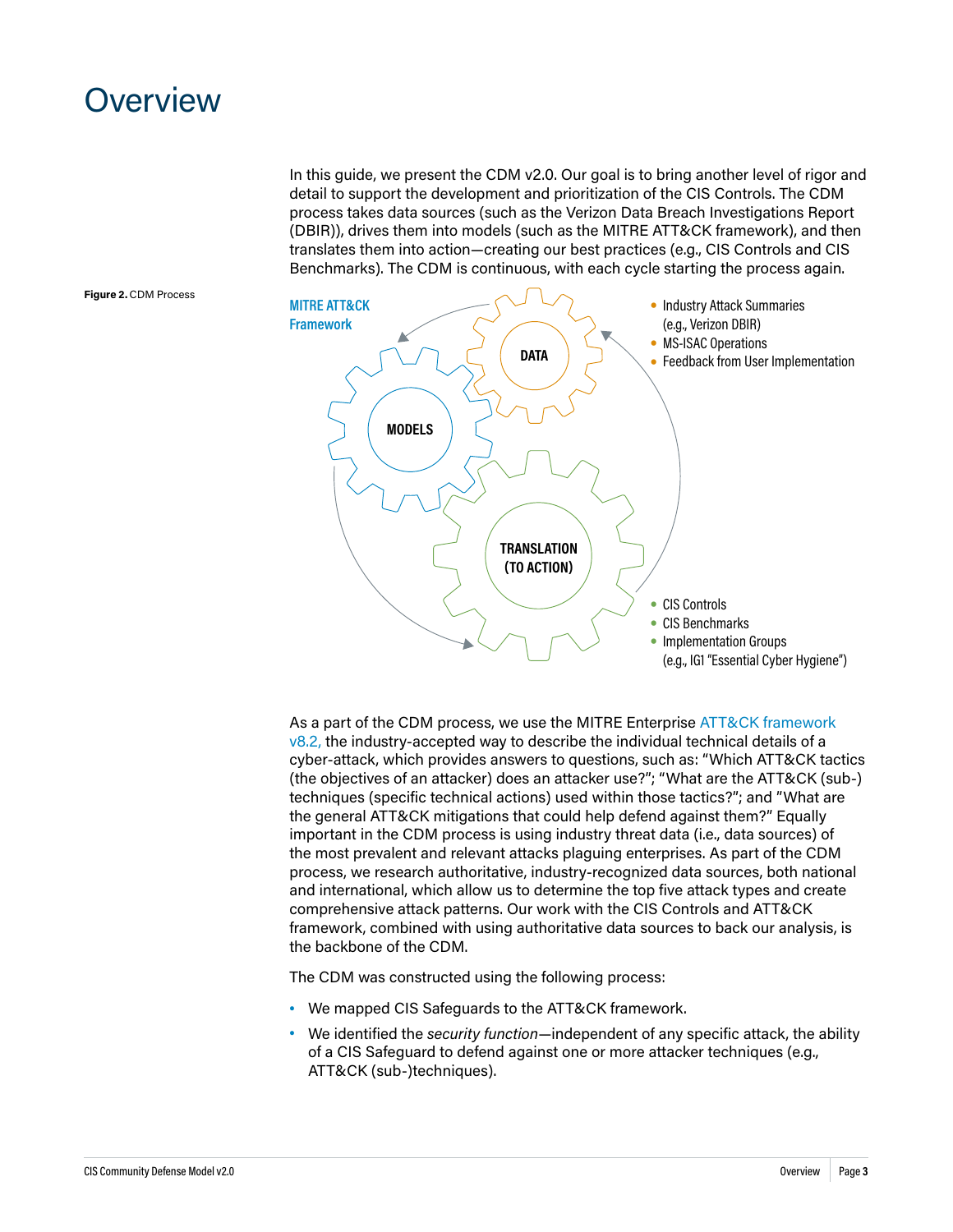# Overview

In this guide, we present the CDM v2.0. Our goal is to bring another level of rigor and detail to support the development and prioritization of the CIS Controls. The CDM process takes data sources (such as the Verizon Data Breach Investigations Report (DBIR)), drives them into models (such as the MITRE ATT&CK framework), and then translates them into action—creating our best practices (e.g., CIS Controls and CIS Benchmarks). The CDM is continuous, with each cycle starting the process again.

**Figure 2.** CDM Process

MITRE ATT&CK Framework

DATA

- Industry Attack Summaries (e.g., Verizon DBIR)
- MS-ISAC Operations
- Feedback from User Implementation

MODELS

TRANSLATION (TO ACTION)

- CIS Controls
- CIS Benchmarks
- Implementation Groups (e.g., IG1 "Essential Cyber Hygiene")

As a part of the CDM process, we use the MITRE Enterprise ATT&CK framework v8.2, the industry-accepted way to describe the individual technical details of a cyber-attack, which provides answers to questions, such as: "Which ATT&CK tactics (the objectives of an attacker) does an attacker use?"; "What are the ATT&CK (sub-) techniques (specific technical actions) used within those tactics?"; and "What are the general ATT&CK mitigations that could help defend against them?" Equally important in the CDM process is using industry threat data (i.e., data sources) of the most prevalent and relevant attacks plaguing enterprises. As part of the CDM process, we research authoritative, industry-recognized data sources, both national and international, which allow us to determine the top five attack types and create comprehensive attack patterns. Our work with the CIS Controls and ATT&CK framework, combined with using authoritative data sources to back our analysis, is the backbone of the CDM.

The CDM was constructed using the following process:

- We mapped CIS Safeguards to the ATT&CK framework.
- We identified the *security function*—independent of any specific attack, the ability of a CIS Safeguard to defend against one or more attacker techniques (e.g., ATT&CK (sub-)techniques).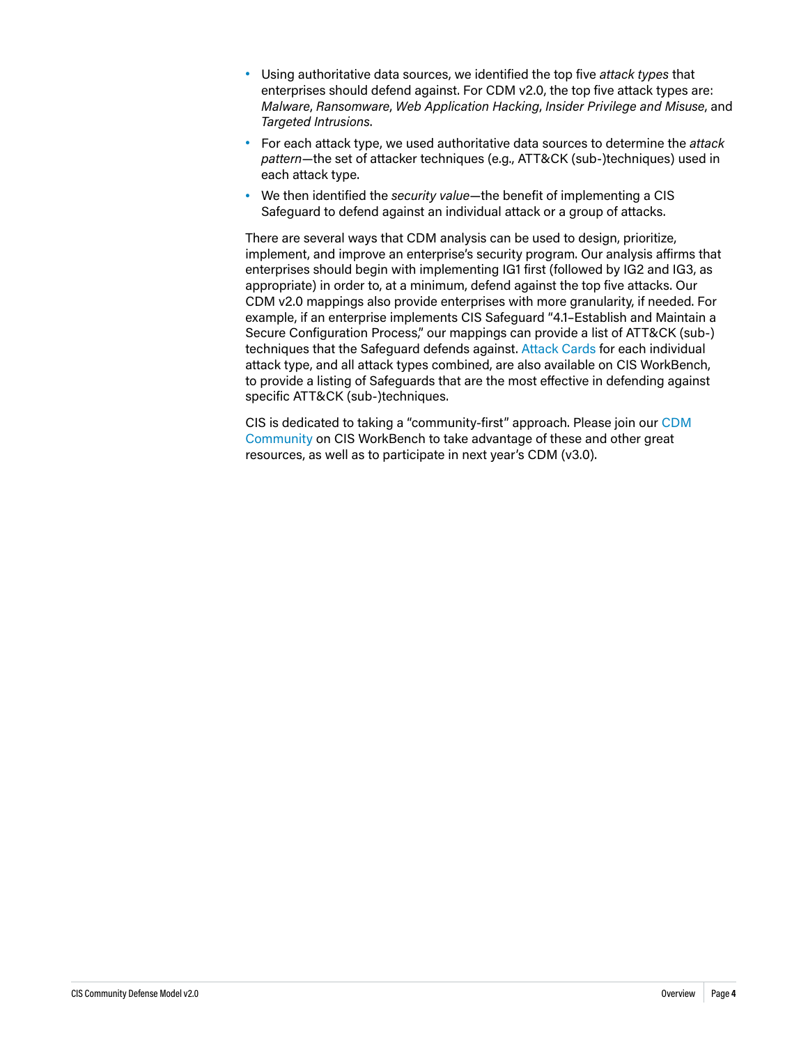- Using authoritative data sources, we identified the top five *attack types* that enterprises should defend against. For CDM v2.0, the top five attack types are: *Malware*, *Ransomware*, *Web Application Hacking*, *Insider Privilege and Misuse*, and *Targeted Intrusions*.
- For each attack type, we used authoritative data sources to determine the *attack pattern*—the set of attacker techniques (e.g., ATT&CK (sub-)techniques) used in each attack type.
- We then identified the *security value*—the benefit of implementing a CIS Safeguard to defend against an individual attack or a group of attacks.

There are several ways that CDM analysis can be used to design, prioritize, implement, and improve an enterprise's security program. Our analysis affirms that enterprises should begin with implementing IG1 first (followed by IG2 and IG3, as appropriate) in order to, at a minimum, defend against the top five attacks. Our CDM v2.0 mappings also provide enterprises with more granularity, if needed. For example, if an enterprise implements CIS Safeguard "4.1–Establish and Maintain a Secure Configuration Process," our mappings can provide a list of ATT&CK (sub-) techniques that the Safeguard defends against. Attack Cards for each individual attack type, and all attack types combined, are also available on CIS WorkBench, to provide a listing of Safeguards that are the most effective in defending against specific ATT&CK (sub-)techniques.

CIS is dedicated to taking a "community-first" approach. Please join our CDM Community on CIS WorkBench to take advantage of these and other great resources, as well as to participate in next year's CDM (v3.0).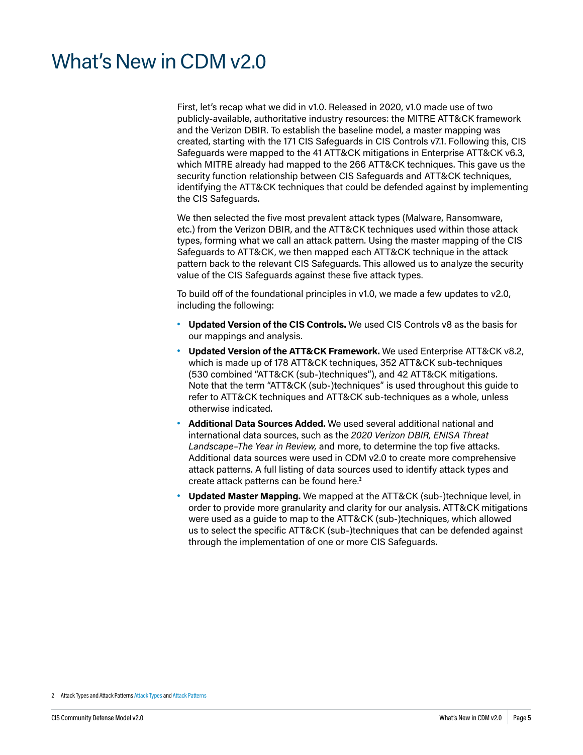# What's New in CDM v2.0

First, let's recap what we did in v1.0. Released in 2020, v1.0 made use of two publicly-available, authoritative industry resources: the MITRE ATT&CK framework and the Verizon DBIR. To establish the baseline model, a master mapping was created, starting with the 171 CIS Safeguards in CIS Controls v7.1. Following this, CIS Safeguards were mapped to the 41 ATT&CK mitigations in Enterprise ATT&CK v6.3, which MITRE already had mapped to the 266 ATT&CK techniques. This gave us the security function relationship between CIS Safeguards and ATT&CK techniques, identifying the ATT&CK techniques that could be defended against by implementing the CIS Safeguards.

We then selected the five most prevalent attack types (Malware, Ransomware, etc.) from the Verizon DBIR, and the ATT&CK techniques used within those attack types, forming what we call an attack pattern. Using the master mapping of the CIS Safeguards to ATT&CK, we then mapped each ATT&CK technique in the attack pattern back to the relevant CIS Safeguards. This allowed us to analyze the security value of the CIS Safeguards against these five attack types.

To build off of the foundational principles in v1.0, we made a few updates to v2.0, including the following:

- **Updated Version of the CIS Controls.** We used CIS Controls v8 as the basis for our mappings and analysis.
- **Updated Version of the ATT&CK Framework.** We used Enterprise ATT&CK v8.2, which is made up of 178 ATT&CK techniques, 352 ATT&CK sub-techniques (530 combined "ATT&CK (sub-)techniques"), and 42 ATT&CK mitigations. Note that the term "ATT&CK (sub-)techniques" is used throughout this guide to refer to ATT&CK techniques and ATT&CK sub-techniques as a whole, unless otherwise indicated.
- **Additional Data Sources Added.** We used several additional national and international data sources, such as the *2020 Verizon DBIR, ENISA Threat Landscape–The Year in Review,* and more, to determine the top five attacks. Additional data sources were used in CDM v2.0 to create more comprehensive attack patterns. A full listing of data sources used to identify attack types and create attack patterns can be found here.[2]
- **Updated Master Mapping.** We mapped at the ATT&CK (sub-)technique level, in order to provide more granularity and clarity for our analysis. ATT&CK mitigations were used as a guide to map to the ATT&CK (sub-)techniques, which allowed us to select the specific ATT&CK (sub-)techniques that can be defended against through the implementation of one or more CIS Safeguards.

2 Attack Types and Attack Patterns Attack Types and Attack Patterns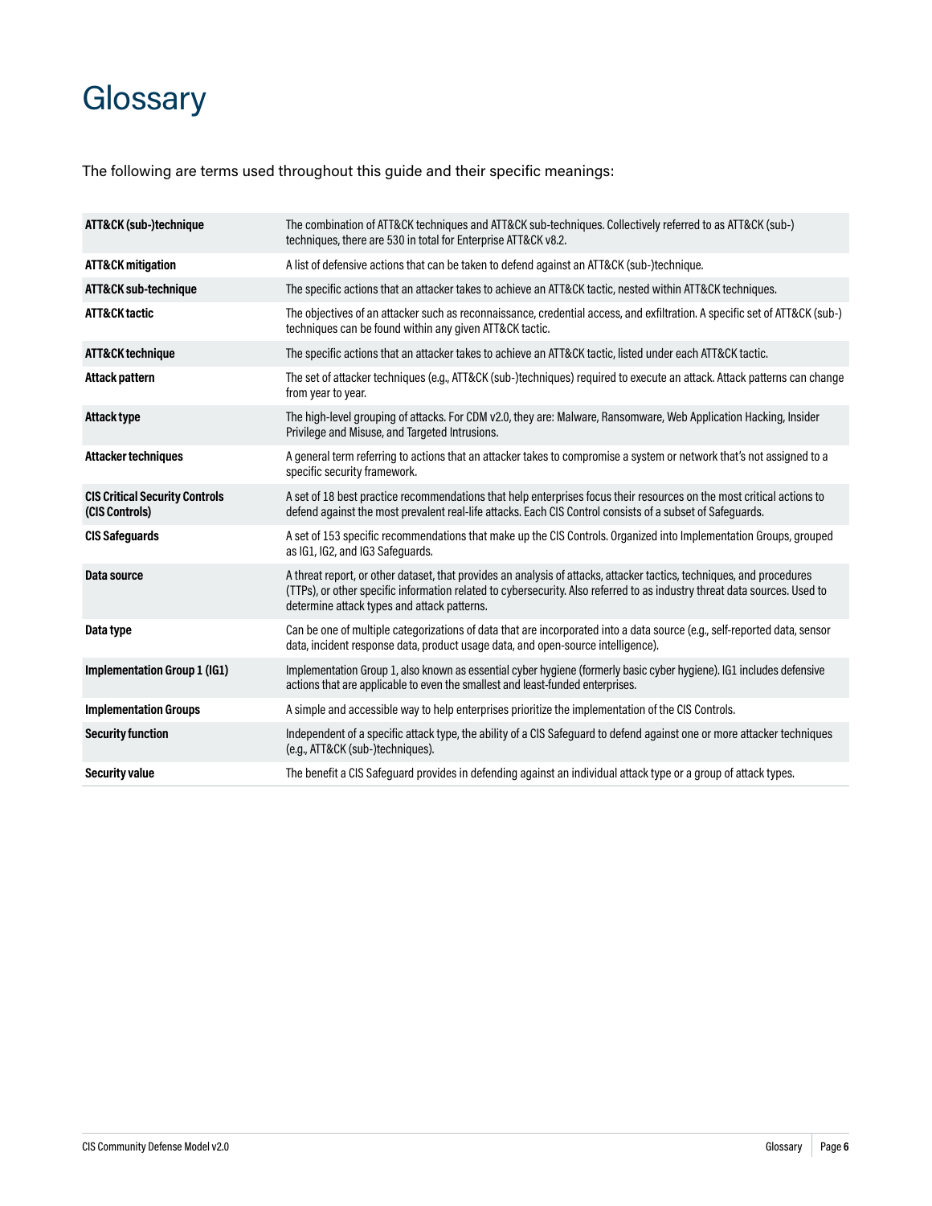# Glossary

The following are terms used throughout this guide and their specific meanings:

| Term | Definition |
|---|---|
| **ATT&CK (sub-)technique** | The combination of ATT&CK techniques and ATT&CK sub-techniques. Collectively referred to as ATT&CK (sub-) techniques, there are 530 in total for Enterprise ATT&CK v8.2. |
| **ATT&CK mitigation** | A list of defensive actions that can be taken to defend against an ATT&CK (sub-)technique. |
| **ATT&CK sub-technique** | The specific actions that an attacker takes to achieve an ATT&CK tactic, nested within ATT&CK techniques. |
| **ATT&CK tactic** | The objectives of an attacker such as reconnaissance, credential access, and exfiltration. A specific set of ATT&CK (sub-) techniques can be found within any given ATT&CK tactic. |
| **ATT&CK technique** | The specific actions that an attacker takes to achieve an ATT&CK tactic, listed under each ATT&CK tactic. |
| **Attack pattern** | The set of attacker techniques (e.g., ATT&CK (sub-)techniques) required to execute an attack. Attack patterns can change from year to year. |
| **Attack type** | The high-level grouping of attacks. For CDM v2.0, they are: Malware, Ransomware, Web Application Hacking, Insider Privilege and Misuse, and Targeted Intrusions. |
| **Attacker techniques** | A general term referring to actions that an attacker takes to compromise a system or network that's not assigned to a specific security framework. |
| **CIS Critical Security Controls (CIS Controls)** | A set of 18 best practice recommendations that help enterprises focus their resources on the most critical actions to defend against the most prevalent real-life attacks. Each CIS Control consists of a subset of Safeguards. |
| **CIS Safeguards** | A set of 153 specific recommendations that make up the CIS Controls. Organized into Implementation Groups, grouped as IG1, IG2, and IG3 Safeguards. |
| **Data source** | A threat report, or other dataset, that provides an analysis of attacks, attacker tactics, techniques, and procedures (TTPs), or other specific information related to cybersecurity. Also referred to as industry threat data sources. Used to determine attack types and attack patterns. |
| **Data type** | Can be one of multiple categorizations of data that are incorporated into a data source (e.g., self-reported data, sensor data, incident response data, product usage data, and open-source intelligence). |
| **Implementation Group 1 (IG1)** | Implementation Group 1, also known as essential cyber hygiene (formerly basic cyber hygiene). IG1 includes defensive actions that are applicable to even the smallest and least-funded enterprises. |
| **Implementation Groups** | A simple and accessible way to help enterprises prioritize the implementation of the CIS Controls. |
| **Security function** | Independent of a specific attack type, the ability of a CIS Safeguard to defend against one or more attacker techniques (e.g., ATT&CK (sub-)techniques). |
| **Security value** | The benefit a CIS Safeguard provides in defending against an individual attack type or a group of attack types. |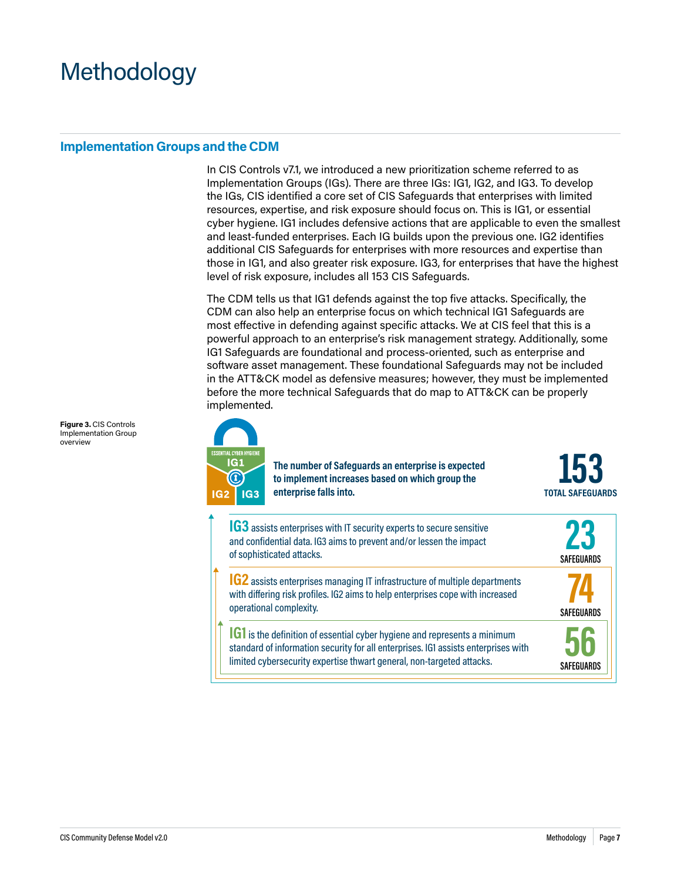# Methodology

## Implementation Groups and the CDM

In CIS Controls v7.1, we introduced a new prioritization scheme referred to as Implementation Groups (IGs). There are three IGs: IG1, IG2, and IG3. To develop the IGs, CIS identified a core set of CIS Safeguards that enterprises with limited resources, expertise, and risk exposure should focus on. This is IG1, or essential cyber hygiene. IG1 includes defensive actions that are applicable to even the smallest and least-funded enterprises. Each IG builds upon the previous one. IG2 identifies additional CIS Safeguards for enterprises with more resources and expertise than those in IG1, and also greater risk exposure. IG3, for enterprises that have the highest level of risk exposure, includes all 153 CIS Safeguards.

The CDM tells us that IG1 defends against the top five attacks. Specifically, the CDM can also help an enterprise focus on which technical IG1 Safeguards are most effective in defending against specific attacks. We at CIS feel that this is a powerful approach to an enterprise's risk management strategy. Additionally, some IG1 Safeguards are foundational and process-oriented, such as enterprise and software asset management. These foundational Safeguards may not be included in the ATT&CK model as defensive measures; however, they must be implemented before the more technical Safeguards that do map to ATT&CK can be properly implemented.

**Figure 3.** CIS Controls Implementation Group overview

ESSENTIAL CYBER HYGIENE IG1 | IG2 | IG3

**The number of Safeguards an enterprise is expected to implement increases based on which group the enterprise falls into.**

**153** TOTAL SAFEGUARDS

**IG3** assists enterprises with IT security experts to secure sensitive and confidential data. IG3 aims to prevent and/or lessen the impact of sophisticated attacks. — **23** SAFEGUARDS

**IG2** assists enterprises managing IT infrastructure of multiple departments with differing risk profiles. IG2 aims to help enterprises cope with increased operational complexity. — **74** SAFEGUARDS

**IG1** is the definition of essential cyber hygiene and represents a minimum standard of information security for all enterprises. IG1 assists enterprises with limited cybersecurity expertise thwart general, non-targeted attacks. — **56** SAFEGUARDS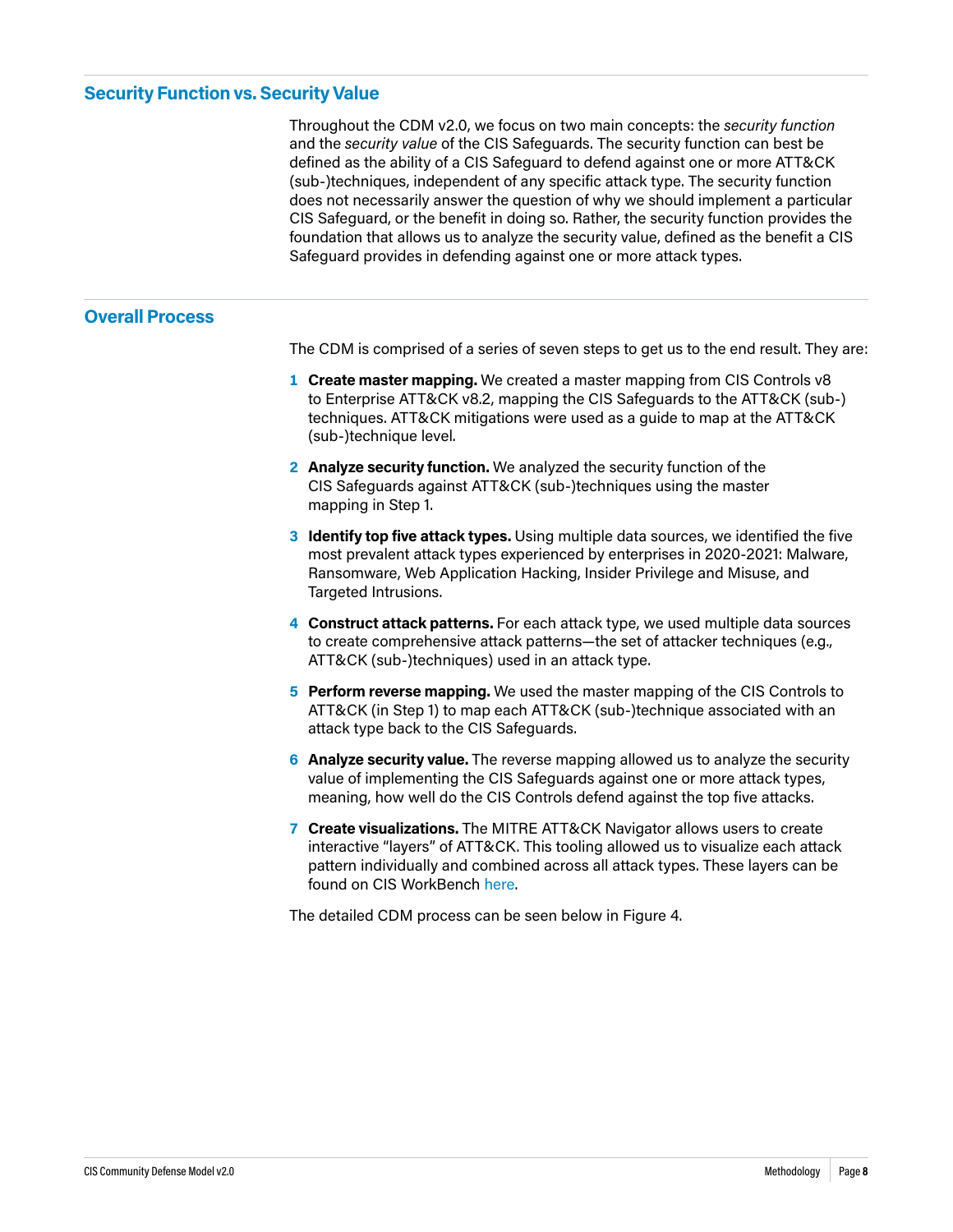## Security Function vs. Security Value

Throughout the CDM v2.0, we focus on two main concepts: the *security function* and the *security value* of the CIS Safeguards. The security function can best be defined as the ability of a CIS Safeguard to defend against one or more ATT&CK (sub-)techniques, independent of any specific attack type. The security function does not necessarily answer the question of why we should implement a particular CIS Safeguard, or the benefit in doing so. Rather, the security function provides the foundation that allows us to analyze the security value, defined as the benefit a CIS Safeguard provides in defending against one or more attack types.

## Overall Process

The CDM is comprised of a series of seven steps to get us to the end result. They are:

1. **Create master mapping.** We created a master mapping from CIS Controls v8 to Enterprise ATT&CK v8.2, mapping the CIS Safeguards to the ATT&CK (sub-)techniques. ATT&CK mitigations were used as a guide to map at the ATT&CK (sub-)technique level.
2. **Analyze security function.** We analyzed the security function of the CIS Safeguards against ATT&CK (sub-)techniques using the master mapping in Step 1.
3. **Identify top five attack types.** Using multiple data sources, we identified the five most prevalent attack types experienced by enterprises in 2020-2021: Malware, Ransomware, Web Application Hacking, Insider Privilege and Misuse, and Targeted Intrusions.
4. **Construct attack patterns.** For each attack type, we used multiple data sources to create comprehensive attack patterns—the set of attacker techniques (e.g., ATT&CK (sub-)techniques) used in an attack type.
5. **Perform reverse mapping.** We used the master mapping of the CIS Controls to ATT&CK (in Step 1) to map each ATT&CK (sub-)technique associated with an attack type back to the CIS Safeguards.
6. **Analyze security value.** The reverse mapping allowed us to analyze the security value of implementing the CIS Safeguards against one or more attack types, meaning, how well do the CIS Controls defend against the top five attacks.
7. **Create visualizations.** The MITRE ATT&CK Navigator allows users to create interactive "layers" of ATT&CK. This tooling allowed us to visualize each attack pattern individually and combined across all attack types. These layers can be found on CIS WorkBench here.

The detailed CDM process can be seen below in Figure 4.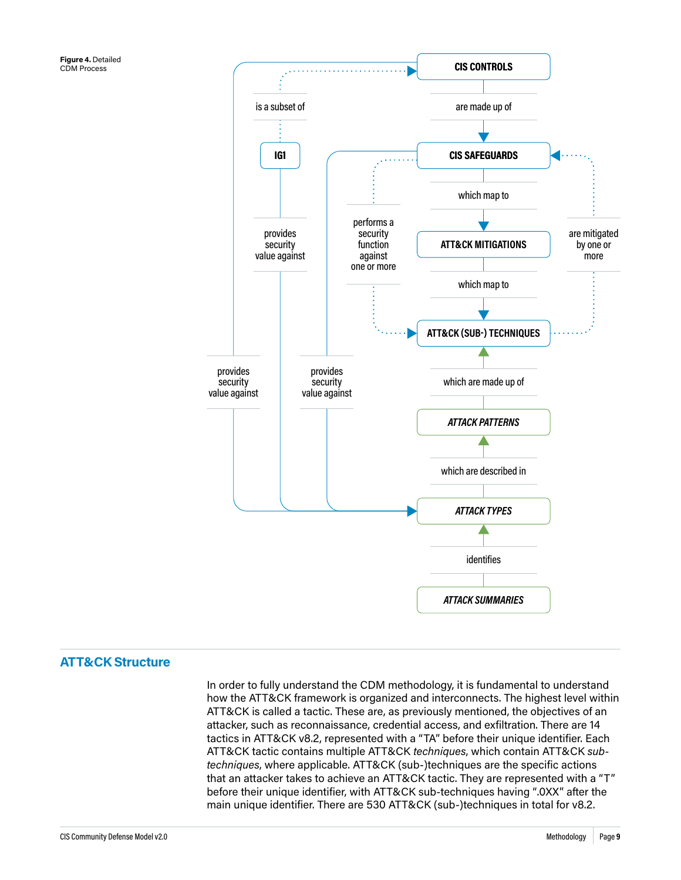**Figure 4.** Detailed CDM Process

CIS CONTROLS

is a subset of

are made up of

IG1

CIS SAFEGUARDS

which map to

provides security value against

performs a security function against one or more

ATT&CK MITIGATIONS

are mitigated by one or more

which map to

ATT&CK (SUB-) TECHNIQUES

provides security value against

provides security value against

which are made up of

*ATTACK PATTERNS*

which are described in

*ATTACK TYPES*

identifies

*ATTACK SUMMARIES*

## ATT&CK Structure

In order to fully understand the CDM methodology, it is fundamental to understand how the ATT&CK framework is organized and interconnects. The highest level within ATT&CK is called a tactic. These are, as previously mentioned, the objectives of an attacker, such as reconnaissance, credential access, and exfiltration. There are 14 tactics in ATT&CK v8.2, represented with a "TA" before their unique identifier. Each ATT&CK tactic contains multiple ATT&CK *techniques*, which contain ATT&CK *sub-techniques*, where applicable. ATT&CK (sub-)techniques are the specific actions that an attacker takes to achieve an ATT&CK tactic. They are represented with a "T" before their unique identifier, with ATT&CK sub-techniques having ".0XX" after the main unique identifier. There are 530 ATT&CK (sub-)techniques in total for v8.2.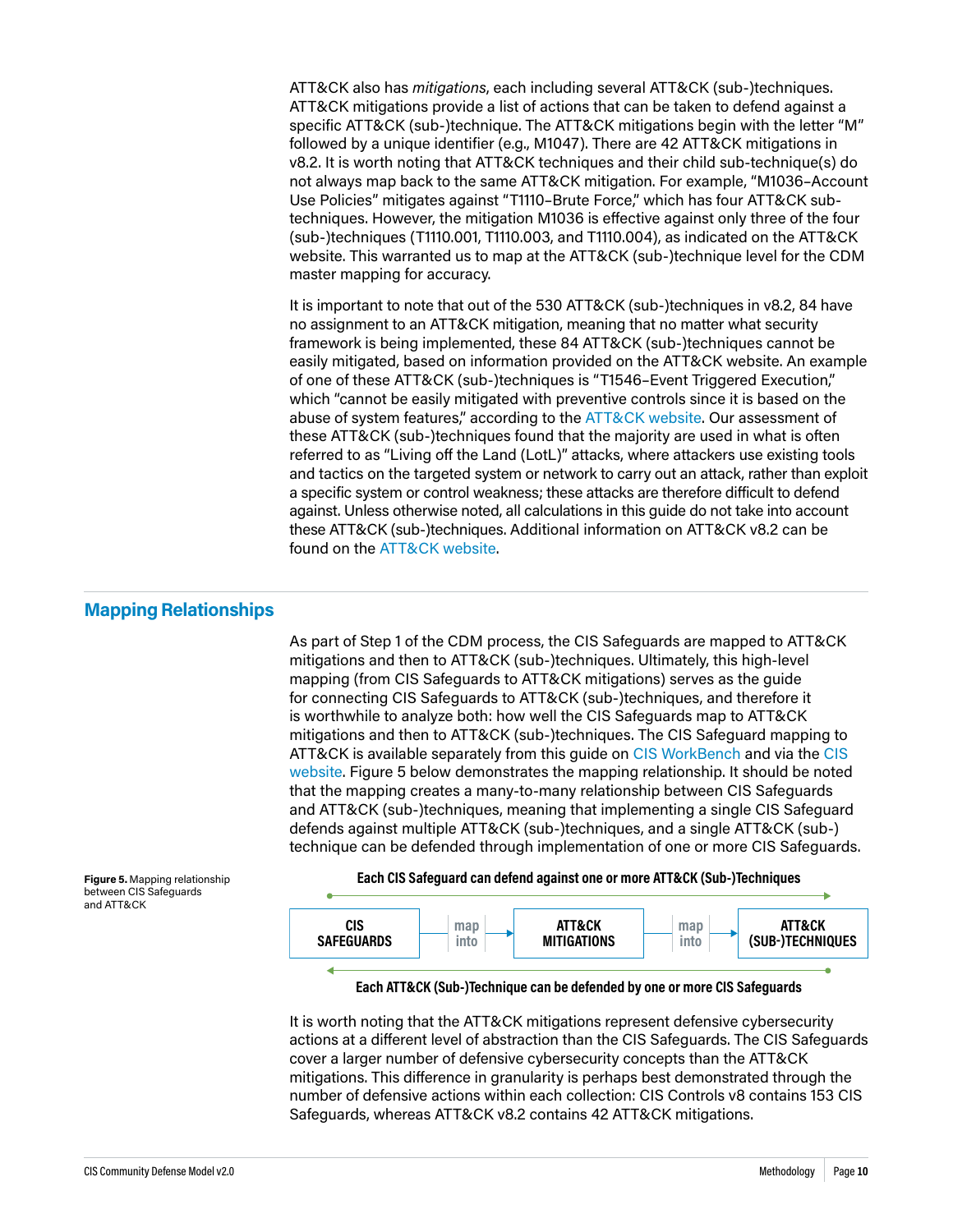ATT&CK also has *mitigations*, each including several ATT&CK (sub-)techniques. ATT&CK mitigations provide a list of actions that can be taken to defend against a specific ATT&CK (sub-)technique. The ATT&CK mitigations begin with the letter "M" followed by a unique identifier (e.g., M1047). There are 42 ATT&CK mitigations in v8.2. It is worth noting that ATT&CK techniques and their child sub-technique(s) do not always map back to the same ATT&CK mitigation. For example, "M1036–Account Use Policies" mitigates against "T1110–Brute Force," which has four ATT&CK sub-techniques. However, the mitigation M1036 is effective against only three of the four (sub-)techniques (T1110.001, T1110.003, and T1110.004), as indicated on the ATT&CK website. This warranted us to map at the ATT&CK (sub-)technique level for the CDM master mapping for accuracy.

It is important to note that out of the 530 ATT&CK (sub-)techniques in v8.2, 84 have no assignment to an ATT&CK mitigation, meaning that no matter what security framework is being implemented, these 84 ATT&CK (sub-)techniques cannot be easily mitigated, based on information provided on the ATT&CK website. An example of one of these ATT&CK (sub-)techniques is "T1546–Event Triggered Execution," which "cannot be easily mitigated with preventive controls since it is based on the abuse of system features," according to the ATT&CK website. Our assessment of these ATT&CK (sub-)techniques found that the majority are used in what is often referred to as "Living off the Land (LotL)" attacks, where attackers use existing tools and tactics on the targeted system or network to carry out an attack, rather than exploit a specific system or control weakness; these attacks are therefore difficult to defend against. Unless otherwise noted, all calculations in this guide do not take into account these ATT&CK (sub-)techniques. Additional information on ATT&CK v8.2 can be found on the ATT&CK website.

## Mapping Relationships

As part of Step 1 of the CDM process, the CIS Safeguards are mapped to ATT&CK mitigations and then to ATT&CK (sub-)techniques. Ultimately, this high-level mapping (from CIS Safeguards to ATT&CK mitigations) serves as the guide for connecting CIS Safeguards to ATT&CK (sub-)techniques, and therefore it is worthwhile to analyze both: how well the CIS Safeguards map to ATT&CK mitigations and then to ATT&CK (sub-)techniques. The CIS Safeguard mapping to ATT&CK is available separately from this guide on CIS WorkBench and via the CIS website. Figure 5 below demonstrates the mapping relationship. It should be noted that the mapping creates a many-to-many relationship between CIS Safeguards and ATT&CK (sub-)techniques, meaning that implementing a single CIS Safeguard defends against multiple ATT&CK (sub-)techniques, and a single ATT&CK (sub-)technique can be defended through implementation of one or more CIS Safeguards.

**Figure 5.** Mapping relationship between CIS Safeguards and ATT&CK

**Each CIS Safeguard can defend against one or more ATT&CK (Sub-)Techniques**

**CIS SAFEGUARDS** → map into → **ATT&CK MITIGATIONS** → map into → **ATT&CK (SUB-)TECHNIQUES**

**Each ATT&CK (Sub-)Technique can be defended by one or more CIS Safeguards**

It is worth noting that the ATT&CK mitigations represent defensive cybersecurity actions at a different level of abstraction than the CIS Safeguards. The CIS Safeguards cover a larger number of defensive cybersecurity concepts than the ATT&CK mitigations. This difference in granularity is perhaps best demonstrated through the number of defensive actions within each collection: CIS Controls v8 contains 153 CIS Safeguards, whereas ATT&CK v8.2 contains 42 ATT&CK mitigations.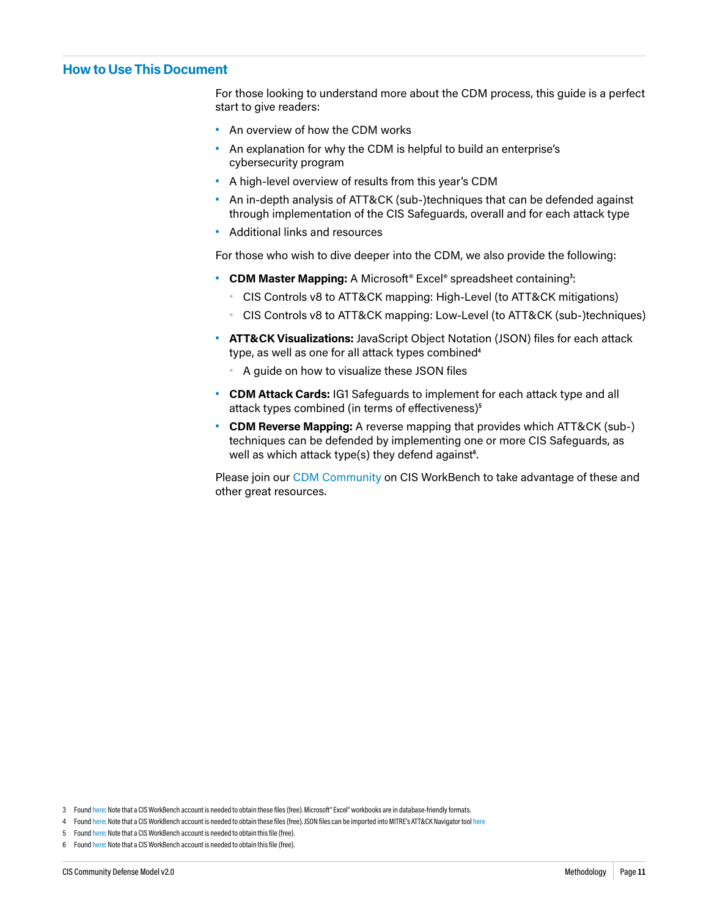## How to Use This Document

For those looking to understand more about the CDM process, this guide is a perfect start to give readers:

- An overview of how the CDM works
- An explanation for why the CDM is helpful to build an enterprise's cybersecurity program
- A high-level overview of results from this year's CDM
- An in-depth analysis of ATT&CK (sub-)techniques that can be defended against through implementation of the CIS Safeguards, overall and for each attack type
- Additional links and resources

For those who wish to dive deeper into the CDM, we also provide the following:

- **CDM Master Mapping:** A Microsoft® Excel® spreadsheet containing[3]:
  - CIS Controls v8 to ATT&CK mapping: High-Level (to ATT&CK mitigations)
  - CIS Controls v8 to ATT&CK mapping: Low-Level (to ATT&CK (sub-)techniques)
- **ATT&CK Visualizations:** JavaScript Object Notation (JSON) files for each attack type, as well as one for all attack types combined[4]
  - A guide on how to visualize these JSON files
- **CDM Attack Cards:** IG1 Safeguards to implement for each attack type and all attack types combined (in terms of effectiveness)[5]
- **CDM Reverse Mapping:** A reverse mapping that provides which ATT&CK (sub-) techniques can be defended by implementing one or more CIS Safeguards, as well as which attack type(s) they defend against[6].

Please join our CDM Community on CIS WorkBench to take advantage of these and other great resources.

3 Found here: Note that a CIS WorkBench account is needed to obtain these files (free). Microsoft® Excel® workbooks are in database-friendly formats.

4 Found here: Note that a CIS WorkBench account is needed to obtain these files (free). JSON files can be imported into MITRE's ATT&CK Navigator tool here

5 Found here: Note that a CIS WorkBench account is needed to obtain this file (free).

6 Found here: Note that a CIS WorkBench account is needed to obtain this file (free).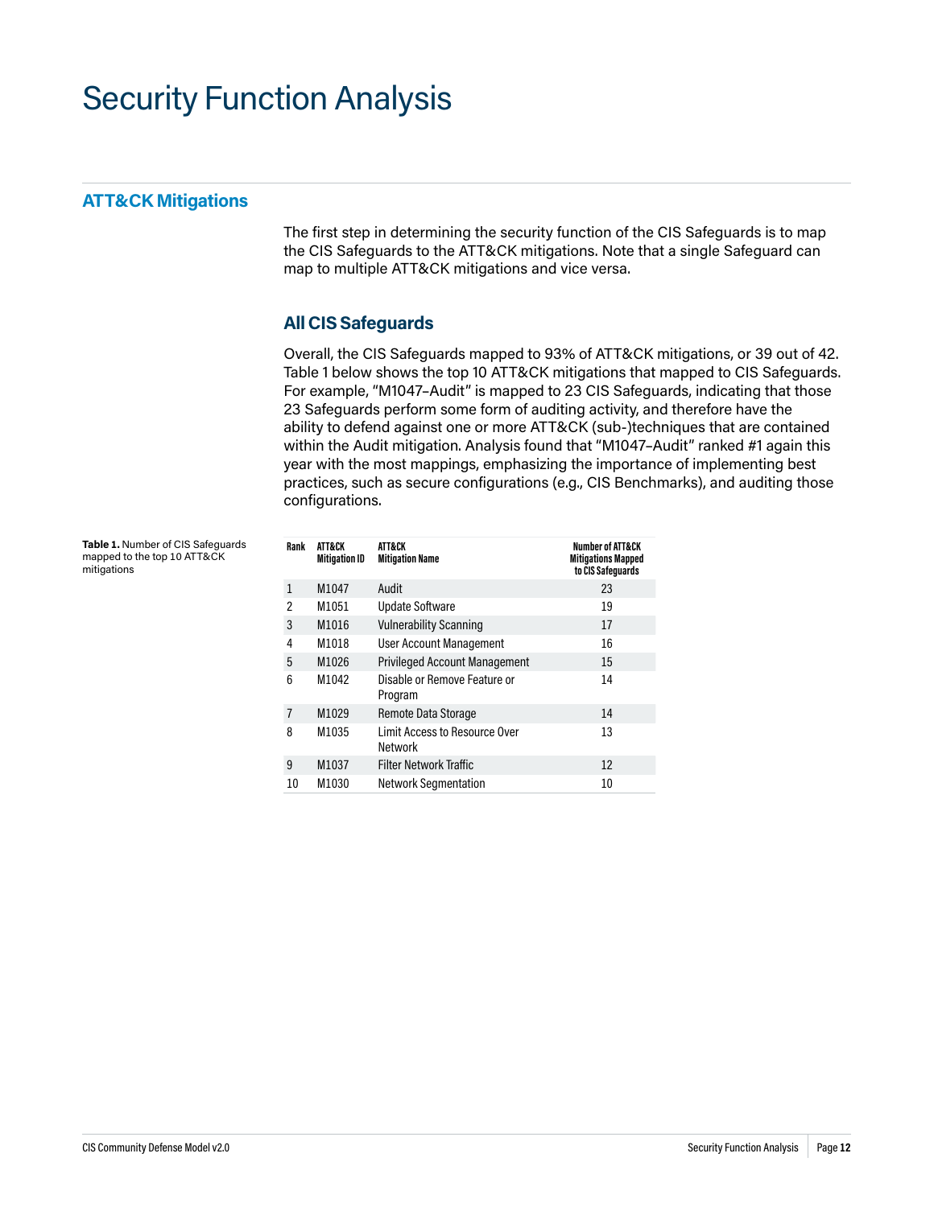# Security Function Analysis

## ATT&CK Mitigations

The first step in determining the security function of the CIS Safeguards is to map the CIS Safeguards to the ATT&CK mitigations. Note that a single Safeguard can map to multiple ATT&CK mitigations and vice versa.

### All CIS Safeguards

Overall, the CIS Safeguards mapped to 93% of ATT&CK mitigations, or 39 out of 42. Table 1 below shows the top 10 ATT&CK mitigations that mapped to CIS Safeguards. For example, "M1047–Audit" is mapped to 23 CIS Safeguards, indicating that those 23 Safeguards perform some form of auditing activity, and therefore have the ability to defend against one or more ATT&CK (sub-)techniques that are contained within the Audit mitigation. Analysis found that "M1047–Audit" ranked #1 again this year with the most mappings, emphasizing the importance of implementing best practices, such as secure configurations (e.g., CIS Benchmarks), and auditing those configurations.

**Table 1.** Number of CIS Safeguards mapped to the top 10 ATT&CK mitigations

| Rank | ATT&CK Mitigation ID | ATT&CK Mitigation Name | Number of ATT&CK Mitigations Mapped to CIS Safeguards |
|---|---|---|---|
| 1 | M1047 | Audit | 23 |
| 2 | M1051 | Update Software | 19 |
| 3 | M1016 | Vulnerability Scanning | 17 |
| 4 | M1018 | User Account Management | 16 |
| 5 | M1026 | Privileged Account Management | 15 |
| 6 | M1042 | Disable or Remove Feature or Program | 14 |
| 7 | M1029 | Remote Data Storage | 14 |
| 8 | M1035 | Limit Access to Resource Over Network | 13 |
| 9 | M1037 | Filter Network Traffic | 12 |
| 10 | M1030 | Network Segmentation | 10 |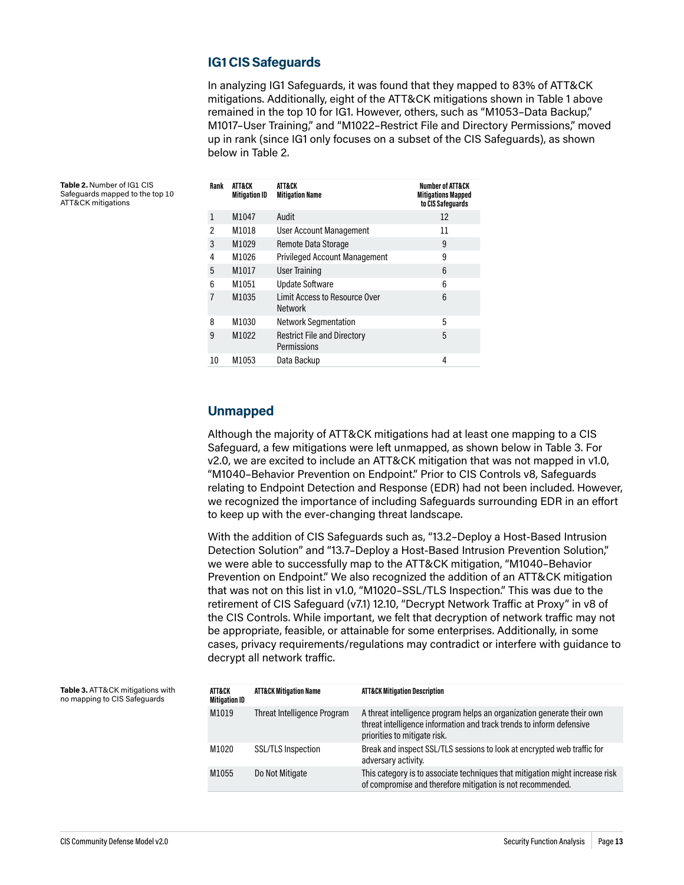## IG1 CIS Safeguards

In analyzing IG1 Safeguards, it was found that they mapped to 83% of ATT&CK mitigations. Additionally, eight of the ATT&CK mitigations shown in Table 1 above remained in the top 10 for IG1. However, others, such as "M1053–Data Backup," M1017–User Training," and "M1022–Restrict File and Directory Permissions," moved up in rank (since IG1 only focuses on a subset of the CIS Safeguards), as shown below in Table 2.

**Table 2.** Number of IG1 CIS Safeguards mapped to the top 10 ATT&CK mitigations

| Rank | ATT&CK Mitigation ID | ATT&CK Mitigation Name | Number of ATT&CK Mitigations Mapped to CIS Safeguards |
|---|---|---|---|
| 1 | M1047 | Audit | 12 |
| 2 | M1018 | User Account Management | 11 |
| 3 | M1029 | Remote Data Storage | 9 |
| 4 | M1026 | Privileged Account Management | 9 |
| 5 | M1017 | User Training | 6 |
| 6 | M1051 | Update Software | 6 |
| 7 | M1035 | Limit Access to Resource Over Network | 6 |
| 8 | M1030 | Network Segmentation | 5 |
| 9 | M1022 | Restrict File and Directory Permissions | 5 |
| 10 | M1053 | Data Backup | 4 |

## Unmapped

Although the majority of ATT&CK mitigations had at least one mapping to a CIS Safeguard, a few mitigations were left unmapped, as shown below in Table 3. For v2.0, we are excited to include an ATT&CK mitigation that was not mapped in v1.0, "M1040–Behavior Prevention on Endpoint." Prior to CIS Controls v8, Safeguards relating to Endpoint Detection and Response (EDR) had not been included. However, we recognized the importance of including Safeguards surrounding EDR in an effort to keep up with the ever-changing threat landscape.

With the addition of CIS Safeguards such as, "13.2–Deploy a Host-Based Intrusion Detection Solution" and "13.7–Deploy a Host-Based Intrusion Prevention Solution," we were able to successfully map to the ATT&CK mitigation, "M1040–Behavior Prevention on Endpoint." We also recognized the addition of an ATT&CK mitigation that was not on this list in v1.0, "M1020–SSL/TLS Inspection." This was due to the retirement of CIS Safeguard (v7.1) 12.10, "Decrypt Network Traffic at Proxy" in v8 of the CIS Controls. While important, we felt that decryption of network traffic may not be appropriate, feasible, or attainable for some enterprises. Additionally, in some cases, privacy requirements/regulations may contradict or interfere with guidance to decrypt all network traffic.

**Table 3.** ATT&CK mitigations with no mapping to CIS Safeguards

| ATT&CK Mitigation ID | ATT&CK Mitigation Name | ATT&CK Mitigation Description |
|---|---|---|
| M1019 | Threat Intelligence Program | A threat intelligence program helps an organization generate their own threat intelligence information and track trends to inform defensive priorities to mitigate risk. |
| M1020 | SSL/TLS Inspection | Break and inspect SSL/TLS sessions to look at encrypted web traffic for adversary activity. |
| M1055 | Do Not Mitigate | This category is to associate techniques that mitigation might increase risk of compromise and therefore mitigation is not recommended. |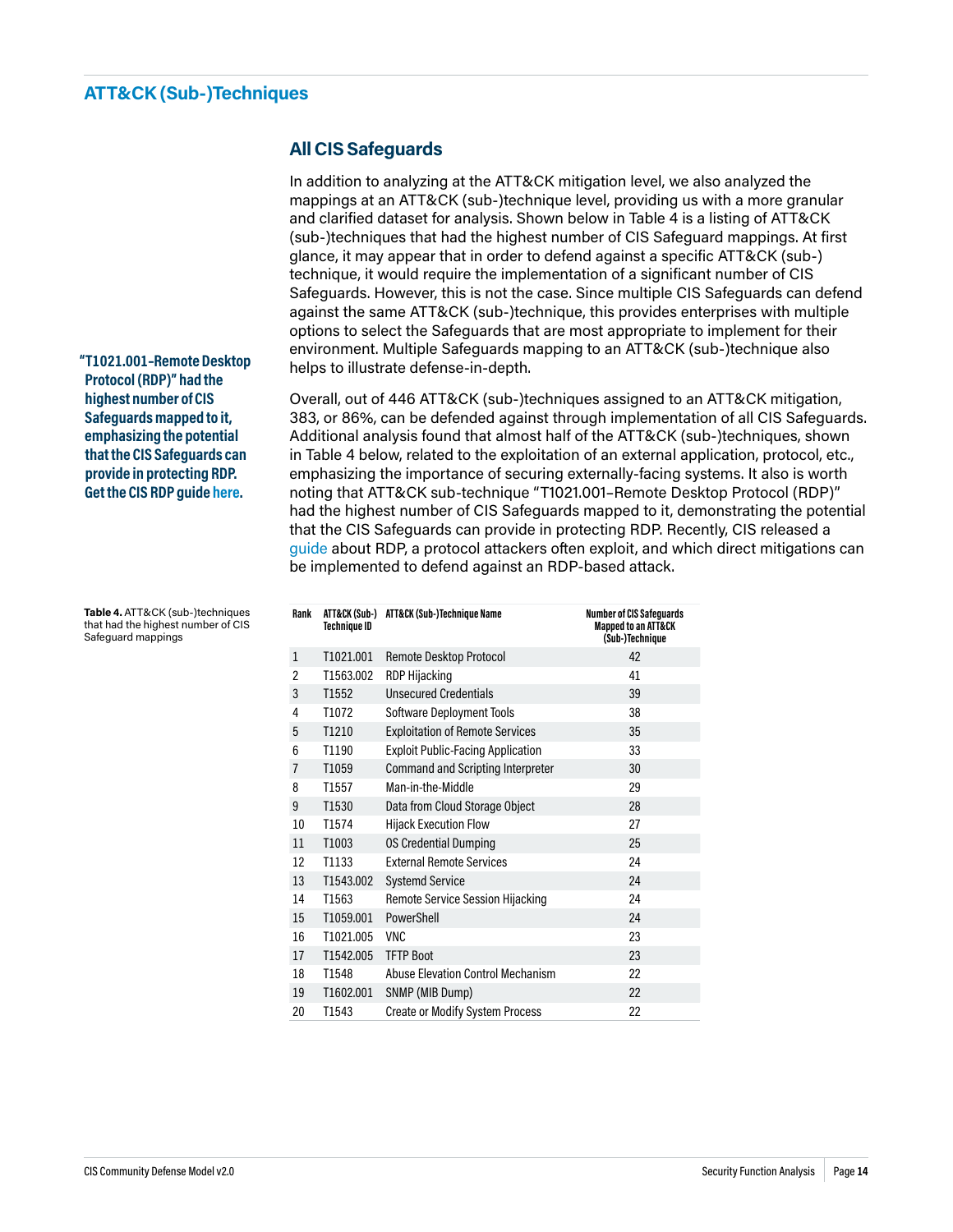## ATT&CK (Sub-)Techniques

### All CIS Safeguards

In addition to analyzing at the ATT&CK mitigation level, we also analyzed the mappings at an ATT&CK (sub-)technique level, providing us with a more granular and clarified dataset for analysis. Shown below in Table 4 is a listing of ATT&CK (sub-)techniques that had the highest number of CIS Safeguard mappings. At first glance, it may appear that in order to defend against a specific ATT&CK (sub-) technique, it would require the implementation of a significant number of CIS Safeguards. However, this is not the case. Since multiple CIS Safeguards can defend against the same ATT&CK (sub-)technique, this provides enterprises with multiple options to select the Safeguards that are most appropriate to implement for their environment. Multiple Safeguards mapping to an ATT&CK (sub-)technique also helps to illustrate defense-in-depth.

**"T1021.001–Remote Desktop Protocol (RDP)" had the highest number of CIS Safeguards mapped to it, emphasizing the potential that the CIS Safeguards can provide in protecting RDP. Get the CIS RDP guide here.**

Overall, out of 446 ATT&CK (sub-)techniques assigned to an ATT&CK mitigation, 383, or 86%, can be defended against through implementation of all CIS Safeguards. Additional analysis found that almost half of the ATT&CK (sub-)techniques, shown in Table 4 below, related to the exploitation of an external application, protocol, etc., emphasizing the importance of securing externally-facing systems. It also is worth noting that ATT&CK sub-technique "T1021.001–Remote Desktop Protocol (RDP)" had the highest number of CIS Safeguards mapped to it, demonstrating the potential that the CIS Safeguards can provide in protecting RDP. Recently, CIS released a guide about RDP, a protocol attackers often exploit, and which direct mitigations can be implemented to defend against an RDP-based attack.

**Table 4.** ATT&CK (sub-)techniques that had the highest number of CIS Safeguard mappings

| Rank | ATT&CK (Sub-) Technique ID | ATT&CK (Sub-)Technique Name | Number of CIS Safeguards Mapped to an ATT&CK (Sub-)Technique |
|---|---|---|---|
| 1 | T1021.001 | Remote Desktop Protocol | 42 |
| 2 | T1563.002 | RDP Hijacking | 41 |
| 3 | T1552 | Unsecured Credentials | 39 |
| 4 | T1072 | Software Deployment Tools | 38 |
| 5 | T1210 | Exploitation of Remote Services | 35 |
| 6 | T1190 | Exploit Public-Facing Application | 33 |
| 7 | T1059 | Command and Scripting Interpreter | 30 |
| 8 | T1557 | Man-in-the-Middle | 29 |
| 9 | T1530 | Data from Cloud Storage Object | 28 |
| 10 | T1574 | Hijack Execution Flow | 27 |
| 11 | T1003 | OS Credential Dumping | 25 |
| 12 | T1133 | External Remote Services | 24 |
| 13 | T1543.002 | Systemd Service | 24 |
| 14 | T1563 | Remote Service Session Hijacking | 24 |
| 15 | T1059.001 | PowerShell | 24 |
| 16 | T1021.005 | VNC | 23 |
| 17 | T1542.005 | TFTP Boot | 23 |
| 18 | T1548 | Abuse Elevation Control Mechanism | 22 |
| 19 | T1602.001 | SNMP (MIB Dump) | 22 |
| 20 | T1543 | Create or Modify System Process | 22 |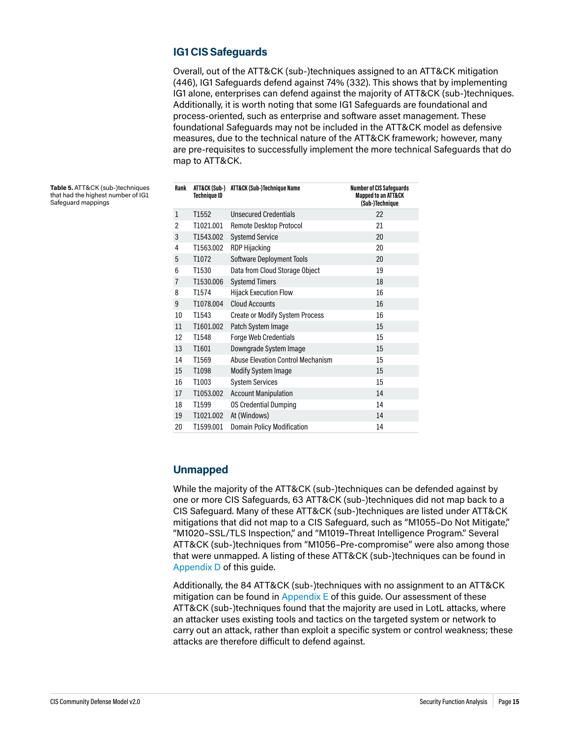## IG1 CIS Safeguards

Overall, out of the ATT&CK (sub-)techniques assigned to an ATT&CK mitigation (446), IG1 Safeguards defend against 74% (332). This shows that by implementing IG1 alone, enterprises can defend against the majority of ATT&CK (sub-)techniques. Additionally, it is worth noting that some IG1 Safeguards are foundational and process-oriented, such as enterprise and software asset management. These foundational Safeguards may not be included in the ATT&CK model as defensive measures, due to the technical nature of the ATT&CK framework; however, many are pre-requisites to successfully implement the more technical Safeguards that do map to ATT&CK.

**Table 5.** ATT&CK (sub-)techniques that had the highest number of IG1 Safeguard mappings

| Rank | ATT&CK (Sub-) Technique ID | ATT&CK (Sub-)Technique Name | Number of CIS Safeguards Mapped to an ATT&CK (Sub-)Technique |
|---|---|---|---|
| 1 | T1552 | Unsecured Credentials | 22 |
| 2 | T1021.001 | Remote Desktop Protocol | 21 |
| 3 | T1543.002 | Systemd Service | 20 |
| 4 | T1563.002 | RDP Hijacking | 20 |
| 5 | T1072 | Software Deployment Tools | 20 |
| 6 | T1530 | Data from Cloud Storage Object | 19 |
| 7 | T1530.006 | Systemd Timers | 18 |
| 8 | T1574 | Hijack Execution Flow | 16 |
| 9 | T1078.004 | Cloud Accounts | 16 |
| 10 | T1543 | Create or Modify System Process | 16 |
| 11 | T1601.002 | Patch System Image | 15 |
| 12 | T1548 | Forge Web Credentials | 15 |
| 13 | T1601 | Downgrade System Image | 15 |
| 14 | T1569 | Abuse Elevation Control Mechanism | 15 |
| 15 | T1098 | Modify System Image | 15 |
| 16 | T1003 | System Services | 15 |
| 17 | T1053.002 | Account Manipulation | 14 |
| 18 | T1599 | OS Credential Dumping | 14 |
| 19 | T1021.002 | At (Windows) | 14 |
| 20 | T1599.001 | Domain Policy Modification | 14 |

## Unmapped

While the majority of the ATT&CK (sub-)techniques can be defended against by one or more CIS Safeguards, 63 ATT&CK (sub-)techniques did not map back to a CIS Safeguard. Many of these ATT&CK (sub-)techniques are listed under ATT&CK mitigations that did not map to a CIS Safeguard, such as "M1055–Do Not Mitigate," "M1020–SSL/TLS Inspection," and "M1019–Threat Intelligence Program." Several ATT&CK (sub-)techniques from "M1056–Pre-compromise" were also among those that were unmapped. A listing of these ATT&CK (sub-)techniques can be found in Appendix D of this guide.

Additionally, the 84 ATT&CK (sub-)techniques with no assignment to an ATT&CK mitigation can be found in Appendix E of this guide. Our assessment of these ATT&CK (sub-)techniques found that the majority are used in LotL attacks, where an attacker uses existing tools and tactics on the targeted system or network to carry out an attack, rather than exploit a specific system or control weakness; these attacks are therefore difficult to defend against.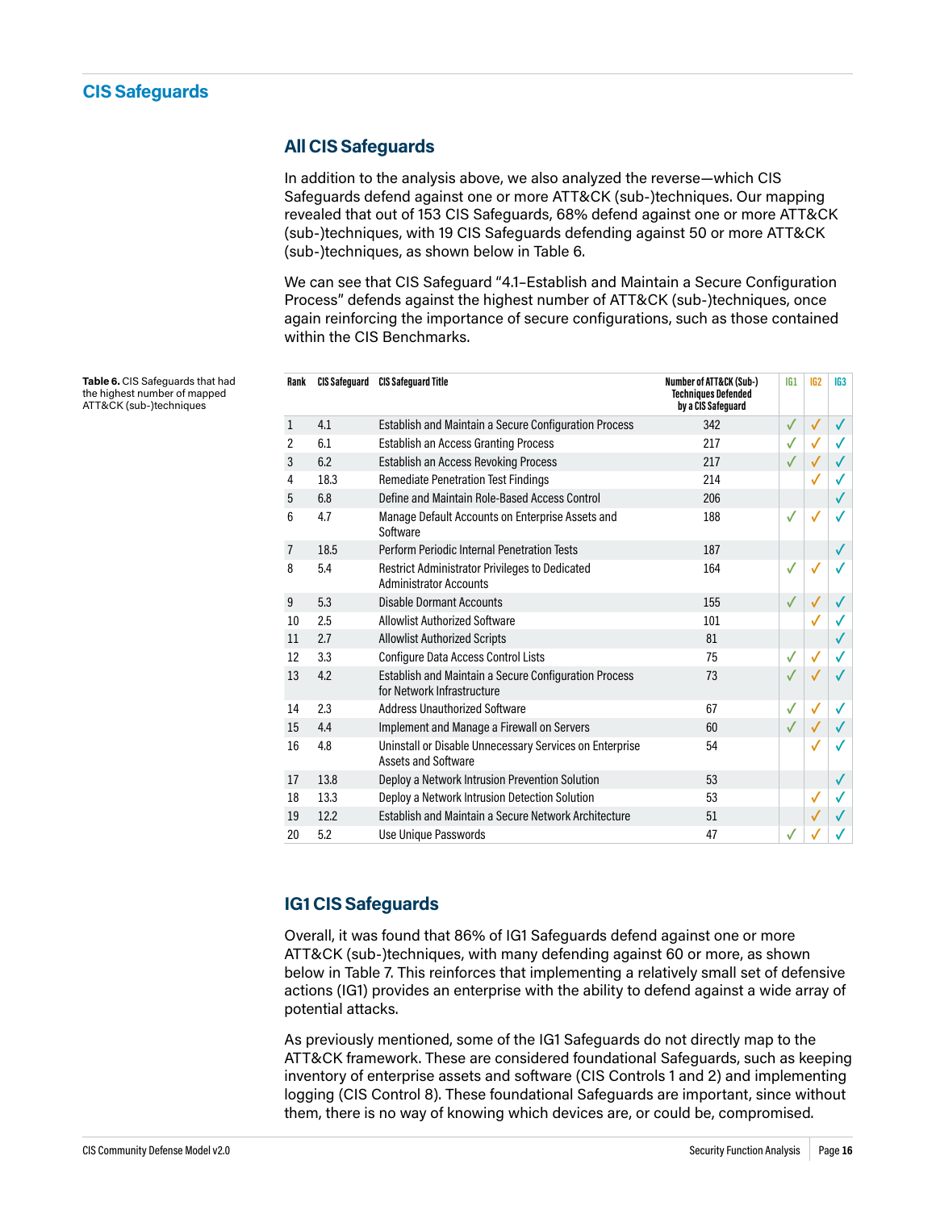## CIS Safeguards

### All CIS Safeguards

In addition to the analysis above, we also analyzed the reverse—which CIS Safeguards defend against one or more ATT&CK (sub-)techniques. Our mapping revealed that out of 153 CIS Safeguards, 68% defend against one or more ATT&CK (sub-)techniques, with 19 CIS Safeguards defending against 50 or more ATT&CK (sub-)techniques, as shown below in Table 6.

We can see that CIS Safeguard "4.1–Establish and Maintain a Secure Configuration Process" defends against the highest number of ATT&CK (sub-)techniques, once again reinforcing the importance of secure configurations, such as those contained within the CIS Benchmarks.

**Table 6.** CIS Safeguards that had the highest number of mapped ATT&CK (sub-)techniques

| Rank | CIS Safeguard | CIS Safeguard Title | Number of ATT&CK (Sub-) Techniques Defended by a CIS Safeguard | IG1 | IG2 | IG3 |
|---|---|---|---|---|---|---|
| 1 | 4.1 | Establish and Maintain a Secure Configuration Process | 342 | ✓ | ✓ | ✓ |
| 2 | 6.1 | Establish an Access Granting Process | 217 | ✓ | ✓ | ✓ |
| 3 | 6.2 | Establish an Access Revoking Process | 217 | ✓ | ✓ | ✓ |
| 4 | 18.3 | Remediate Penetration Test Findings | 214 | | ✓ | ✓ |
| 5 | 6.8 | Define and Maintain Role-Based Access Control | 206 | | | ✓ |
| 6 | 4.7 | Manage Default Accounts on Enterprise Assets and Software | 188 | ✓ | ✓ | ✓ |
| 7 | 18.5 | Perform Periodic Internal Penetration Tests | 187 | | | ✓ |
| 8 | 5.4 | Restrict Administrator Privileges to Dedicated Administrator Accounts | 164 | ✓ | ✓ | ✓ |
| 9 | 5.3 | Disable Dormant Accounts | 155 | ✓ | ✓ | ✓ |
| 10 | 2.5 | Allowlist Authorized Software | 101 | | ✓ | ✓ |
| 11 | 2.7 | Allowlist Authorized Scripts | 81 | | | ✓ |
| 12 | 3.3 | Configure Data Access Control Lists | 75 | ✓ | ✓ | ✓ |
| 13 | 4.2 | Establish and Maintain a Secure Configuration Process for Network Infrastructure | 73 | ✓ | ✓ | ✓ |
| 14 | 2.3 | Address Unauthorized Software | 67 | ✓ | ✓ | ✓ |
| 15 | 4.4 | Implement and Manage a Firewall on Servers | 60 | ✓ | ✓ | ✓ |
| 16 | 4.8 | Uninstall or Disable Unnecessary Services on Enterprise Assets and Software | 54 | | ✓ | ✓ |
| 17 | 13.8 | Deploy a Network Intrusion Prevention Solution | 53 | | | ✓ |
| 18 | 13.3 | Deploy a Network Intrusion Detection Solution | 53 | | ✓ | ✓ |
| 19 | 12.2 | Establish and Maintain a Secure Network Architecture | 51 | | ✓ | ✓ |
| 20 | 5.2 | Use Unique Passwords | 47 | ✓ | ✓ | ✓ |

### IG1 CIS Safeguards

Overall, it was found that 86% of IG1 Safeguards defend against one or more ATT&CK (sub-)techniques, with many defending against 60 or more, as shown below in Table 7. This reinforces that implementing a relatively small set of defensive actions (IG1) provides an enterprise with the ability to defend against a wide array of potential attacks.

As previously mentioned, some of the IG1 Safeguards do not directly map to the ATT&CK framework. These are considered foundational Safeguards, such as keeping inventory of enterprise assets and software (CIS Controls 1 and 2) and implementing logging (CIS Control 8). These foundational Safeguards are important, since without them, there is no way of knowing which devices are, or could be, compromised.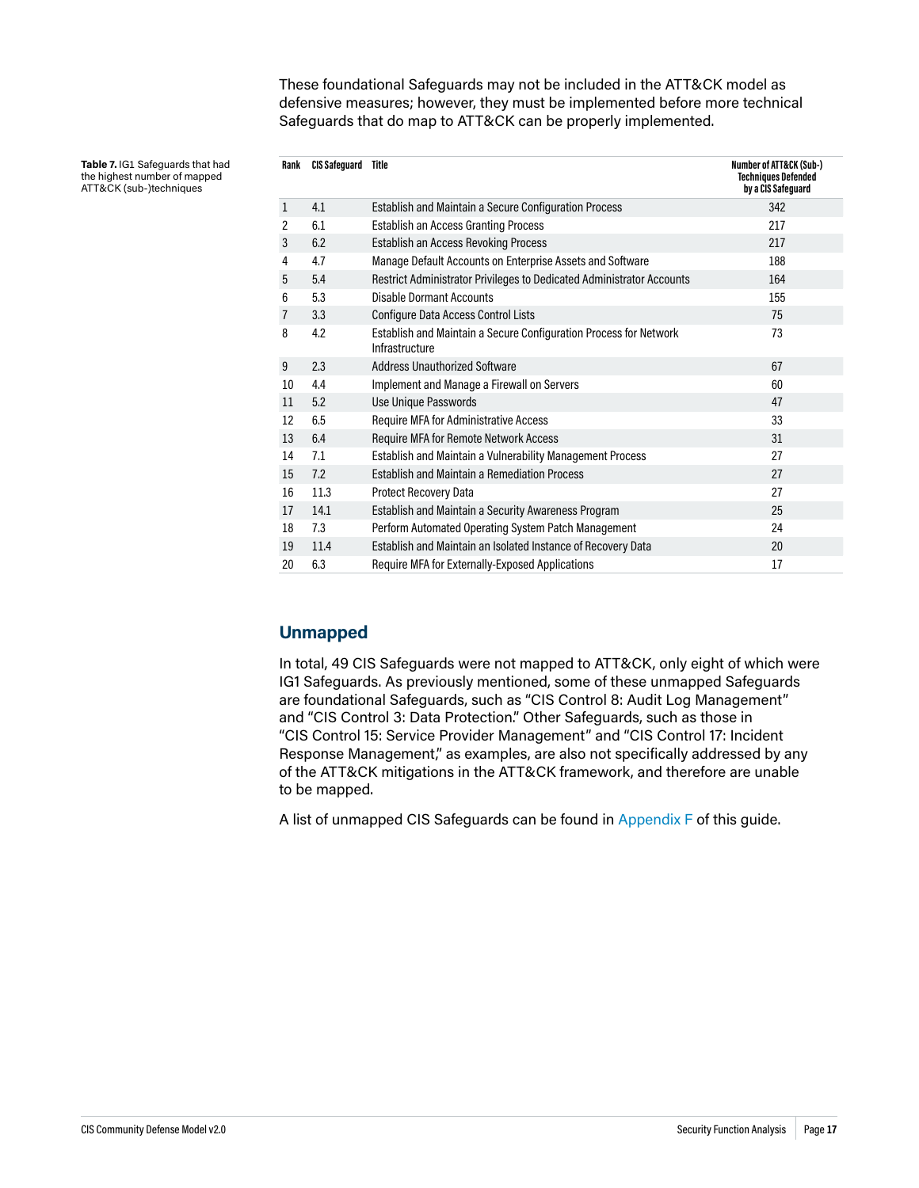These foundational Safeguards may not be included in the ATT&CK model as defensive measures; however, they must be implemented before more technical Safeguards that do map to ATT&CK can be properly implemented.

**Table 7.** IG1 Safeguards that had the highest number of mapped ATT&CK (sub-)techniques

| Rank | CIS Safeguard | Title | Number of ATT&CK (Sub-) Techniques Defended by a CIS Safeguard |
|---|---|---|---|
| 1 | 4.1 | Establish and Maintain a Secure Configuration Process | 342 |
| 2 | 6.1 | Establish an Access Granting Process | 217 |
| 3 | 6.2 | Establish an Access Revoking Process | 217 |
| 4 | 4.7 | Manage Default Accounts on Enterprise Assets and Software | 188 |
| 5 | 5.4 | Restrict Administrator Privileges to Dedicated Administrator Accounts | 164 |
| 6 | 5.3 | Disable Dormant Accounts | 155 |
| 7 | 3.3 | Configure Data Access Control Lists | 75 |
| 8 | 4.2 | Establish and Maintain a Secure Configuration Process for Network Infrastructure | 73 |
| 9 | 2.3 | Address Unauthorized Software | 67 |
| 10 | 4.4 | Implement and Manage a Firewall on Servers | 60 |
| 11 | 5.2 | Use Unique Passwords | 47 |
| 12 | 6.5 | Require MFA for Administrative Access | 33 |
| 13 | 6.4 | Require MFA for Remote Network Access | 31 |
| 14 | 7.1 | Establish and Maintain a Vulnerability Management Process | 27 |
| 15 | 7.2 | Establish and Maintain a Remediation Process | 27 |
| 16 | 11.3 | Protect Recovery Data | 27 |
| 17 | 14.1 | Establish and Maintain a Security Awareness Program | 25 |
| 18 | 7.3 | Perform Automated Operating System Patch Management | 24 |
| 19 | 11.4 | Establish and Maintain an Isolated Instance of Recovery Data | 20 |
| 20 | 6.3 | Require MFA for Externally-Exposed Applications | 17 |

## Unmapped

In total, 49 CIS Safeguards were not mapped to ATT&CK, only eight of which were IG1 Safeguards. As previously mentioned, some of these unmapped Safeguards are foundational Safeguards, such as "CIS Control 8: Audit Log Management" and "CIS Control 3: Data Protection." Other Safeguards, such as those in "CIS Control 15: Service Provider Management" and "CIS Control 17: Incident Response Management," as examples, are also not specifically addressed by any of the ATT&CK mitigations in the ATT&CK framework, and therefore are unable to be mapped.

A list of unmapped CIS Safeguards can be found in Appendix F of this guide.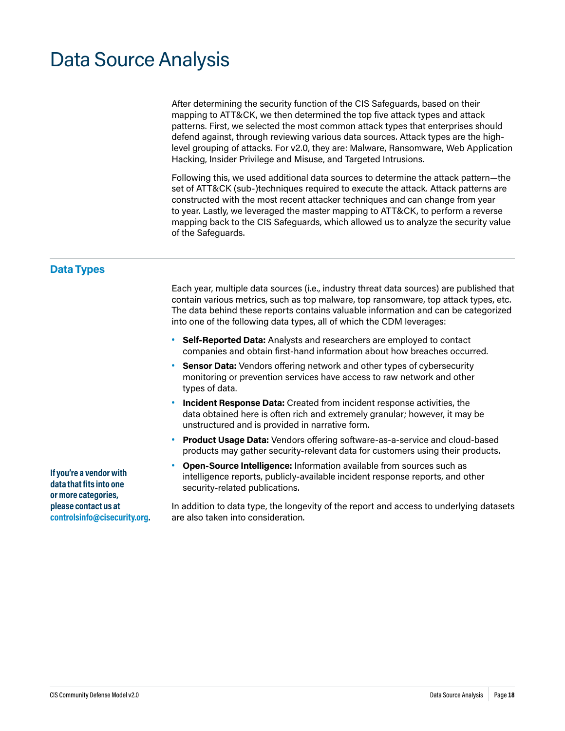# Data Source Analysis

After determining the security function of the CIS Safeguards, based on their mapping to ATT&CK, we then determined the top five attack types and attack patterns. First, we selected the most common attack types that enterprises should defend against, through reviewing various data sources. Attack types are the high-level grouping of attacks. For v2.0, they are: Malware, Ransomware, Web Application Hacking, Insider Privilege and Misuse, and Targeted Intrusions.

Following this, we used additional data sources to determine the attack pattern—the set of ATT&CK (sub-)techniques required to execute the attack. Attack patterns are constructed with the most recent attacker techniques and can change from year to year. Lastly, we leveraged the master mapping to ATT&CK, to perform a reverse mapping back to the CIS Safeguards, which allowed us to analyze the security value of the Safeguards.

## Data Types

Each year, multiple data sources (i.e., industry threat data sources) are published that contain various metrics, such as top malware, top ransomware, top attack types, etc. The data behind these reports contains valuable information and can be categorized into one of the following data types, all of which the CDM leverages:

- **Self-Reported Data:** Analysts and researchers are employed to contact companies and obtain first-hand information about how breaches occurred.
- **Sensor Data:** Vendors offering network and other types of cybersecurity monitoring or prevention services have access to raw network and other types of data.
- **Incident Response Data:** Created from incident response activities, the data obtained here is often rich and extremely granular; however, it may be unstructured and is provided in narrative form.
- **Product Usage Data:** Vendors offering software-as-a-service and cloud-based products may gather security-relevant data for customers using their products.
- **Open-Source Intelligence:** Information available from sources such as intelligence reports, publicly-available incident response reports, and other security-related publications.

In addition to data type, the longevity of the report and access to underlying datasets are also taken into consideration.

**If you're a vendor with data that fits into one or more categories, please contact us at controlsinfo@cisecurity.org.**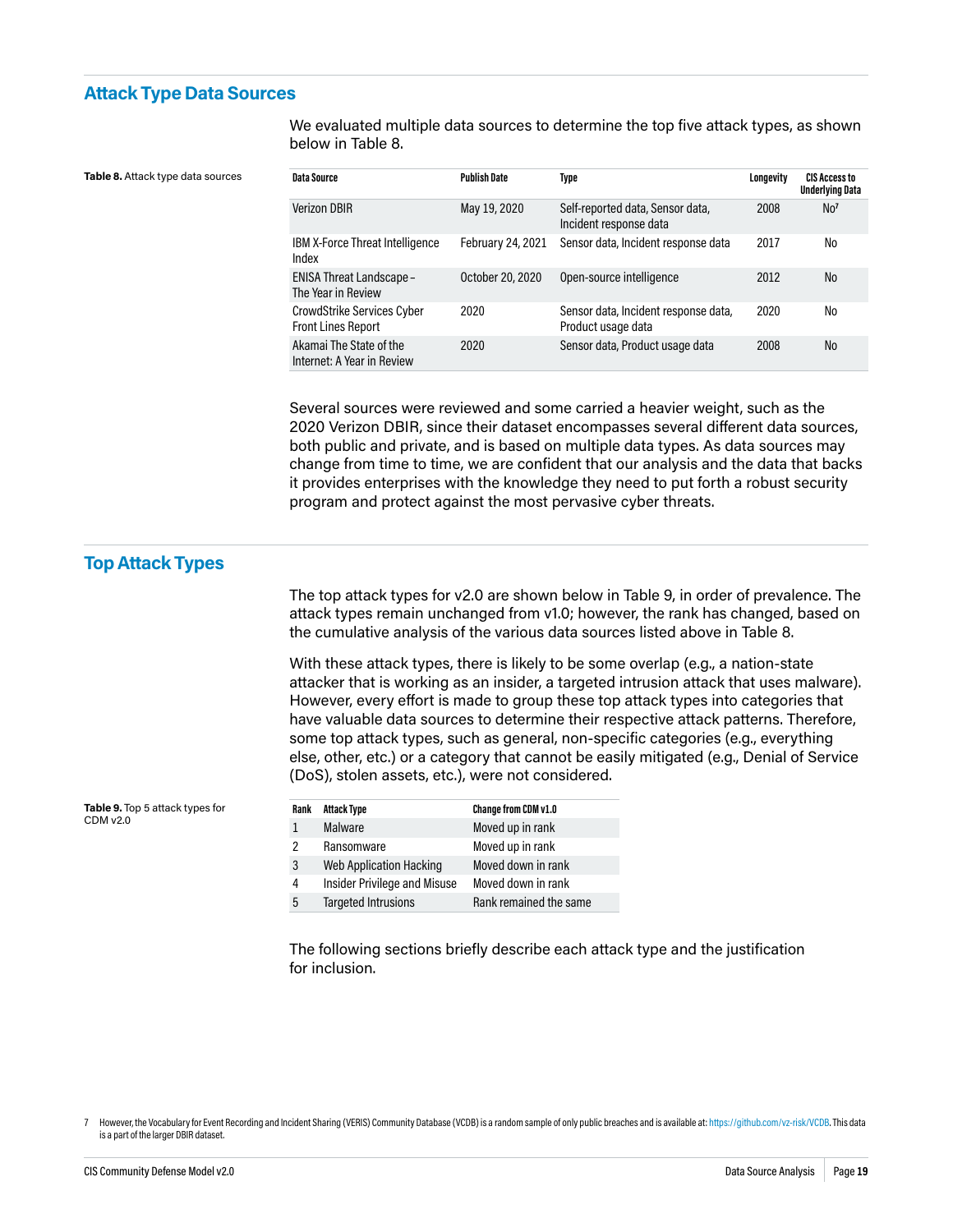## Attack Type Data Sources

We evaluated multiple data sources to determine the top five attack types, as shown below in Table 8.

**Table 8.** Attack type data sources

| Data Source | Publish Date | Type | Longevity | CIS Access to Underlying Data |
|---|---|---|---|---|
| Verizon DBIR | May 19, 2020 | Self-reported data, Sensor data, Incident response data | 2008 | No[7] |
| IBM X-Force Threat Intelligence Index | February 24, 2021 | Sensor data, Incident response data | 2017 | No |
| ENISA Threat Landscape – The Year in Review | October 20, 2020 | Open-source intelligence | 2012 | No |
| CrowdStrike Services Cyber Front Lines Report | 2020 | Sensor data, Incident response data, Product usage data | 2020 | No |
| Akamai The State of the Internet: A Year in Review | 2020 | Sensor data, Product usage data | 2008 | No |

Several sources were reviewed and some carried a heavier weight, such as the 2020 Verizon DBIR, since their dataset encompasses several different data sources, both public and private, and is based on multiple data types. As data sources may change from time to time, we are confident that our analysis and the data that backs it provides enterprises with the knowledge they need to put forth a robust security program and protect against the most pervasive cyber threats.

## Top Attack Types

The top attack types for v2.0 are shown below in Table 9, in order of prevalence. The attack types remain unchanged from v1.0; however, the rank has changed, based on the cumulative analysis of the various data sources listed above in Table 8.

With these attack types, there is likely to be some overlap (e.g., a nation-state attacker that is working as an insider, a targeted intrusion attack that uses malware). However, every effort is made to group these top attack types into categories that have valuable data sources to determine their respective attack patterns. Therefore, some top attack types, such as general, non-specific categories (e.g., everything else, other, etc.) or a category that cannot be easily mitigated (e.g., Denial of Service (DoS), stolen assets, etc.), were not considered.

**Table 9.** Top 5 attack types for CDM v2.0

| Rank | Attack Type | Change from CDM v1.0 |
|---|---|---|
| 1 | Malware | Moved up in rank |
| 2 | Ransomware | Moved up in rank |
| 3 | Web Application Hacking | Moved down in rank |
| 4 | Insider Privilege and Misuse | Moved down in rank |
| 5 | Targeted Intrusions | Rank remained the same |

The following sections briefly describe each attack type and the justification for inclusion.

7 However, the Vocabulary for Event Recording and Incident Sharing (VERIS) Community Database (VCDB) is a random sample of only public breaches and is available at: https://github.com/vz-risk/VCDB. This data is a part of the larger DBIR dataset.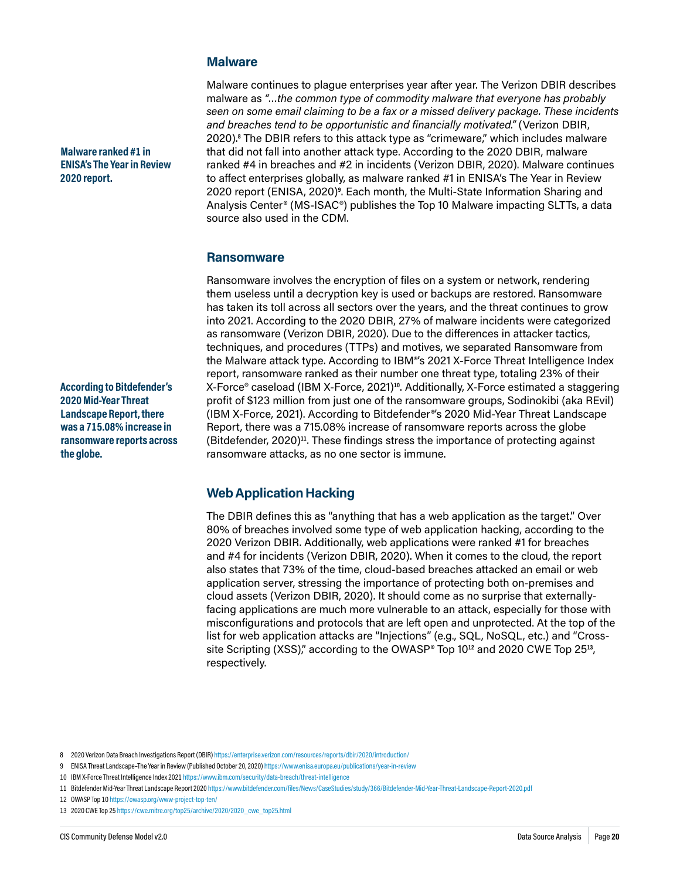## Malware

**Malware ranked #1 in ENISA's The Year in Review 2020 report.**

Malware continues to plague enterprises year after year. The Verizon DBIR describes malware as *"…the common type of commodity malware that everyone has probably seen on some email claiming to be a fax or a missed delivery package. These incidents and breaches tend to be opportunistic and financially motivated."* (Verizon DBIR, 2020).[8] The DBIR refers to this attack type as "crimeware," which includes malware that did not fall into another attack type. According to the 2020 DBIR, malware ranked #4 in breaches and #2 in incidents (Verizon DBIR, 2020). Malware continues to affect enterprises globally, as malware ranked #1 in ENISA's The Year in Review 2020 report (ENISA, 2020)[9]. Each month, the Multi-State Information Sharing and Analysis Center® (MS-ISAC®) publishes the Top 10 Malware impacting SLTTs, a data source also used in the CDM.

## Ransomware

**According to Bitdefender's 2020 Mid-Year Threat Landscape Report, there was a 715.08% increase in ransomware reports across the globe.**

Ransomware involves the encryption of files on a system or network, rendering them useless until a decryption key is used or backups are restored. Ransomware has taken its toll across all sectors over the years, and the threat continues to grow into 2021. According to the 2020 DBIR, 27% of malware incidents were categorized as ransomware (Verizon DBIR, 2020). Due to the differences in attacker tactics, techniques, and procedures (TTPs) and motives, we separated Ransomware from the Malware attack type. According to IBM®'s 2021 X-Force Threat Intelligence Index report, ransomware ranked as their number one threat type, totaling 23% of their X-Force® caseload (IBM X-Force, 2021)[10]. Additionally, X-Force estimated a staggering profit of $123 million from just one of the ransomware groups, Sodinokibi (aka REvil) (IBM X-Force, 2021). According to Bitdefender®'s 2020 Mid-Year Threat Landscape Report, there was a 715.08% increase of ransomware reports across the globe (Bitdefender, 2020)[11]. These findings stress the importance of protecting against ransomware attacks, as no one sector is immune.

## Web Application Hacking

The DBIR defines this as "anything that has a web application as the target." Over 80% of breaches involved some type of web application hacking, according to the 2020 Verizon DBIR. Additionally, web applications were ranked #1 for breaches and #4 for incidents (Verizon DBIR, 2020). When it comes to the cloud, the report also states that 73% of the time, cloud-based breaches attacked an email or web application server, stressing the importance of protecting both on-premises and cloud assets (Verizon DBIR, 2020). It should come as no surprise that externally-facing applications are much more vulnerable to an attack, especially for those with misconfigurations and protocols that are left open and unprotected. At the top of the list for web application attacks are "Injections" (e.g., SQL, NoSQL, etc.) and "Cross-site Scripting (XSS)," according to the OWASP® Top 10[12] and 2020 CWE Top 25[13], respectively.

8 2020 Verizon Data Breach Investigations Report (DBIR) https://enterprise.verizon.com/resources/reports/dbir/2020/introduction/

9 ENISA Threat Landscape–The Year in Review (Published October 20, 2020) https://www.enisa.europa.eu/publications/year-in-review

10 IBM X-Force Threat Intelligence Index 2021 https://www.ibm.com/security/data-breach/threat-intelligence

11 Bitdefender Mid-Year Threat Landscape Report 2020 https://www.bitdefender.com/files/News/CaseStudies/study/366/Bitdefender-Mid-Year-Threat-Landscape-Report-2020.pdf

12 OWASP Top 10 https://owasp.org/www-project-top-ten/

13 2020 CWE Top 25 https://cwe.mitre.org/top25/archive/2020/2020_cwe_top25.html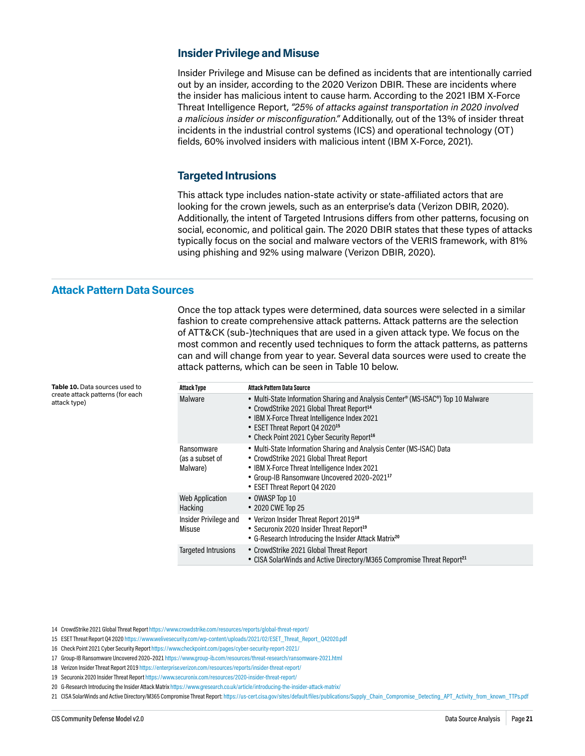### Insider Privilege and Misuse

Insider Privilege and Misuse can be defined as incidents that are intentionally carried out by an insider, according to the 2020 Verizon DBIR. These are incidents where the insider has malicious intent to cause harm. According to the 2021 IBM X-Force Threat Intelligence Report, *"25% of attacks against transportation in 2020 involved a malicious insider or misconfiguration."* Additionally, out of the 13% of insider threat incidents in the industrial control systems (ICS) and operational technology (OT) fields, 60% involved insiders with malicious intent (IBM X-Force, 2021).

### Targeted Intrusions

This attack type includes nation-state activity or state-affiliated actors that are looking for the crown jewels, such as an enterprise's data (Verizon DBIR, 2020). Additionally, the intent of Targeted Intrusions differs from other patterns, focusing on social, economic, and political gain. The 2020 DBIR states that these types of attacks typically focus on the social and malware vectors of the VERIS framework, with 81% using phishing and 92% using malware (Verizon DBIR, 2020).

## Attack Pattern Data Sources

Once the top attack types were determined, data sources were selected in a similar fashion to create comprehensive attack patterns. Attack patterns are the selection of ATT&CK (sub-)techniques that are used in a given attack type. We focus on the most common and recently used techniques to form the attack patterns, as patterns can and will change from year to year. Several data sources were used to create the attack patterns, which can be seen in Table 10 below.

**Table 10.** Data sources used to create attack patterns (for each attack type)

| Attack Type | Attack Pattern Data Source |
|---|---|
| Malware | • Multi-State Information Sharing and Analysis Center® (MS-ISAC®) Top 10 Malware<br>• CrowdStrike 2021 Global Threat Report[14]<br>• IBM X-Force Threat Intelligence Index 2021<br>• ESET Threat Report Q4 2020[15]<br>• Check Point 2021 Cyber Security Report[16] |
| Ransomware (as a subset of Malware) | • Multi-State Information Sharing and Analysis Center (MS-ISAC) Data<br>• CrowdStrike 2021 Global Threat Report<br>• IBM X-Force Threat Intelligence Index 2021<br>• Group-IB Ransomware Uncovered 2020–2021[17]<br>• ESET Threat Report Q4 2020 |
| Web Application Hacking | • OWASP Top 10<br>• 2020 CWE Top 25 |
| Insider Privilege and Misuse | • Verizon Insider Threat Report 2019[18]<br>• Securonix 2020 Insider Threat Report[19]<br>• G-Research Introducing the Insider Attack Matrix[20] |
| Targeted Intrusions | • CrowdStrike 2021 Global Threat Report<br>• CISA SolarWinds and Active Directory/M365 Compromise Threat Report[21] |

14 CrowdStrike 2021 Global Threat Report https://www.crowdstrike.com/resources/reports/global-threat-report/

15 ESET Threat Report Q4 2020 https://www.welivesecurity.com/wp-content/uploads/2021/02/ESET_Threat_Report_Q42020.pdf

16 Check Point 2021 Cyber Security Report https://www.checkpoint.com/pages/cyber-security-report-2021/

17 Group-IB Ransomware Uncovered 2020–2021 https://www.group-ib.com/resources/threat-research/ransomware-2021.html

18 Verizon Insider Threat Report 2019 https://enterprise.verizon.com/resources/reports/insider-threat-report/

19 Securonix 2020 Insider Threat Report https://www.securonix.com/resources/2020-insider-threat-report/

20 G-Research Introducing the Insider Attack Matrix https://www.gresearch.co.uk/article/introducing-the-insider-attack-matrix/

21 CISA SolarWinds and Active Directory/M365 Compromise Threat Report: https://us-cert.cisa.gov/sites/default/files/publications/Supply_Chain_Compromise_Detecting_APT_Activity_from_known_TTPs.pdf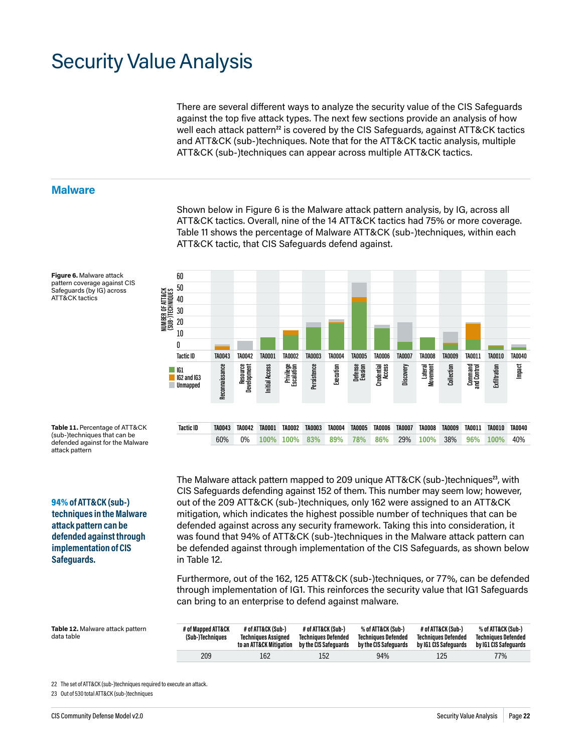# Security Value Analysis

There are several different ways to analyze the security value of the CIS Safeguards against the top five attack types. The next few sections provide an analysis of how well each attack pattern[22] is covered by the CIS Safeguards, against ATT&CK tactics and ATT&CK (sub-)techniques. Note that for the ATT&CK tactic analysis, multiple ATT&CK (sub-)techniques can appear across multiple ATT&CK tactics.

## Malware

Shown below in Figure 6 is the Malware attack pattern analysis, by IG, across all ATT&CK tactics. Overall, nine of the 14 ATT&CK tactics had 75% or more coverage. Table 11 shows the percentage of Malware ATT&CK (sub-)techniques, within each ATT&CK tactic, that CIS Safeguards defend against.

**Figure 6.** Malware attack pattern coverage against CIS Safeguards (by IG) across ATT&CK tactics

**Table 11.** Percentage of ATT&CK (sub-)techniques that can be defended against for the Malware attack pattern

| Tactic ID | TA0043 | TA0042 | TA0001 | TA0002 | TA0003 | TA0004 | TA0005 | TA0006 | TA0007 | TA0008 | TA0009 | TA0011 | TA0010 | TA0040 |
|---|---|---|---|---|---|---|---|---|---|---|---|---|---|---|
| | 60% | 0% | 100% | 100% | 83% | 89% | 78% | 86% | 29% | 100% | 38% | 96% | 100% | 40% |

**94% of ATT&CK (sub-) techniques in the Malware attack pattern can be defended against through implementation of CIS Safeguards.**

The Malware attack pattern mapped to 209 unique ATT&CK (sub-)techniques[23], with CIS Safeguards defending against 152 of them. This number may seem low; however, out of the 209 ATT&CK (sub-)techniques, only 162 were assigned to an ATT&CK mitigation, which indicates the highest possible number of techniques that can be defended against across any security framework. Taking this into consideration, it was found that 94% of ATT&CK (sub-)techniques in the Malware attack pattern can be defended against through implementation of the CIS Safeguards, as shown below in Table 12.

Furthermore, out of the 162, 125 ATT&CK (sub-)techniques, or 77%, can be defended through implementation of IG1. This reinforces the security value that IG1 Safeguards can bring to an enterprise to defend against malware.

**Table 12.** Malware attack pattern data table

| # of Mapped ATT&CK (Sub-)Techniques | # of ATT&CK (Sub-) Techniques Assigned to an ATT&CK Mitigation | # of ATT&CK (Sub-) Techniques Defended by the CIS Safeguards | % of ATT&CK (Sub-) Techniques Defended by the CIS Safeguards | # of ATT&CK (Sub-) Techniques Defended by IG1 CIS Safeguards | % of ATT&CK (Sub-) Techniques Defended by IG1 CIS Safeguards |
|---|---|---|---|---|---|
| 209 | 162 | 152 | 94% | 125 | 77% |

22 The set of ATT&CK (sub-)techniques required to execute an attack.

23 Out of 530 total ATT&CK (sub-)techniques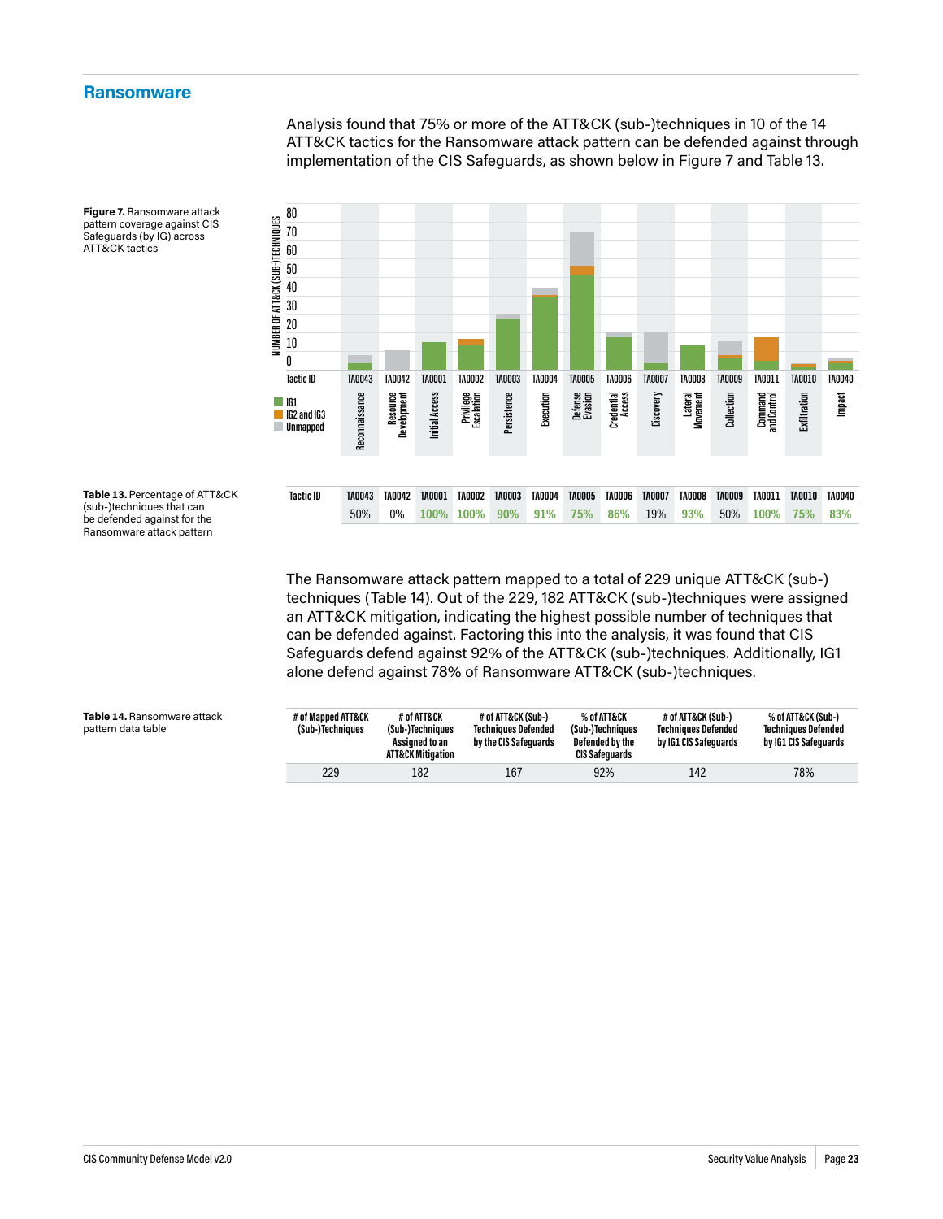## Ransomware

Analysis found that 75% or more of the ATT&CK (sub-)techniques in 10 of the 14 ATT&CK tactics for the Ransomware attack pattern can be defended against through implementation of the CIS Safeguards, as shown below in Figure 7 and Table 13.

**Figure 7.** Ransomware attack pattern coverage against CIS Safeguards (by IG) across ATT&CK tactics

**Table 13.** Percentage of ATT&CK (sub-)techniques that can be defended against for the Ransomware attack pattern

| Tactic ID | TA0043 | TA0042 | TA0001 | TA0002 | TA0003 | TA0004 | TA0005 | TA0006 | TA0007 | TA0008 | TA0009 | TA0011 | TA0010 | TA0040 |
|---|---|---|---|---|---|---|---|---|---|---|---|---|---|---|
| | 50% | 0% | 100% | 100% | 90% | 91% | 75% | 86% | 19% | 93% | 50% | 100% | 75% | 83% |

The Ransomware attack pattern mapped to a total of 229 unique ATT&CK (sub-)techniques (Table 14). Out of the 229, 182 ATT&CK (sub-)techniques were assigned an ATT&CK mitigation, indicating the highest possible number of techniques that can be defended against. Factoring this into the analysis, it was found that CIS Safeguards defend against 92% of the ATT&CK (sub-)techniques. Additionally, IG1 alone defend against 78% of Ransomware ATT&CK (sub-)techniques.

**Table 14.** Ransomware attack pattern data table

| # of Mapped ATT&CK (Sub-)Techniques | # of ATT&CK (Sub-)Techniques Assigned to an ATT&CK Mitigation | # of ATT&CK (Sub-) Techniques Defended by the CIS Safeguards | % of ATT&CK (Sub-)Techniques Defended by the CIS Safeguards | # of ATT&CK (Sub-) Techniques Defended by IG1 CIS Safeguards | % of ATT&CK (Sub-) Techniques Defended by IG1 CIS Safeguards |
|---|---|---|---|---|---|
| 229 | 182 | 167 | 92% | 142 | 78% |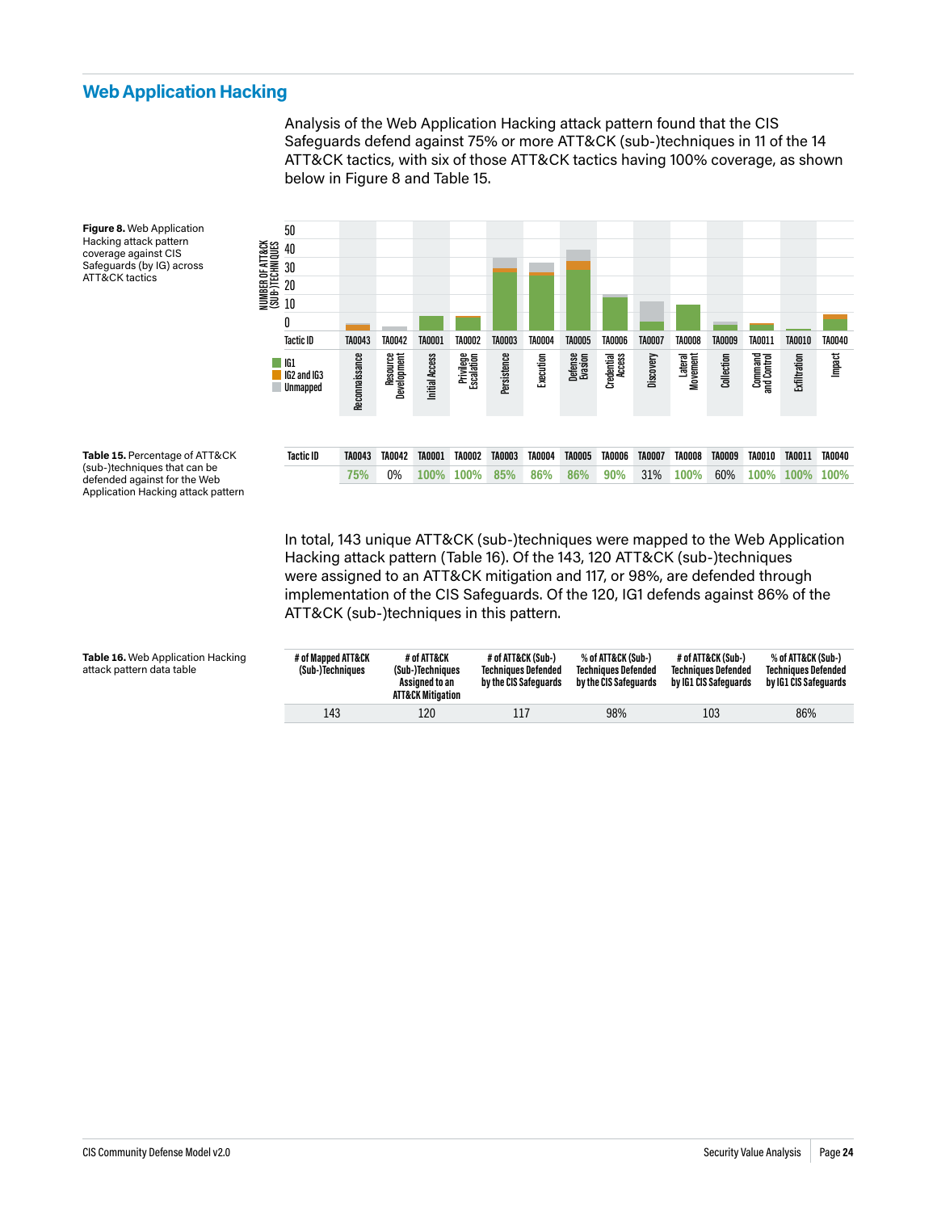## Web Application Hacking

Analysis of the Web Application Hacking attack pattern found that the CIS Safeguards defend against 75% or more ATT&CK (sub-)techniques in 11 of the 14 ATT&CK tactics, with six of those ATT&CK tactics having 100% coverage, as shown below in Figure 8 and Table 15.

**Figure 8.** Web Application Hacking attack pattern coverage against CIS Safeguards (by IG) across ATT&CK tactics

**Table 15.** Percentage of ATT&CK (sub-)techniques that can be defended against for the Web Application Hacking attack pattern

| Tactic ID | TA0043 | TA0042 | TA0001 | TA0002 | TA0003 | TA0004 | TA0005 | TA0006 | TA0007 | TA0008 | TA0009 | TA0010 | TA0011 | TA0040 |
|---|---|---|---|---|---|---|---|---|---|---|---|---|---|---|
| | 75% | 0% | 100% | 100% | 85% | 86% | 86% | 90% | 31% | 100% | 60% | 100% | 100% | 100% |

In total, 143 unique ATT&CK (sub-)techniques were mapped to the Web Application Hacking attack pattern (Table 16). Of the 143, 120 ATT&CK (sub-)techniques were assigned to an ATT&CK mitigation and 117, or 98%, are defended through implementation of the CIS Safeguards. Of the 120, IG1 defends against 86% of the ATT&CK (sub-)techniques in this pattern.

**Table 16.** Web Application Hacking attack pattern data table

| # of Mapped ATT&CK (Sub-)Techniques | # of ATT&CK (Sub-)Techniques Assigned to an ATT&CK Mitigation | # of ATT&CK (Sub-) Techniques Defended by the CIS Safeguards | % of ATT&CK (Sub-) Techniques Defended by the CIS Safeguards | # of ATT&CK (Sub-) Techniques Defended by IG1 CIS Safeguards | % of ATT&CK (Sub-) Techniques Defended by IG1 CIS Safeguards |
|---|---|---|---|---|---|
| 143 | 120 | 117 | 98% | 103 | 86% |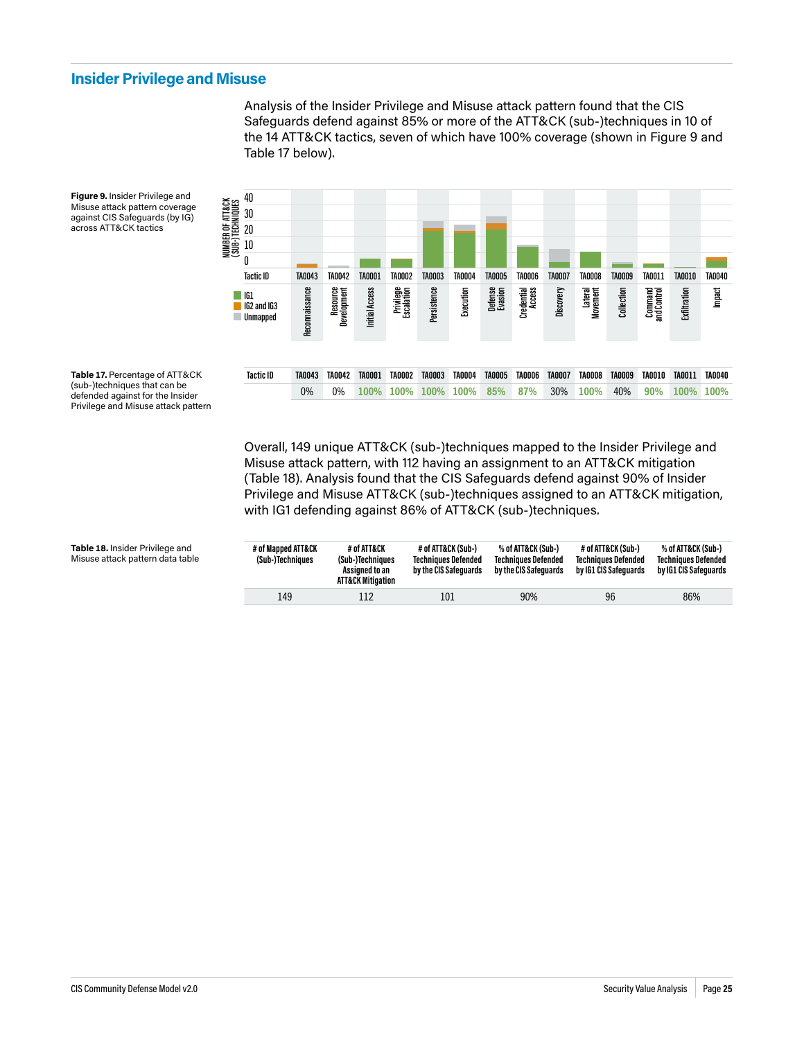## Insider Privilege and Misuse

Analysis of the Insider Privilege and Misuse attack pattern found that the CIS Safeguards defend against 85% or more of the ATT&CK (sub-)techniques in 10 of the 14 ATT&CK tactics, seven of which have 100% coverage (shown in Figure 9 and Table 17 below).

**Figure 9.** Insider Privilege and Misuse attack pattern coverage against CIS Safeguards (by IG) across ATT&CK tactics

**Table 17.** Percentage of ATT&CK (sub-)techniques that can be defended against for the Insider Privilege and Misuse attack pattern

| Tactic ID | TA0043 | TA0042 | TA0001 | TA0002 | TA0003 | TA0004 | TA0005 | TA0006 | TA0007 | TA0008 | TA0009 | TA0010 | TA0011 | TA0040 |
|---|---|---|---|---|---|---|---|---|---|---|---|---|---|---|
| | 0% | 0% | 100% | 100% | 100% | 100% | 85% | 87% | 30% | 100% | 40% | 90% | 100% | 100% |

Overall, 149 unique ATT&CK (sub-)techniques mapped to the Insider Privilege and Misuse attack pattern, with 112 having an assignment to an ATT&CK mitigation (Table 18). Analysis found that the CIS Safeguards defend against 90% of Insider Privilege and Misuse ATT&CK (sub-)techniques assigned to an ATT&CK mitigation, with IG1 defending against 86% of ATT&CK (sub-)techniques.

**Table 18.** Insider Privilege and Misuse attack pattern data table

| # of Mapped ATT&CK (Sub-)Techniques | # of ATT&CK (Sub-)Techniques Assigned to an ATT&CK Mitigation | # of ATT&CK (Sub-) Techniques Defended by the CIS Safeguards | % of ATT&CK (Sub-) Techniques Defended by the CIS Safeguards | # of ATT&CK (Sub-) Techniques Defended by IG1 CIS Safeguards | % of ATT&CK (Sub-) Techniques Defended by IG1 CIS Safeguards |
|---|---|---|---|---|---|
| 149 | 112 | 101 | 90% | 96 | 86% |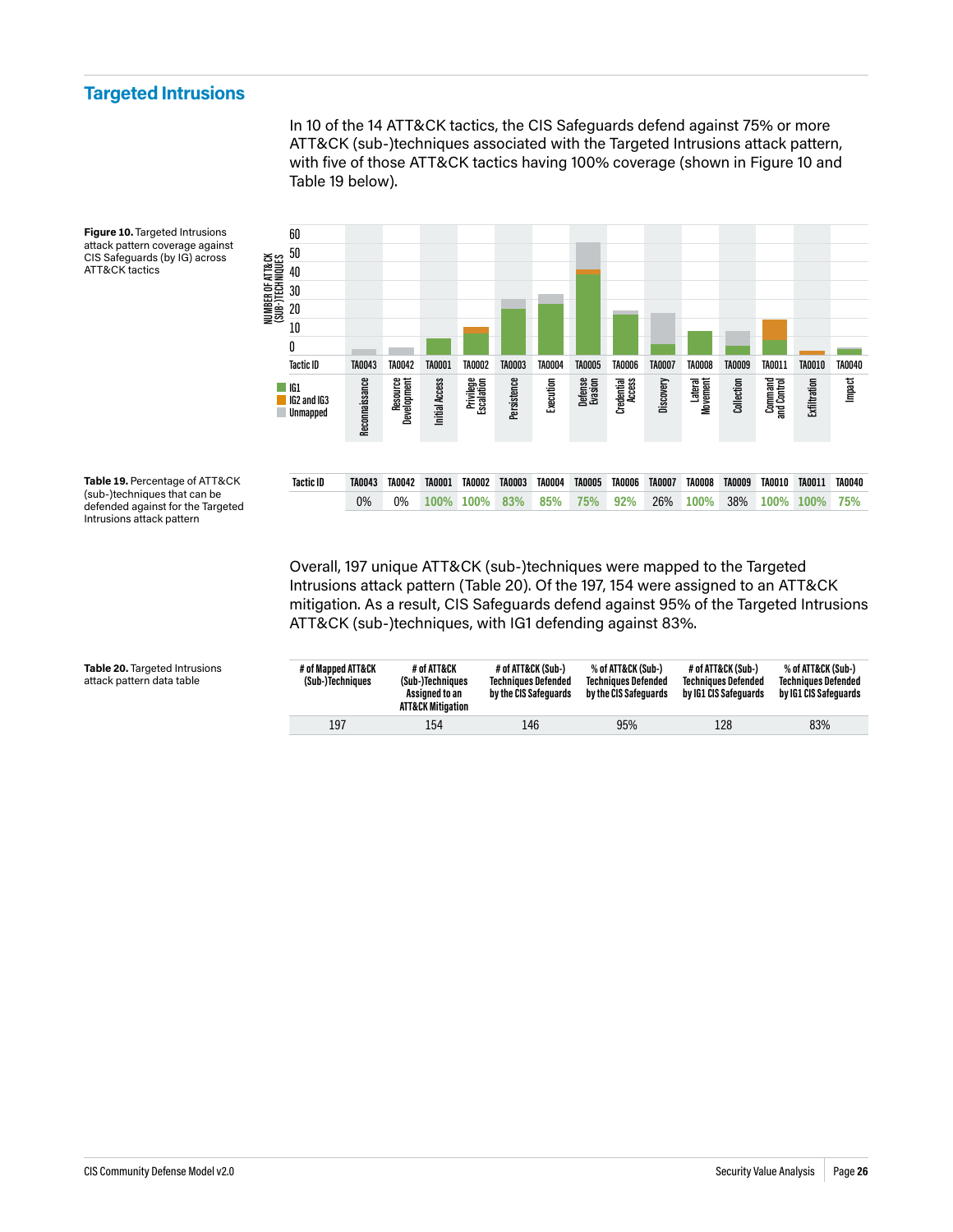## Targeted Intrusions

In 10 of the 14 ATT&CK tactics, the CIS Safeguards defend against 75% or more ATT&CK (sub-)techniques associated with the Targeted Intrusions attack pattern, with five of those ATT&CK tactics having 100% coverage (shown in Figure 10 and Table 19 below).

**Figure 10.** Targeted Intrusions attack pattern coverage against CIS Safeguards (by IG) across ATT&CK tactics

**Table 19.** Percentage of ATT&CK (sub-)techniques that can be defended against for the Targeted Intrusions attack pattern

| Tactic ID | TA0043 | TA0042 | TA0001 | TA0002 | TA0003 | TA0004 | TA0005 | TA0006 | TA0007 | TA0008 | TA0009 | TA0010 | TA0011 | TA0040 |
|---|---|---|---|---|---|---|---|---|---|---|---|---|---|---|
| | 0% | 0% | 100% | 100% | 83% | 85% | 75% | 92% | 26% | 100% | 38% | 100% | 100% | 75% |

Overall, 197 unique ATT&CK (sub-)techniques were mapped to the Targeted Intrusions attack pattern (Table 20). Of the 197, 154 were assigned to an ATT&CK mitigation. As a result, CIS Safeguards defend against 95% of the Targeted Intrusions ATT&CK (sub-)techniques, with IG1 defending against 83%.

**Table 20.** Targeted Intrusions attack pattern data table

| # of Mapped ATT&CK (Sub-)Techniques | # of ATT&CK (Sub-)Techniques Assigned to an ATT&CK Mitigation | # of ATT&CK (Sub-) Techniques Defended by the CIS Safeguards | % of ATT&CK (Sub-) Techniques Defended by the CIS Safeguards | # of ATT&CK (Sub-) Techniques Defended by IG1 CIS Safeguards | % of ATT&CK (Sub-) Techniques Defended by IG1 CIS Safeguards |
|---|---|---|---|---|---|
| 197 | 154 | 146 | 95% | 128 | 83% |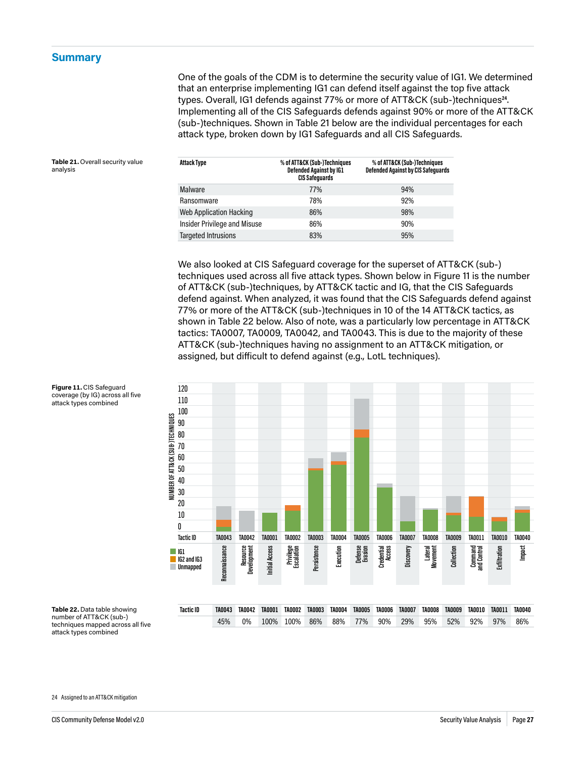## Summary

One of the goals of the CDM is to determine the security value of IG1. We determined that an enterprise implementing IG1 can defend itself against the top five attack types. Overall, IG1 defends against 77% or more of ATT&CK (sub-)techniques[24]. Implementing all of the CIS Safeguards defends against 90% or more of the ATT&CK (sub-)techniques. Shown in Table 21 below are the individual percentages for each attack type, broken down by IG1 Safeguards and all CIS Safeguards.

**Table 21.** Overall security value analysis

| Attack Type | % of ATT&CK (Sub-)Techniques Defended Against by IG1 CIS Safeguards | % of ATT&CK (Sub-)Techniques Defended Against by CIS Safeguards |
|---|---|---|
| Malware | 77% | 94% |
| Ransomware | 78% | 92% |
| Web Application Hacking | 86% | 98% |
| Insider Privilege and Misuse | 86% | 90% |
| Targeted Intrusions | 83% | 95% |

We also looked at CIS Safeguard coverage for the superset of ATT&CK (sub-) techniques used across all five attack types. Shown below in Figure 11 is the number of ATT&CK (sub-)techniques, by ATT&CK tactic and IG, that the CIS Safeguards defend against. When analyzed, it was found that the CIS Safeguards defend against 77% or more of the ATT&CK (sub-)techniques in 10 of the 14 ATT&CK tactics, as shown in Table 22 below. Also of note, was a particularly low percentage in ATT&CK tactics: TA0007, TA0009, TA0042, and TA0043. This is due to the majority of these ATT&CK (sub-)techniques having no assignment to an ATT&CK mitigation, or assigned, but difficult to defend against (e.g., LotL techniques).

**Figure 11.** CIS Safeguard coverage (by IG) across all five attack types combined

**Table 22.** Data table showing number of ATT&CK (sub-) techniques mapped across all five attack types combined

| Tactic ID | TA0043 | TA0042 | TA0001 | TA0002 | TA0003 | TA0004 | TA0005 | TA0006 | TA0007 | TA0008 | TA0009 | TA0010 | TA0011 | TA0040 |
|---|---|---|---|---|---|---|---|---|---|---|---|---|---|---|
| | 45% | 0% | 100% | 100% | 86% | 88% | 77% | 90% | 29% | 95% | 52% | 92% | 97% | 86% |

24 Assigned to an ATT&CK mitigation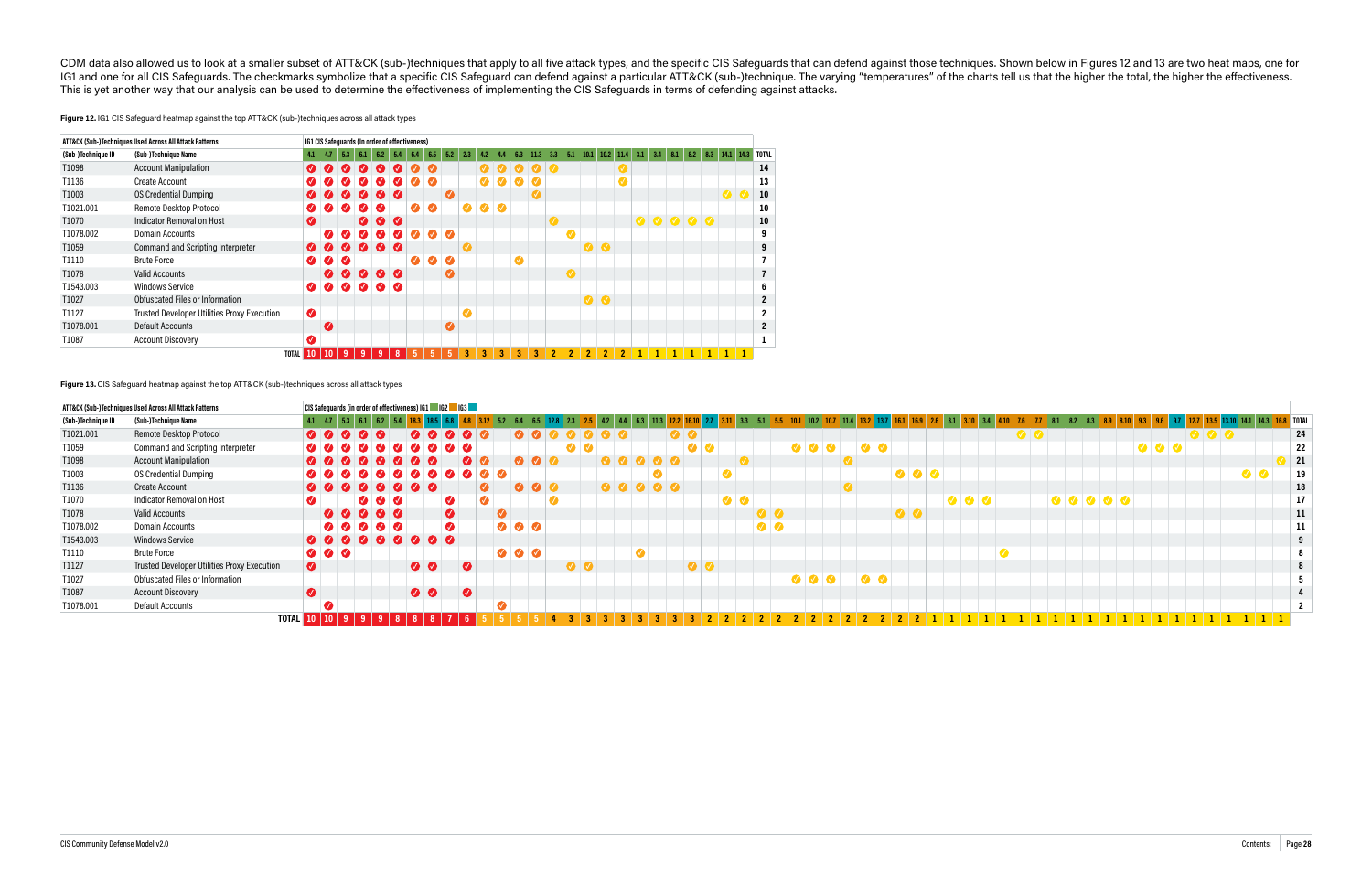CDM data also allowed us to look at a smaller subset of ATT&CK (sub-)techniques that apply to all five attack types, and the specific CIS Safeguards that can defend against those techniques. Shown below in Figures 12 and 13 are two heat maps, one for IG1 and one for all CIS Safeguards. The checkmarks symbolize that a specific CIS Safeguard can defend against a particular ATT&CK (sub-)technique. The varying "temperatures" of the charts tell us that the higher the total, the higher the effectiveness. This is yet another way that our analysis can be used to determine the effectiveness of implementing the CIS Safeguards in terms of defending against attacks.

**Figure 12.** IG1 CIS Safeguard heatmap against the top ATT&CK (sub-)techniques across all attack types

| ATT&CK (Sub-)Techniques Used Across All Attack Patterns | | IG1 CIS Safeguards (in order of effectiveness) | | | | | | | | | | | | | | | | | | | | | | | | | | |
|---|---|---|---|---|---|---|---|---|---|---|---|---|---|---|---|---|---|---|---|---|---|---|---|---|---|---|---|---|
| (Sub-)Technique ID | (Sub-)Technique Name | 4.1 | 4.7 | 5.3 | 6.1 | 6.2 | 5.4 | 6.4 | 6.5 | 5.2 | 2.3 | 4.2 | 4.4 | 6.3 | 11.3 | 3.3 | 5.1 | 10.1 | 10.2 | 11.4 | 3.1 | 3.4 | 8.1 | 8.2 | 8.3 | 14.1 | 14.3 | TOTAL |
| T1098 | Account Manipulation | ✓ | ✓ | ✓ | ✓ | ✓ | ✓ | ✓ | ✓ | | | ✓ | ✓ | ✓ | ✓ | ✓ | | | | ✓ | | | | | | | | 14 |
| T1136 | Create Account | ✓ | ✓ | ✓ | ✓ | ✓ | ✓ | ✓ | ✓ | | | ✓ | ✓ | ✓ | ✓ | | | | | ✓ | | | | | | | | 13 |
| T1003 | OS Credential Dumping | ✓ | ✓ | ✓ | ✓ | ✓ | ✓ | | | ✓ | | | | | ✓ | | | | | | | | | | | ✓ | ✓ | 10 |
| T1021.001 | Remote Desktop Protocol | ✓ | ✓ | ✓ | ✓ | ✓ | | ✓ | ✓ | | ✓ | ✓ | ✓ | | | | | | | | | | | | | | | 10 |
| T1070 | Indicator Removal on Host | ✓ | | | ✓ | ✓ | ✓ | | | | | | | | | ✓ | | | | | ✓ | ✓ | ✓ | ✓ | ✓ | | | 10 |
| T1078.002 | Domain Accounts | | ✓ | ✓ | ✓ | ✓ | ✓ | ✓ | ✓ | ✓ | | | | | | | ✓ | | | | | | | | | | | 9 |
| T1059 | Command and Scripting Interpreter | ✓ | ✓ | ✓ | ✓ | ✓ | ✓ | | | | ✓ | | | | | | | ✓ | ✓ | | | | | | | | | 9 |
| T1110 | Brute Force | ✓ | ✓ | ✓ | | | | ✓ | ✓ | ✓ | | | | ✓ | | | | | | | | | | | | | | 7 |
| T1078 | Valid Accounts | | ✓ | ✓ | ✓ | ✓ | ✓ | | | ✓ | | | | | | | ✓ | | | | | | | | | | | 7 |
| T1543.003 | Windows Service | ✓ | ✓ | ✓ | ✓ | ✓ | ✓ | | | | | | | | | | | | | | | | | | | | | 6 |
| T1027 | Obfuscated Files or Information | | | | | | | | | | | | | | | | | ✓ | ✓ | | | | | | | | | 2 |
| T1127 | Trusted Developer Utilities Proxy Execution | ✓ | | | | | | | | | ✓ | | | | | | | | | | | | | | | | | 2 |
| T1078.001 | Default Accounts | | ✓ | | | | | | | ✓ | | | | | | | | | | | | | | | | | | 2 |
| T1087 | Account Discovery | ✓ | | | | | | | | | | | | | | | | | | | | | | | | | | 1 |
| | TOTAL | 10 | 10 | 9 | 9 | 9 | 8 | 5 | 5 | 5 | 3 | 3 | 3 | 3 | 3 | 2 | 2 | 2 | 2 | 2 | 1 | 1 | 1 | 1 | 1 | 1 | 1 | |

**Figure 13.** CIS Safeguard heatmap against the top ATT&CK (sub-)techniques across all attack types

| ATT&CK (Sub-)Techniques Used Across All Attack Patterns | | CIS Safeguards (in order of effectiveness) IG1 IG2 IG3 | | | | | | | | | | | | | | | | | | | | | | | | | | | | | | | | | | | | | | | | | | | | | | | | | | | | | | | |
|---|---|---|---|---|---|---|---|---|---|---|---|---|---|---|---|---|---|---|---|---|---|---|---|---|---|---|---|---|---|---|---|---|---|---|---|---|---|---|---|---|---|---|---|---|---|---|---|---|---|---|---|---|---|---|---|---|---|---|
| (Sub-)Technique ID | (Sub-)Technique Name | 4.1 | 4.7 | 5.3 | 6.1 | 6.2 | 5.4 | 18.3 | 18.5 | 6.8 | 4.8 | 3.12 | 5.2 | 6.4 | 6.5 | 12.8 | 2.3 | 2.5 | 4.2 | 4.4 | 6.3 | 11.3 | 12.2 | 16.10 | 2.7 | 3.11 | 3.3 | 5.1 | 5.5 | 10.1 | 10.2 | 10.7 | 11.4 | 13.2 | 13.7 | 16.1 | 16.9 | 2.6 | 3.1 | 3.10 | 3.4 | 4.10 | 7.6 | 7.7 | 8.1 | 8.2 | 8.3 | 8.9 | 8.10 | 9.3 | 9.6 | 9.7 | 12.7 | 13.5 | 13.10 | 14.1 | 14.3 | 16.8 | TOTAL |
| T1021.001 | Remote Desktop Protocol | ✓ | ✓ | ✓ | ✓ | ✓ | | ✓ | ✓ | ✓ | ✓ | ✓ | | ✓ | ✓ | ✓ | ✓ | ✓ | ✓ | ✓ | | | ✓ | ✓ | | | | | | | | | | | | | | | | | | | ✓ | ✓ | | | | | | | | | ✓ | ✓ | ✓ | | | | 24 |
| T1059 | Command and Scripting Interpreter | ✓ | ✓ | ✓ | ✓ | ✓ | ✓ | ✓ | ✓ | ✓ | ✓ | | | | | | ✓ | ✓ | | | | | | ✓ | ✓ | | | | | ✓ | ✓ | ✓ | | ✓ | ✓ | | | | | | | | | | | | | | | ✓ | ✓ | ✓ | | | | | | | 22 |
| T1098 | Account Manipulation | ✓ | ✓ | ✓ | ✓ | ✓ | ✓ | ✓ | ✓ | | ✓ | ✓ | | ✓ | ✓ | ✓ | | | ✓ | ✓ | ✓ | ✓ | ✓ | | | | ✓ | | | | | | ✓ | | | | | | | | | | | | | | | | | | | | | | | | | ✓ | 21 |
| T1003 | OS Credential Dumping | ✓ | ✓ | ✓ | ✓ | ✓ | ✓ | ✓ | ✓ | ✓ | ✓ | ✓ | ✓ | | | | | | | | | ✓ | | | | ✓ | | | | | | | | | | ✓ | ✓ | ✓ | | | | | | | | | | | | | | | | | | ✓ | ✓ | | 19 |
| T1136 | Create Account | ✓ | ✓ | ✓ | ✓ | ✓ | ✓ | ✓ | ✓ | | | ✓ | | ✓ | ✓ | ✓ | | | ✓ | ✓ | ✓ | ✓ | ✓ | | | | | | | | | | ✓ | | | | | | | | | | | | | | | | | | | | | | | | | | 18 |
| T1070 | Indicator Removal on Host | ✓ | | | ✓ | ✓ | ✓ | | | ✓ | | ✓ | | | | ✓ | | | | | | | | | | ✓ | ✓ | | | | | | | | | | | | ✓ | ✓ | ✓ | | | | ✓ | ✓ | ✓ | ✓ | ✓ | | | | | | | | | | 17 |
| T1078 | Valid Accounts | | ✓ | ✓ | ✓ | ✓ | ✓ | | | ✓ | | | ✓ | | | | | | | | | | | | | | | ✓ | ✓ | | | | | | | ✓ | ✓ | | | | | | | | | | | | | | | | | | | | | | 11 |
| T1078.002 | Domain Accounts | | ✓ | ✓ | ✓ | ✓ | ✓ | | | ✓ | | | ✓ | ✓ | ✓ | | | | | | | | | | | | | ✓ | ✓ | | | | | | | | | | | | | | | | | | | | | | | | | | | | | | 11 |
| T1543.003 | Windows Service | ✓ | ✓ | ✓ | ✓ | ✓ | ✓ | ✓ | ✓ | ✓ | | | | | | | | | | | | | | | | | | | | | | | | | | | | | | | | | | | | | | | | | | | | | | | | | 9 |
| T1110 | Brute Force | ✓ | ✓ | ✓ | | | | | | | | | ✓ | ✓ | ✓ | | | | | | ✓ | | | | | | | | | | | | | | | | | | | | | ✓ | | | | | | | | | | | | | | | | | 8 |
| T1127 | Trusted Developer Utilities Proxy Execution | ✓ | | | | | | ✓ | ✓ | | ✓ | | | | | | ✓ | ✓ | | | | | | ✓ | ✓ | | | | | | | | | | | | | | | | | | | | | | | | | | | | | | | | | | 8 |
| T1027 | Obfuscated Files or Information | | | | | | | | | | | | | | | | | | | | | | | | | | | | | ✓ | ✓ | ✓ | | ✓ | ✓ | | | | | | | | | | | | | | | | | | | | | | | | 5 |
| T1087 | Account Discovery | ✓ | | | | | | ✓ | ✓ | | ✓ | | | | | | | | | | | | | | | | | | | | | | | | | | | | | | | | | | | | | | | | | | | | | | | | 4 |
| T1078.001 | Default Accounts | | ✓ | | | | | | | | | | ✓ | | | | | | | | | | | | | | | | | | | | | | | | | | | | | | | | | | | | | | | | | | | | | | 2 |
| | TOTAL | 10 | 10 | 9 | 9 | 9 | 8 | 8 | 8 | 7 | 6 | 5 | 5 | 5 | 5 | 4 | 3 | 3 | 3 | 3 | 3 | 3 | 3 | 3 | 2 | 2 | 2 | 2 | 2 | 2 | 2 | 2 | 2 | 2 | 2 | 2 | 2 | 1 | 1 | 1 | 1 | 1 | 1 | 1 | 1 | 1 | 1 | 1 | 1 | 1 | 1 | 1 | 1 | 1 | 1 | 1 | 1 | 1 | |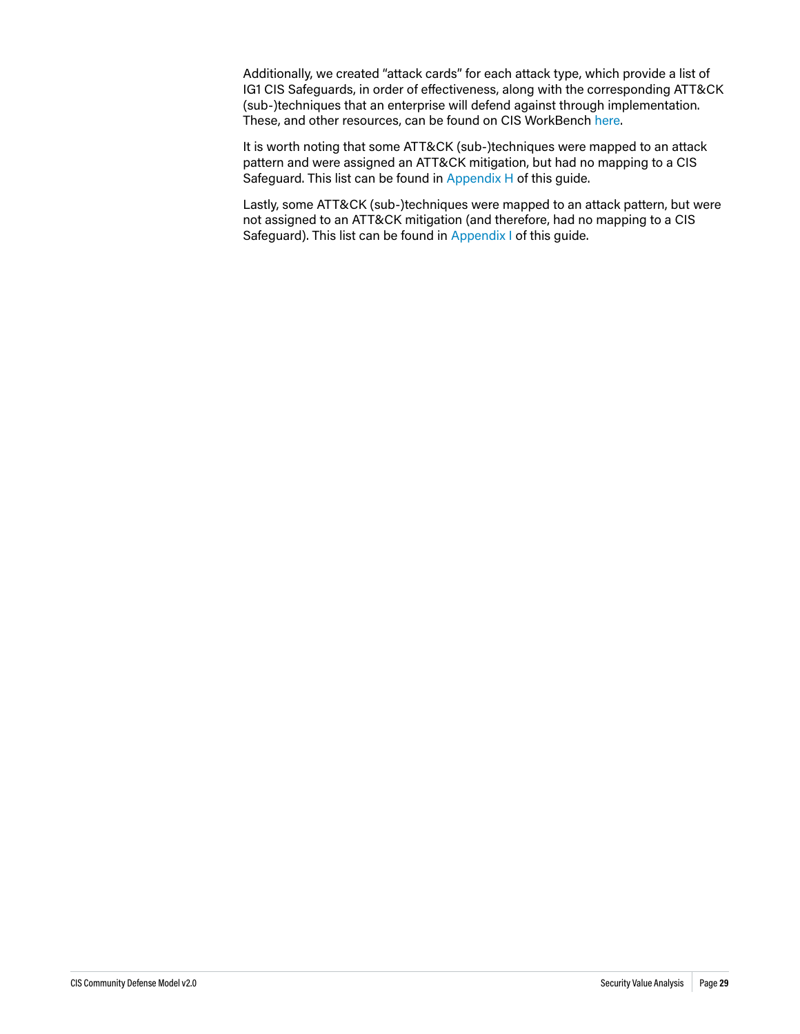Additionally, we created "attack cards" for each attack type, which provide a list of IG1 CIS Safeguards, in order of effectiveness, along with the corresponding ATT&CK (sub-)techniques that an enterprise will defend against through implementation. These, and other resources, can be found on CIS WorkBench here.

It is worth noting that some ATT&CK (sub-)techniques were mapped to an attack pattern and were assigned an ATT&CK mitigation, but had no mapping to a CIS Safeguard. This list can be found in Appendix H of this guide.

Lastly, some ATT&CK (sub-)techniques were mapped to an attack pattern, but were not assigned to an ATT&CK mitigation (and therefore, had no mapping to a CIS Safeguard). This list can be found in Appendix I of this guide.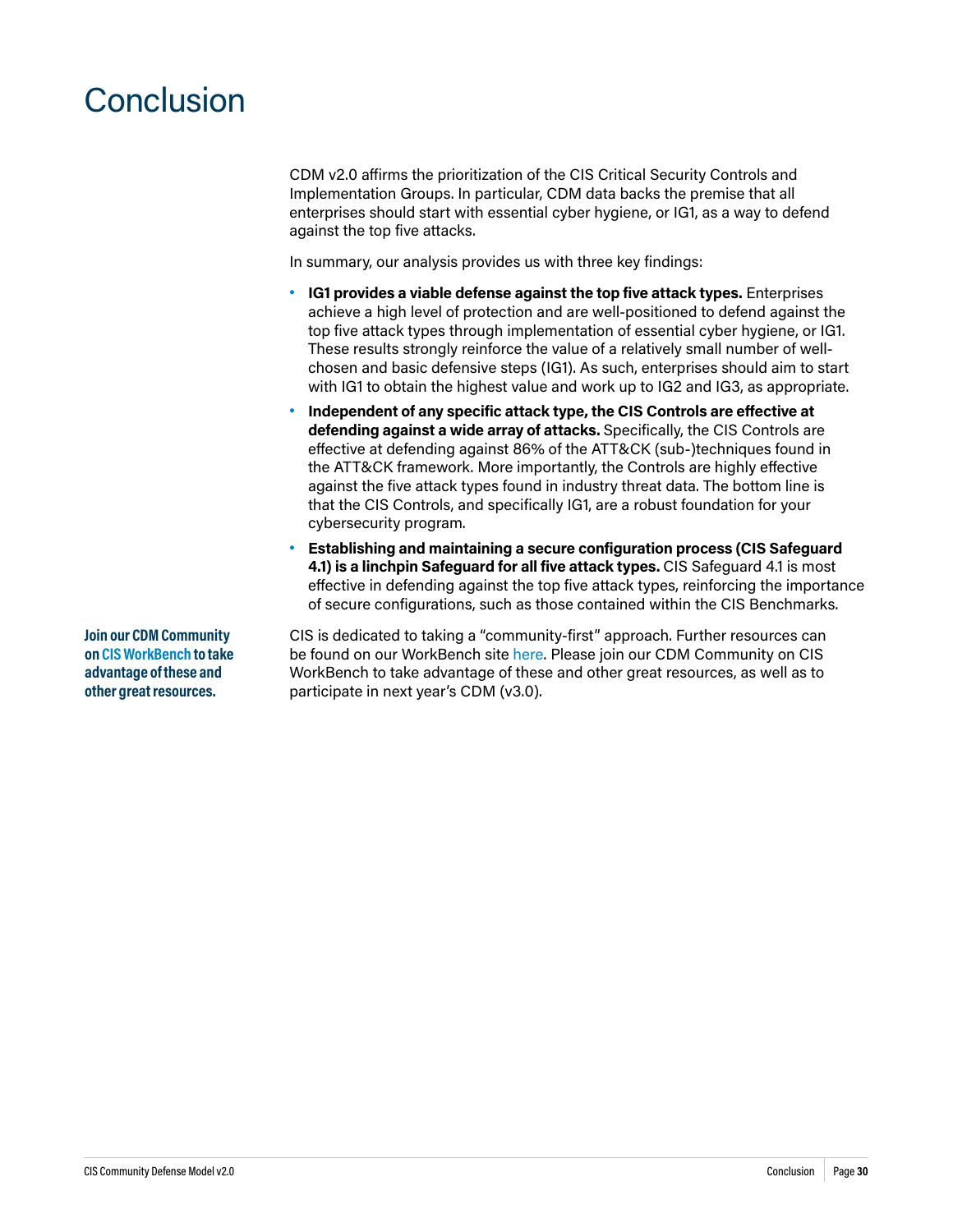# Conclusion

CDM v2.0 affirms the prioritization of the CIS Critical Security Controls and Implementation Groups. In particular, CDM data backs the premise that all enterprises should start with essential cyber hygiene, or IG1, as a way to defend against the top five attacks.

In summary, our analysis provides us with three key findings:

- **IG1 provides a viable defense against the top five attack types.** Enterprises achieve a high level of protection and are well-positioned to defend against the top five attack types through implementation of essential cyber hygiene, or IG1. These results strongly reinforce the value of a relatively small number of well-chosen and basic defensive steps (IG1). As such, enterprises should aim to start with IG1 to obtain the highest value and work up to IG2 and IG3, as appropriate.
- **Independent of any specific attack type, the CIS Controls are effective at defending against a wide array of attacks.** Specifically, the CIS Controls are effective at defending against 86% of the ATT&CK (sub-)techniques found in the ATT&CK framework. More importantly, the Controls are highly effective against the five attack types found in industry threat data. The bottom line is that the CIS Controls, and specifically IG1, are a robust foundation for your cybersecurity program.
- **Establishing and maintaining a secure configuration process (CIS Safeguard 4.1) is a linchpin Safeguard for all five attack types.** CIS Safeguard 4.1 is most effective in defending against the top five attack types, reinforcing the importance of secure configurations, such as those contained within the CIS Benchmarks.

**Join our CDM Community on CIS WorkBench to take advantage of these and other great resources.**

CIS is dedicated to taking a "community-first" approach. Further resources can be found on our WorkBench site here. Please join our CDM Community on CIS WorkBench to take advantage of these and other great resources, as well as to participate in next year's CDM (v3.0).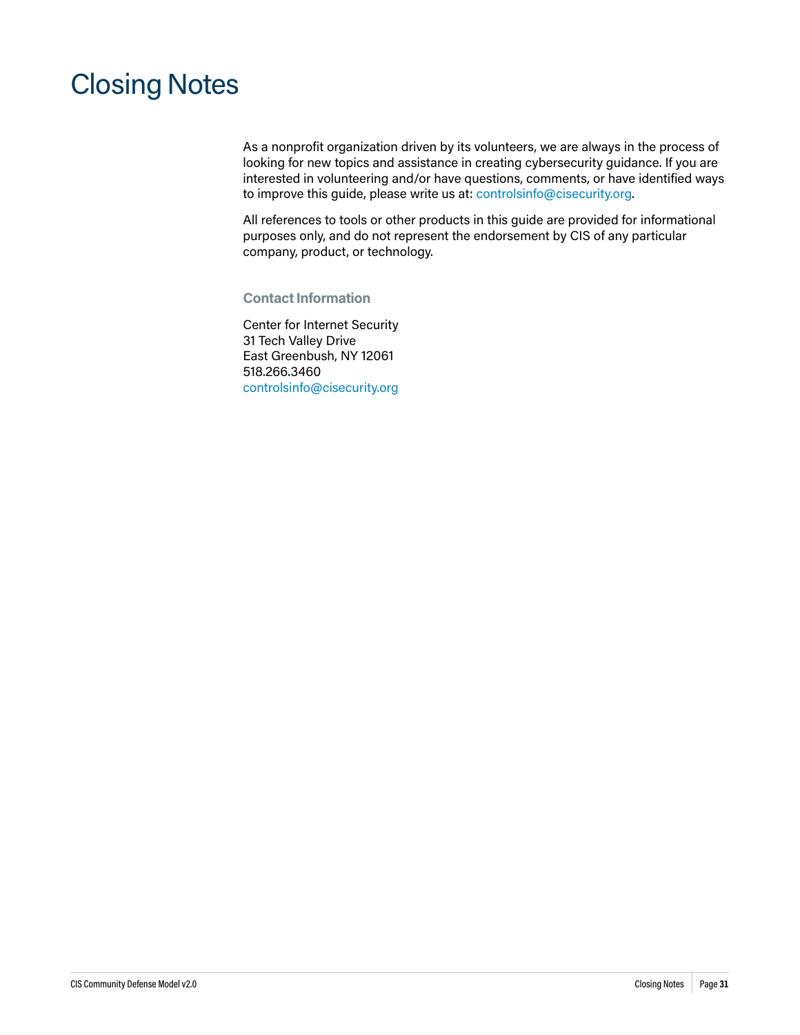# Closing Notes

As a nonprofit organization driven by its volunteers, we are always in the process of looking for new topics and assistance in creating cybersecurity guidance. If you are interested in volunteering and/or have questions, comments, or have identified ways to improve this guide, please write us at: controlsinfo@cisecurity.org.

All references to tools or other products in this guide are provided for informational purposes only, and do not represent the endorsement by CIS of any particular company, product, or technology.

### Contact Information

Center for Internet Security
31 Tech Valley Drive
East Greenbush, NY 12061
518.266.3460
controlsinfo@cisecurity.org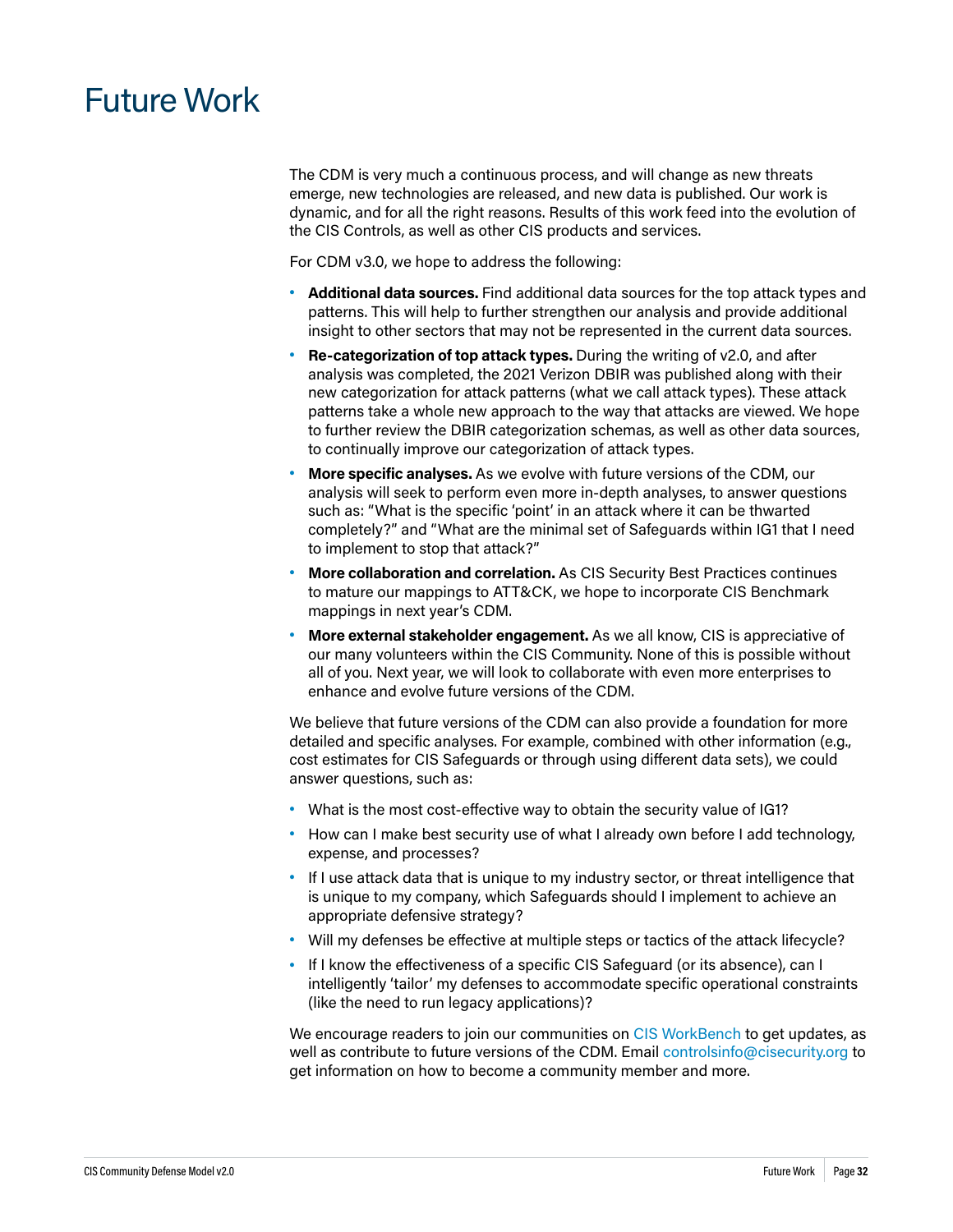# Future Work

The CDM is very much a continuous process, and will change as new threats emerge, new technologies are released, and new data is published. Our work is dynamic, and for all the right reasons. Results of this work feed into the evolution of the CIS Controls, as well as other CIS products and services.

For CDM v3.0, we hope to address the following:

- **Additional data sources.** Find additional data sources for the top attack types and patterns. This will help to further strengthen our analysis and provide additional insight to other sectors that may not be represented in the current data sources.
- **Re-categorization of top attack types.** During the writing of v2.0, and after analysis was completed, the 2021 Verizon DBIR was published along with their new categorization for attack patterns (what we call attack types). These attack patterns take a whole new approach to the way that attacks are viewed. We hope to further review the DBIR categorization schemas, as well as other data sources, to continually improve our categorization of attack types.
- **More specific analyses.** As we evolve with future versions of the CDM, our analysis will seek to perform even more in-depth analyses, to answer questions such as: "What is the specific 'point' in an attack where it can be thwarted completely?" and "What are the minimal set of Safeguards within IG1 that I need to implement to stop that attack?"
- **More collaboration and correlation.** As CIS Security Best Practices continues to mature our mappings to ATT&CK, we hope to incorporate CIS Benchmark mappings in next year's CDM.
- **More external stakeholder engagement.** As we all know, CIS is appreciative of our many volunteers within the CIS Community. None of this is possible without all of you. Next year, we will look to collaborate with even more enterprises to enhance and evolve future versions of the CDM.

We believe that future versions of the CDM can also provide a foundation for more detailed and specific analyses. For example, combined with other information (e.g., cost estimates for CIS Safeguards or through using different data sets), we could answer questions, such as:

- What is the most cost-effective way to obtain the security value of IG1?
- How can I make best security use of what I already own before I add technology, expense, and processes?
- If I use attack data that is unique to my industry sector, or threat intelligence that is unique to my company, which Safeguards should I implement to achieve an appropriate defensive strategy?
- Will my defenses be effective at multiple steps or tactics of the attack lifecycle?
- If I know the effectiveness of a specific CIS Safeguard (or its absence), can I intelligently 'tailor' my defenses to accommodate specific operational constraints (like the need to run legacy applications)?

We encourage readers to join our communities on CIS WorkBench to get updates, as well as contribute to future versions of the CDM. Email controlsinfo@cisecurity.org to get information on how to become a community member and more.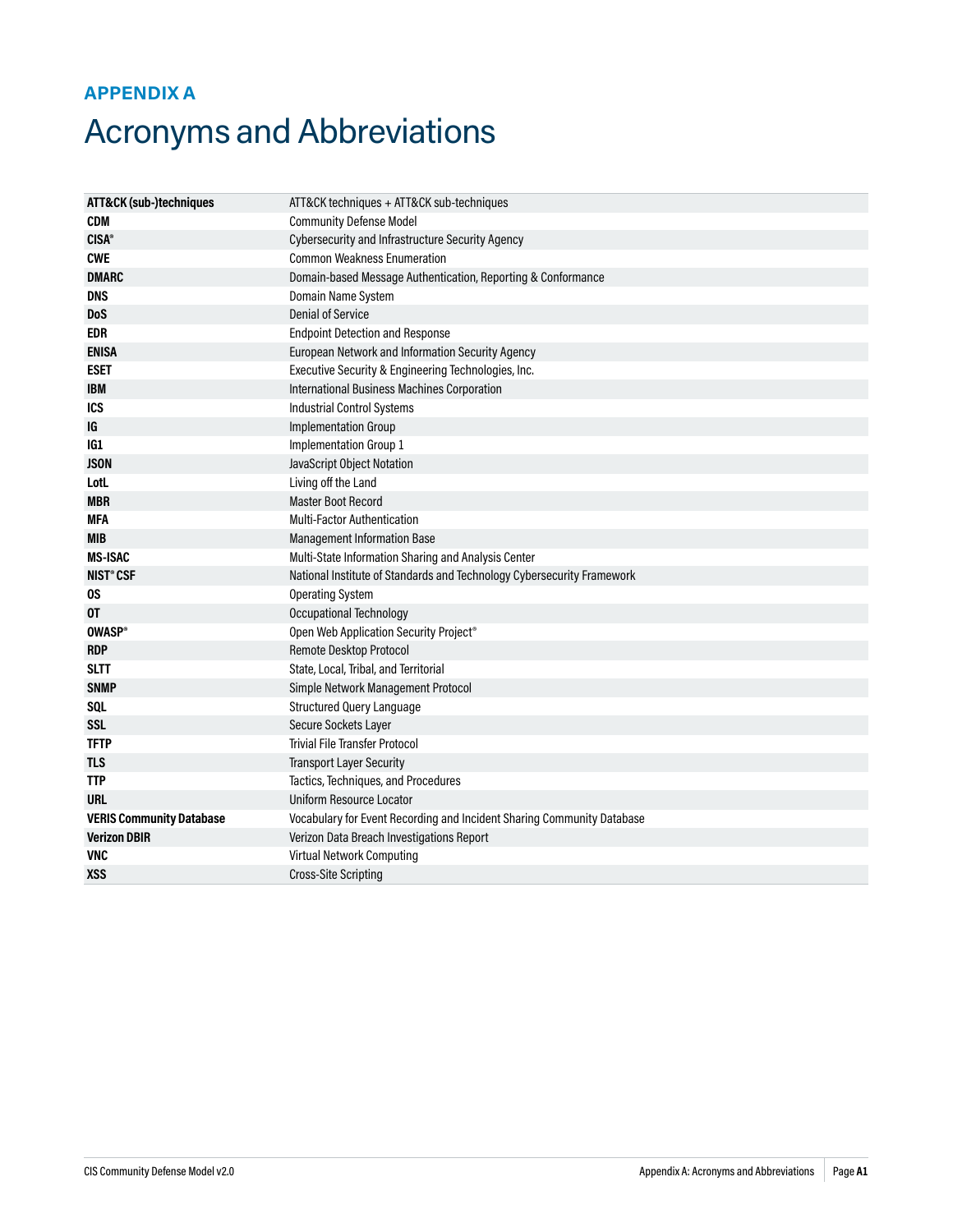## APPENDIX A

# Acronyms and Abbreviations

| | |
|---|---|
| **ATT&CK (sub-)techniques** | ATT&CK techniques + ATT&CK sub-techniques |
| **CDM** | Community Defense Model |
| **CISA®** | Cybersecurity and Infrastructure Security Agency |
| **CWE** | Common Weakness Enumeration |
| **DMARC** | Domain-based Message Authentication, Reporting & Conformance |
| **DNS** | Domain Name System |
| **DoS** | Denial of Service |
| **EDR** | Endpoint Detection and Response |
| **ENISA** | European Network and Information Security Agency |
| **ESET** | Executive Security & Engineering Technologies, Inc. |
| **IBM** | International Business Machines Corporation |
| **ICS** | Industrial Control Systems |
| **IG** | Implementation Group |
| **IG1** | Implementation Group 1 |
| **JSON** | JavaScript Object Notation |
| **LotL** | Living off the Land |
| **MBR** | Master Boot Record |
| **MFA** | Multi-Factor Authentication |
| **MIB** | Management Information Base |
| **MS-ISAC** | Multi-State Information Sharing and Analysis Center |
| **NIST® CSF** | National Institute of Standards and Technology Cybersecurity Framework |
| **OS** | Operating System |
| **OT** | Occupational Technology |
| **OWASP®** | Open Web Application Security Project® |
| **RDP** | Remote Desktop Protocol |
| **SLTT** | State, Local, Tribal, and Territorial |
| **SNMP** | Simple Network Management Protocol |
| **SQL** | Structured Query Language |
| **SSL** | Secure Sockets Layer |
| **TFTP** | Trivial File Transfer Protocol |
| **TLS** | Transport Layer Security |
| **TTP** | Tactics, Techniques, and Procedures |
| **URL** | Uniform Resource Locator |
| **VERIS Community Database** | Vocabulary for Event Recording and Incident Sharing Community Database |
| **Verizon DBIR** | Verizon Data Breach Investigations Report |
| **VNC** | Virtual Network Computing |
| **XSS** | Cross-Site Scripting |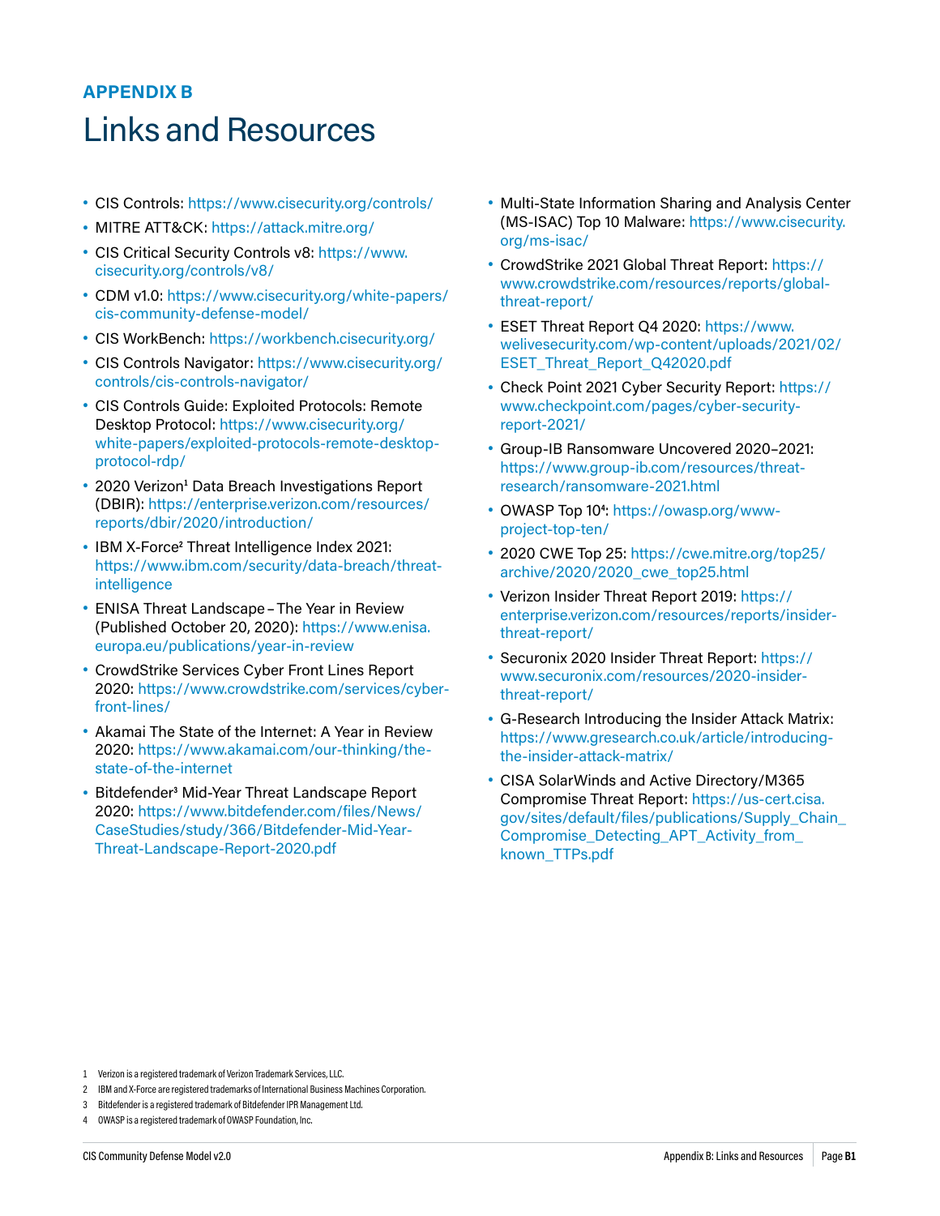**APPENDIX B**

# Links and Resources

- CIS Controls: https://www.cisecurity.org/controls/
- MITRE ATT&CK: https://attack.mitre.org/
- CIS Critical Security Controls v8: https://www.cisecurity.org/controls/v8/
- CDM v1.0: https://www.cisecurity.org/white-papers/cis-community-defense-model/
- CIS WorkBench: https://workbench.cisecurity.org/
- CIS Controls Navigator: https://www.cisecurity.org/controls/cis-controls-navigator/
- CIS Controls Guide: Exploited Protocols: Remote Desktop Protocol: https://www.cisecurity.org/white-papers/exploited-protocols-remote-desktop-protocol-rdp/
- 2020 Verizon[1] Data Breach Investigations Report (DBIR): https://enterprise.verizon.com/resources/reports/dbir/2020/introduction/
- IBM X-Force[2] Threat Intelligence Index 2021: https://www.ibm.com/security/data-breach/threat-intelligence
- ENISA Threat Landscape – The Year in Review (Published October 20, 2020): https://www.enisa.europa.eu/publications/year-in-review
- CrowdStrike Services Cyber Front Lines Report 2020: https://www.crowdstrike.com/services/cyber-front-lines/
- Akamai The State of the Internet: A Year in Review 2020: https://www.akamai.com/our-thinking/the-state-of-the-internet
- Bitdefender[3] Mid-Year Threat Landscape Report 2020: https://www.bitdefender.com/files/News/CaseStudies/study/366/Bitdefender-Mid-Year-Threat-Landscape-Report-2020.pdf
- Multi-State Information Sharing and Analysis Center (MS-ISAC) Top 10 Malware: https://www.cisecurity.org/ms-isac/
- CrowdStrike 2021 Global Threat Report: https://www.crowdstrike.com/resources/reports/global-threat-report/
- ESET Threat Report Q4 2020: https://www.welivesecurity.com/wp-content/uploads/2021/02/ESET_Threat_Report_Q42020.pdf
- Check Point 2021 Cyber Security Report: https://www.checkpoint.com/pages/cyber-security-report-2021/
- Group-IB Ransomware Uncovered 2020–2021: https://www.group-ib.com/resources/threat-research/ransomware-2021.html
- OWASP Top 10[4]: https://owasp.org/www-project-top-ten/
- 2020 CWE Top 25: https://cwe.mitre.org/top25/archive/2020/2020_cwe_top25.html
- Verizon Insider Threat Report 2019: https://enterprise.verizon.com/resources/reports/insider-threat-report/
- Securonix 2020 Insider Threat Report: https://www.securonix.com/resources/2020-insider-threat-report/
- G-Research Introducing the Insider Attack Matrix: https://www.gresearch.co.uk/article/introducing-the-insider-attack-matrix/
- CISA SolarWinds and Active Directory/M365 Compromise Threat Report: https://us-cert.cisa.gov/sites/default/files/publications/Supply_Chain_Compromise_Detecting_APT_Activity_from_known_TTPs.pdf

1 Verizon is a registered trademark of Verizon Trademark Services, LLC.

2 IBM and X-Force are registered trademarks of International Business Machines Corporation.

3 Bitdefender is a registered trademark of Bitdefender IPR Management Ltd.

4 OWASP is a registered trademark of OWASP Foundation, Inc.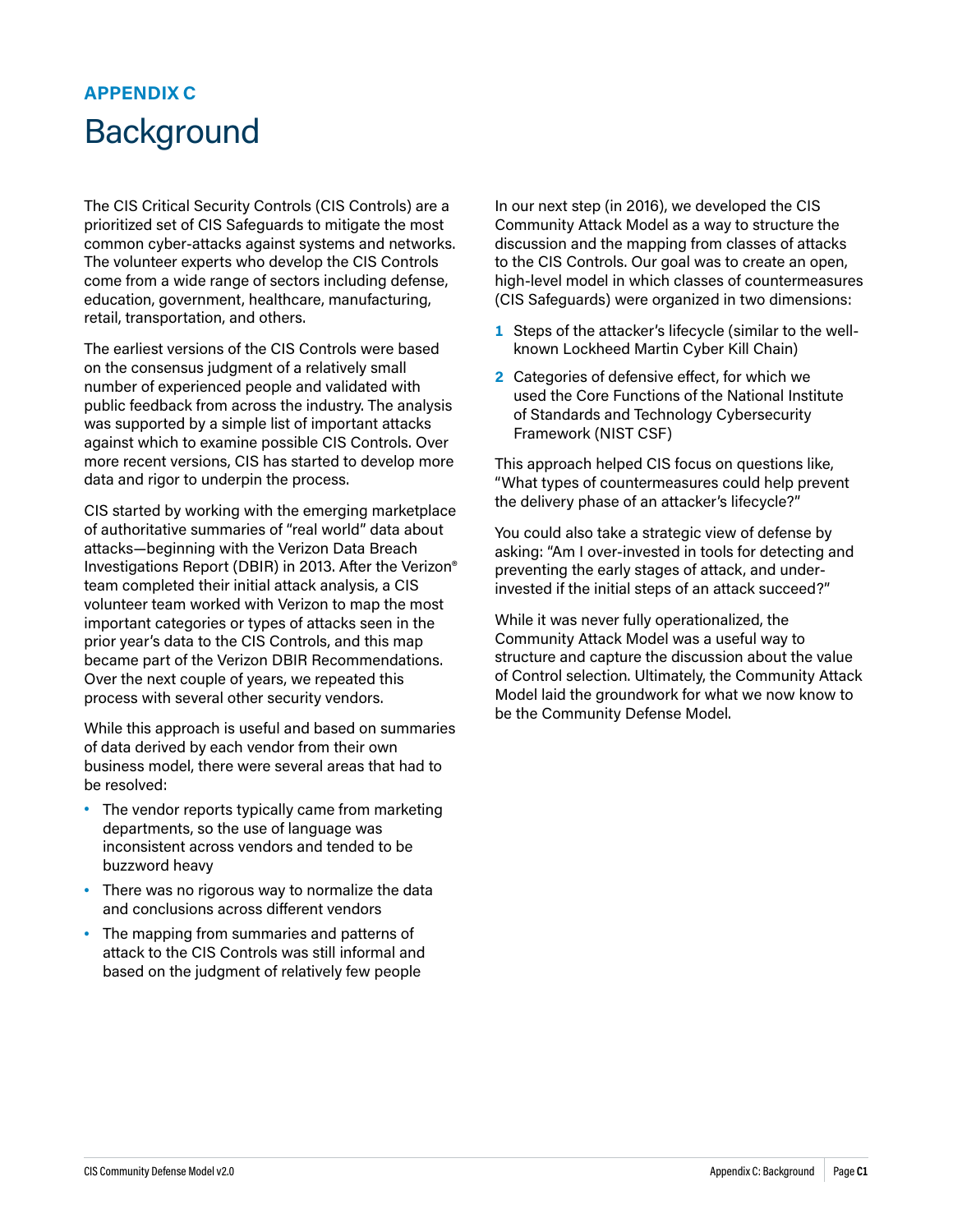## APPENDIX C

# Background

The CIS Critical Security Controls (CIS Controls) are a prioritized set of CIS Safeguards to mitigate the most common cyber-attacks against systems and networks. The volunteer experts who develop the CIS Controls come from a wide range of sectors including defense, education, government, healthcare, manufacturing, retail, transportation, and others.

The earliest versions of the CIS Controls were based on the consensus judgment of a relatively small number of experienced people and validated with public feedback from across the industry. The analysis was supported by a simple list of important attacks against which to examine possible CIS Controls. Over more recent versions, CIS has started to develop more data and rigor to underpin the process.

CIS started by working with the emerging marketplace of authoritative summaries of "real world" data about attacks—beginning with the Verizon Data Breach Investigations Report (DBIR) in 2013. After the Verizon® team completed their initial attack analysis, a CIS volunteer team worked with Verizon to map the most important categories or types of attacks seen in the prior year's data to the CIS Controls, and this map became part of the Verizon DBIR Recommendations. Over the next couple of years, we repeated this process with several other security vendors.

While this approach is useful and based on summaries of data derived by each vendor from their own business model, there were several areas that had to be resolved:

- The vendor reports typically came from marketing departments, so the use of language was inconsistent across vendors and tended to be buzzword heavy
- There was no rigorous way to normalize the data and conclusions across different vendors
- The mapping from summaries and patterns of attack to the CIS Controls was still informal and based on the judgment of relatively few people

In our next step (in 2016), we developed the CIS Community Attack Model as a way to structure the discussion and the mapping from classes of attacks to the CIS Controls. Our goal was to create an open, high-level model in which classes of countermeasures (CIS Safeguards) were organized in two dimensions:

1. Steps of the attacker's lifecycle (similar to the well-known Lockheed Martin Cyber Kill Chain)
2. Categories of defensive effect, for which we used the Core Functions of the National Institute of Standards and Technology Cybersecurity Framework (NIST CSF)

This approach helped CIS focus on questions like, "What types of countermeasures could help prevent the delivery phase of an attacker's lifecycle?"

You could also take a strategic view of defense by asking: "Am I over-invested in tools for detecting and preventing the early stages of attack, and under-invested if the initial steps of an attack succeed?"

While it was never fully operationalized, the Community Attack Model was a useful way to structure and capture the discussion about the value of Control selection. Ultimately, the Community Attack Model laid the groundwork for what we now know to be the Community Defense Model.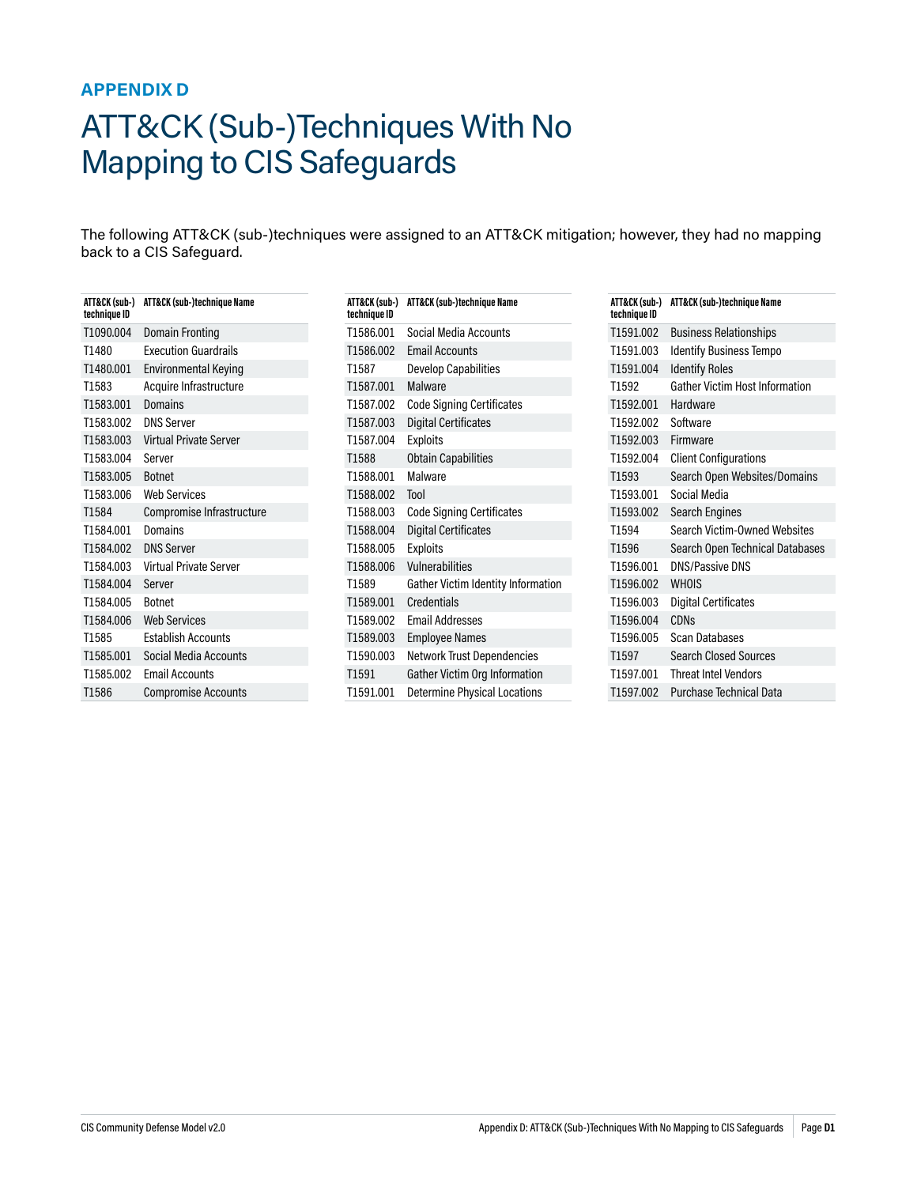## APPENDIX D

# ATT&CK (Sub-)Techniques With No Mapping to CIS Safeguards

The following ATT&CK (sub-)techniques were assigned to an ATT&CK mitigation; however, they had no mapping back to a CIS Safeguard.

| ATT&CK (sub-) technique ID | ATT&CK (sub-)technique Name |
|---|---|
| T1090.004 | Domain Fronting |
| T1480 | Execution Guardrails |
| T1480.001 | Environmental Keying |
| T1583 | Acquire Infrastructure |
| T1583.001 | Domains |
| T1583.002 | DNS Server |
| T1583.003 | Virtual Private Server |
| T1583.004 | Server |
| T1583.005 | Botnet |
| T1583.006 | Web Services |
| T1584 | Compromise Infrastructure |
| T1584.001 | Domains |
| T1584.002 | DNS Server |
| T1584.003 | Virtual Private Server |
| T1584.004 | Server |
| T1584.005 | Botnet |
| T1584.006 | Web Services |
| T1585 | Establish Accounts |
| T1585.001 | Social Media Accounts |
| T1585.002 | Email Accounts |
| T1586 | Compromise Accounts |
| T1586.001 | Social Media Accounts |
| T1586.002 | Email Accounts |
| T1587 | Develop Capabilities |
| T1587.001 | Malware |
| T1587.002 | Code Signing Certificates |
| T1587.003 | Digital Certificates |
| T1587.004 | Exploits |
| T1588 | Obtain Capabilities |
| T1588.001 | Malware |
| T1588.002 | Tool |
| T1588.003 | Code Signing Certificates |
| T1588.004 | Digital Certificates |
| T1588.005 | Exploits |
| T1588.006 | Vulnerabilities |
| T1589 | Gather Victim Identity Information |
| T1589.001 | Credentials |
| T1589.002 | Email Addresses |
| T1589.003 | Employee Names |
| T1590.003 | Network Trust Dependencies |
| T1591 | Gather Victim Org Information |
| T1591.001 | Determine Physical Locations |
| T1591.002 | Business Relationships |
| T1591.003 | Identify Business Tempo |
| T1591.004 | Identify Roles |
| T1592 | Gather Victim Host Information |
| T1592.001 | Hardware |
| T1592.002 | Software |
| T1592.003 | Firmware |
| T1592.004 | Client Configurations |
| T1593 | Search Open Websites/Domains |
| T1593.001 | Social Media |
| T1593.002 | Search Engines |
| T1594 | Search Victim-Owned Websites |
| T1596 | Search Open Technical Databases |
| T1596.001 | DNS/Passive DNS |
| T1596.002 | WHOIS |
| T1596.003 | Digital Certificates |
| T1596.004 | CDNs |
| T1596.005 | Scan Databases |
| T1597 | Search Closed Sources |
| T1597.001 | Threat Intel Vendors |
| T1597.002 | Purchase Technical Data |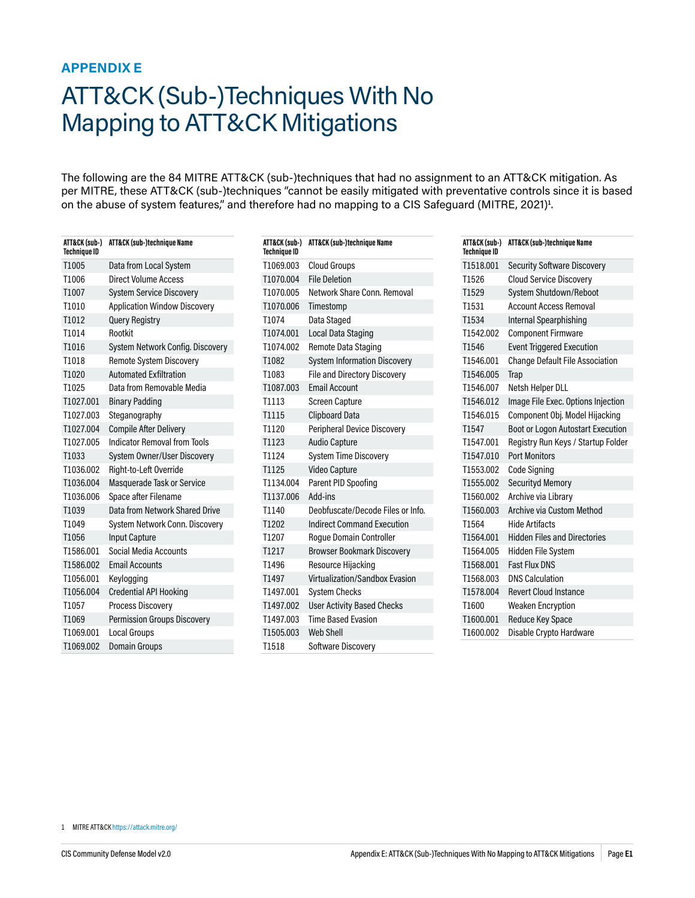## APPENDIX E

# ATT&CK (Sub-)Techniques With No Mapping to ATT&CK Mitigations

The following are the 84 MITRE ATT&CK (sub-)techniques that had no assignment to an ATT&CK mitigation. As per MITRE, these ATT&CK (sub-)techniques "cannot be easily mitigated with preventative controls since it is based on the abuse of system features," and therefore had no mapping to a CIS Safeguard (MITRE, 2021)[1].

| ATT&CK (sub-) Technique ID | ATT&CK (sub-)technique Name |
|---|---|
| T1005 | Data from Local System |
| T1006 | Direct Volume Access |
| T1007 | System Service Discovery |
| T1010 | Application Window Discovery |
| T1012 | Query Registry |
| T1014 | Rootkit |
| T1016 | System Network Config. Discovery |
| T1018 | Remote System Discovery |
| T1020 | Automated Exfiltration |
| T1025 | Data from Removable Media |
| T1027.001 | Binary Padding |
| T1027.003 | Steganography |
| T1027.004 | Compile After Delivery |
| T1027.005 | Indicator Removal from Tools |
| T1033 | System Owner/User Discovery |
| T1036.002 | Right-to-Left Override |
| T1036.004 | Masquerade Task or Service |
| T1036.006 | Space after Filename |
| T1039 | Data from Network Shared Drive |
| T1049 | System Network Conn. Discovery |
| T1056 | Input Capture |
| T1586.001 | Social Media Accounts |
| T1586.002 | Email Accounts |
| T1056.001 | Keylogging |
| T1056.004 | Credential API Hooking |
| T1057 | Process Discovery |
| T1069 | Permission Groups Discovery |
| T1069.001 | Local Groups |
| T1069.002 | Domain Groups |

| ATT&CK (sub-) Technique ID | ATT&CK (sub-)technique Name |
|---|---|
| T1069.003 | Cloud Groups |
| T1070.004 | File Deletion |
| T1070.005 | Network Share Conn. Removal |
| T1070.006 | Timestomp |
| T1074 | Data Staged |
| T1074.001 | Local Data Staging |
| T1074.002 | Remote Data Staging |
| T1082 | System Information Discovery |
| T1083 | File and Directory Discovery |
| T1087.003 | Email Account |
| T1113 | Screen Capture |
| T1115 | Clipboard Data |
| T1120 | Peripheral Device Discovery |
| T1123 | Audio Capture |
| T1124 | System Time Discovery |
| T1125 | Video Capture |
| T1134.004 | Parent PID Spoofing |
| T1137.006 | Add-ins |
| T1140 | Deobfuscate/Decode Files or Info. |
| T1202 | Indirect Command Execution |
| T1207 | Rogue Domain Controller |
| T1217 | Browser Bookmark Discovery |
| T1496 | Resource Hijacking |
| T1497 | Virtualization/Sandbox Evasion |
| T1497.001 | System Checks |
| T1497.002 | User Activity Based Checks |
| T1497.003 | Time Based Evasion |
| T1505.003 | Web Shell |
| T1518 | Software Discovery |

| ATT&CK (sub-) Technique ID | ATT&CK (sub-)technique Name |
|---|---|
| T1518.001 | Security Software Discovery |
| T1526 | Cloud Service Discovery |
| T1529 | System Shutdown/Reboot |
| T1531 | Account Access Removal |
| T1534 | Internal Spearphishing |
| T1542.002 | Component Firmware |
| T1546 | Event Triggered Execution |
| T1546.001 | Change Default File Association |
| T1546.005 | Trap |
| T1546.007 | Netsh Helper DLL |
| T1546.012 | Image File Exec. Options Injection |
| T1546.015 | Component Obj. Model Hijacking |
| T1547 | Boot or Logon Autostart Execution |
| T1547.001 | Registry Run Keys / Startup Folder |
| T1547.010 | Port Monitors |
| T1553.002 | Code Signing |
| T1555.002 | Securityd Memory |
| T1560.002 | Archive via Library |
| T1560.003 | Archive via Custom Method |
| T1564 | Hide Artifacts |
| T1564.001 | Hidden Files and Directories |
| T1564.005 | Hidden File System |
| T1568.001 | Fast Flux DNS |
| T1568.003 | DNS Calculation |
| T1578.004 | Revert Cloud Instance |
| T1600 | Weaken Encryption |
| T1600.001 | Reduce Key Space |
| T1600.002 | Disable Crypto Hardware |

1 MITRE ATT&CK https://attack.mitre.org/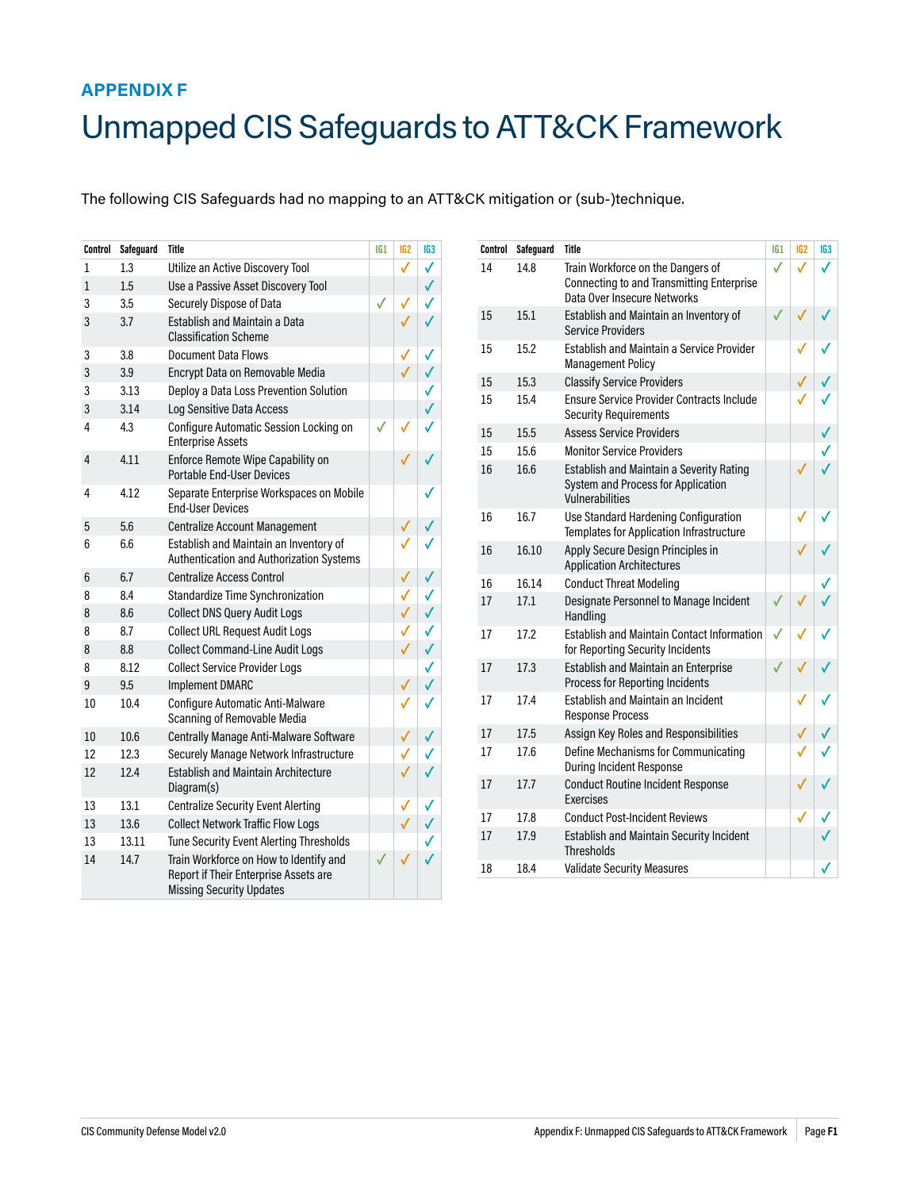**APPENDIX F**

# Unmapped CIS Safeguards to ATT&CK Framework

The following CIS Safeguards had no mapping to an ATT&CK mitigation or (sub-)technique.

| Control | Safeguard | Title | IG1 | IG2 | IG3 |
|---|---|---|---|---|---|
| 1 | 1.3 | Utilize an Active Discovery Tool | | ✓ | ✓ |
| 1 | 1.5 | Use a Passive Asset Discovery Tool | | | ✓ |
| 3 | 3.5 | Securely Dispose of Data | ✓ | ✓ | ✓ |
| 3 | 3.7 | Establish and Maintain a Data Classification Scheme | | ✓ | ✓ |
| 3 | 3.8 | Document Data Flows | | ✓ | ✓ |
| 3 | 3.9 | Encrypt Data on Removable Media | | ✓ | ✓ |
| 3 | 3.13 | Deploy a Data Loss Prevention Solution | | | ✓ |
| 3 | 3.14 | Log Sensitive Data Access | | | ✓ |
| 4 | 4.3 | Configure Automatic Session Locking on Enterprise Assets | ✓ | ✓ | ✓ |
| 4 | 4.11 | Enforce Remote Wipe Capability on Portable End-User Devices | | ✓ | ✓ |
| 4 | 4.12 | Separate Enterprise Workspaces on Mobile End-User Devices | | | ✓ |
| 5 | 5.6 | Centralize Account Management | | ✓ | ✓ |
| 6 | 6.6 | Establish and Maintain an Inventory of Authentication and Authorization Systems | | ✓ | ✓ |
| 6 | 6.7 | Centralize Access Control | | ✓ | ✓ |
| 8 | 8.4 | Standardize Time Synchronization | | ✓ | ✓ |
| 8 | 8.6 | Collect DNS Query Audit Logs | | ✓ | ✓ |
| 8 | 8.7 | Collect URL Request Audit Logs | | ✓ | ✓ |
| 8 | 8.8 | Collect Command-Line Audit Logs | | ✓ | ✓ |
| 8 | 8.12 | Collect Service Provider Logs | | | ✓ |
| 9 | 9.5 | Implement DMARC | | ✓ | ✓ |
| 10 | 10.4 | Configure Automatic Anti-Malware Scanning of Removable Media | | ✓ | ✓ |
| 10 | 10.6 | Centrally Manage Anti-Malware Software | | ✓ | ✓ |
| 12 | 12.3 | Securely Manage Network Infrastructure | | ✓ | ✓ |
| 12 | 12.4 | Establish and Maintain Architecture Diagram(s) | | ✓ | ✓ |
| 13 | 13.1 | Centralize Security Event Alerting | | ✓ | ✓ |
| 13 | 13.6 | Collect Network Traffic Flow Logs | | ✓ | ✓ |
| 13 | 13.11 | Tune Security Event Alerting Thresholds | | | ✓ |
| 14 | 14.7 | Train Workforce on How to Identify and Report if Their Enterprise Assets are Missing Security Updates | ✓ | ✓ | ✓ |
| 14 | 14.8 | Train Workforce on the Dangers of Connecting to and Transmitting Enterprise Data Over Insecure Networks | ✓ | ✓ | ✓ |
| 15 | 15.1 | Establish and Maintain an Inventory of Service Providers | ✓ | ✓ | ✓ |
| 15 | 15.2 | Establish and Maintain a Service Provider Management Policy | | ✓ | ✓ |
| 15 | 15.3 | Classify Service Providers | | ✓ | ✓ |
| 15 | 15.4 | Ensure Service Provider Contracts Include Security Requirements | | ✓ | ✓ |
| 15 | 15.5 | Assess Service Providers | | | ✓ |
| 15 | 15.6 | Monitor Service Providers | | | ✓ |
| 16 | 16.6 | Establish and Maintain a Severity Rating System and Process for Application Vulnerabilities | | ✓ | ✓ |
| 16 | 16.7 | Use Standard Hardening Configuration Templates for Application Infrastructure | | ✓ | ✓ |
| 16 | 16.10 | Apply Secure Design Principles in Application Architectures | | ✓ | ✓ |
| 16 | 16.14 | Conduct Threat Modeling | | | ✓ |
| 17 | 17.1 | Designate Personnel to Manage Incident Handling | ✓ | ✓ | ✓ |
| 17 | 17.2 | Establish and Maintain Contact Information for Reporting Security Incidents | ✓ | ✓ | ✓ |
| 17 | 17.3 | Establish and Maintain an Enterprise Process for Reporting Incidents | ✓ | ✓ | ✓ |
| 17 | 17.4 | Establish and Maintain an Incident Response Process | | ✓ | ✓ |
| 17 | 17.5 | Assign Key Roles and Responsibilities | | ✓ | ✓ |
| 17 | 17.6 | Define Mechanisms for Communicating During Incident Response | | ✓ | ✓ |
| 17 | 17.7 | Conduct Routine Incident Response Exercises | | ✓ | ✓ |
| 17 | 17.8 | Conduct Post-Incident Reviews | | ✓ | ✓ |
| 17 | 17.9 | Establish and Maintain Security Incident Thresholds | | | ✓ |
| 18 | 18.4 | Validate Security Measures | | | ✓ |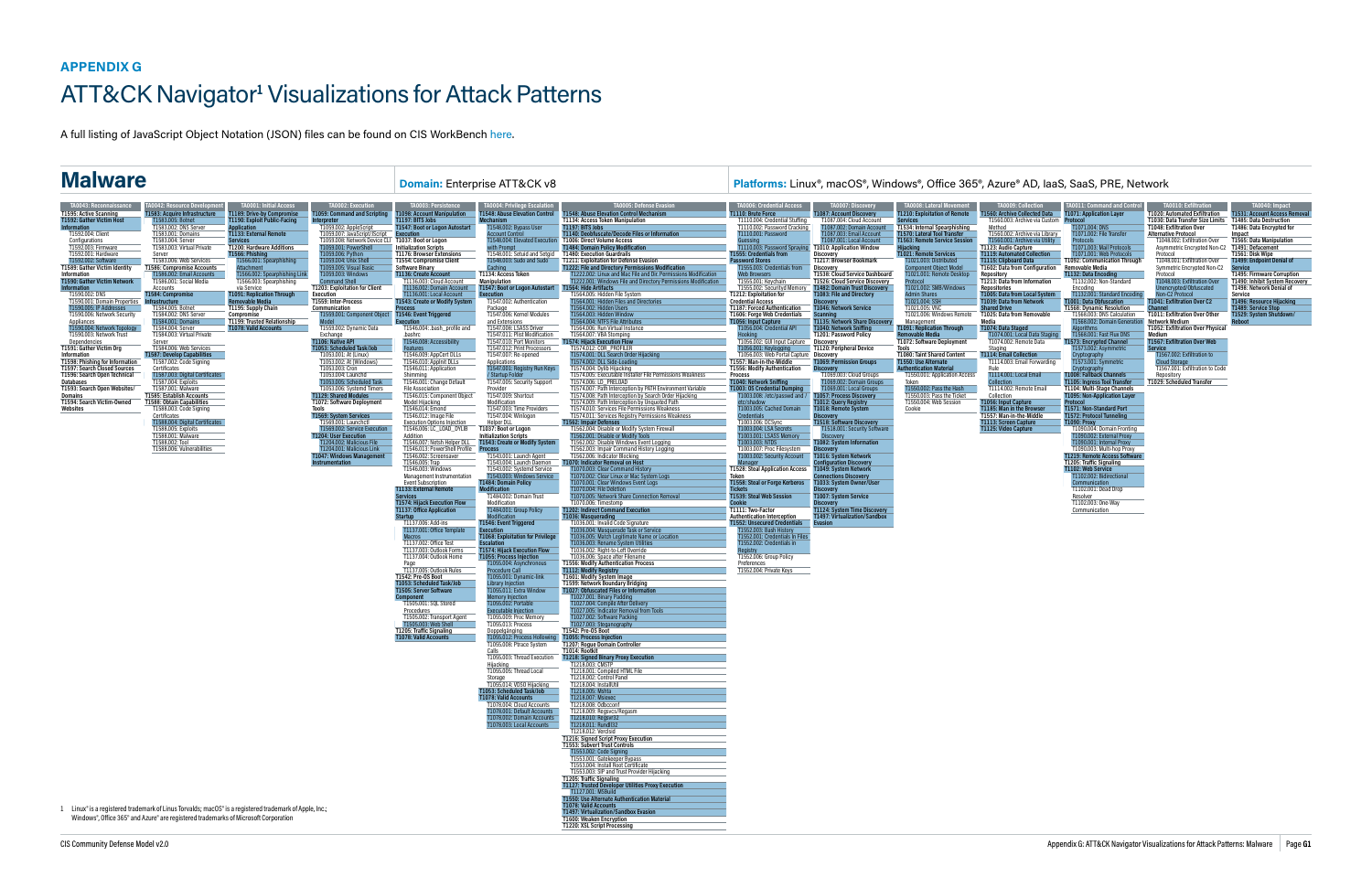## APPENDIX G

# ATT&CK Navigator[1] Visualizations for Attack Patterns

A full listing of JavaScript Object Notation (JSON) files can be found on CIS WorkBench here.

## Malware

**Domain:** Enterprise ATT&CK v8

**Platforms:** Linux®, macOS®, Windows®, Office 365®, Azure® AD, IaaS, SaaS, PRE, Network

### TA0043: Reconnaissance
- T1595: Active Scanning
- T1592: Gather Victim Host Information
  - T1592.004: Client Configurations
  - T1592.003: Firmware
  - T1592.001: Hardware
  - T1592.002: Software
- T1589: Gather Victim Identity Information
- T1590: Gather Victim Network Information
  - T1590.002: DNS
  - T1590.001: Domain Properties
  - T1590.005: IP Addresses
  - T1590.006: Network Security Appliances
  - T1590.004: Network Topology
  - T1590.003: Network Trust Dependencies
- T1591: Gather Victim Org Information
- T1598: Phishing for Information
- T1597: Search Closed Sources
- T1596: Search Open Technical Databases
- T1593: Search Open Websites/Domains
- T1594: Search Victim-Owned Websites

### TA0042: Resource Development
- T1583: Acquire Infrastructure
  - T1583.001: Botnet
  - T1583.002: DNS Server
  - T1583.001: Domains
  - T1583.004: Server
  - T1583.003: Virtual Private Server
  - T1583.006: Web Services
- T1586: Compromise Accounts
  - T1586.002: Email Accounts
  - T1586.001: Social Media Accounts
- T1584: Compromise Infrastructure
  - T1584.005: Botnet
  - T1584.002: DNS Server
  - T1584.001: Domains
  - T1584.004: Server
  - T1584.003: Virtual Private Server
  - T1584.006: Web Services
- T1587: Develop Capabilities
  - T1587.002: Code Signing Certificates
  - T1587.003: Digital Certificates
  - T1587.004: Exploits
  - T1587.001: Malware
- T1585: Establish Accounts
- T1588: Obtain Capabilities
  - T1588.003: Code Signing Certificates
  - T1588.004: Digital Certificates
  - T1588.005: Exploits
  - T1588.001: Malware
  - T1588.002: Tool
  - T1588.006: Vulnerabilities

### TA0001: Initial Access
- T1189: Drive-by Compromise
- T1190: Exploit Public-Facing Application
- T1133: External Remote Services
- T1200: Hardware Additions
- T1566: Phishing
  - T1566.001: Spearphishing Attachment
  - T1566.002: Spearphishing Link
  - T1566.003: Spearphishing via Service
- T1091: Replication Through Removable Media
- T1195: Supply Chain Compromise
- T1199: Trusted Relationship
- T1078: Valid Accounts

### TA0002: Execution
- T1059: Command and Scripting Interpreter
  - T1059.002: AppleScript
  - T1059.007: JavaScript/JScript
  - T1059.008: Network Device CLI
  - T1059.001: PowerShell
  - T1059.006: Python
  - T1059.004: Unix Shell
  - T1059.005: Visual Basic
  - T1059.003: Windows Command Shell
- T1203: Exploitation for Client Execution
- T1559: Inter-Process Communication
  - T1559.001: Component Object Model
  - T1559.002: Dynamic Data Exchange
- T1106: Native API
- T1053: Scheduled Task/Job
  - T1053.001: At (Linux)
  - T1053.002: At (Windows)
  - T1053.003: Cron
  - T1053.004: Launchd
  - T1053.005: Scheduled Task
  - T1053.006: Systemd Timers
- T1129: Shared Modules
- T1072: Software Deployment Tools
- T1569: System Services
  - T1569.001: Launchctl
  - T1569.002: Service Execution
- T1204: User Execution
  - T1204.002: Malicious File
  - T1204.001: Malicious Link
- T1047: Windows Management Instrumentation

### TA0003: Persistence
- T1098: Account Manipulation
- T1197: BITS Jobs
- T1547: Boot or Logon Autostart Execution
- T1037: Boot or Logon Initialization Scripts
- T1176: Browser Extensions
- T1554: Compromise Client Software Binary
- T1136: Create Account
  - T1136.003: Cloud Account
  - T1136.002: Domain Account
  - T1136.001: Local Account
- T1543: Create or Modify System Process
- T1546: Event Triggered Execution
  - T1546.004: .bash_profile and .bashrc
  - T1546.008: Accessibility Features
  - T1546.009: AppCert DLLs
  - T1546.010: AppInit DLLs
  - T1546.011: Application Shimming
  - T1546.001: Change Default File Association
  - T1546.015: Component Object Model Hijacking
  - T1546.014: Emond
  - T1546.012: Image File Execution Options Injection
  - T1546.006: LC_LOAD_DYLIB Addition
  - T1546.007: Netsh Helper DLL
  - T1546.013: PowerShell Profile
  - T1546.002: Screensaver
  - T1546.005: Trap
  - T1546.003: Windows Management Instrumentation Event Subscription
- T1133: External Remote Services
- T1574: Hijack Execution Flow
- T1137: Office Application Startup
  - T1137.006: Add-ins
  - T1137.001: Office Template Macros
  - T1137.002: Office Test
  - T1137.003: Outlook Forms
  - T1137.004: Outlook Home Page
  - T1137.005: Outlook Rules
- T1542: Pre-OS Boot
- T1053: Scheduled Task/Job
- T1505: Server Software Component
  - T1505.001: SQL Stored Procedures
  - T1505.002: Transport Agent
  - T1505.003: Web Shell
- T1205: Traffic Signaling
- T1078: Valid Accounts

### TA0004: Privilege Escalation
- T1548: Abuse Elevation Control Mechanism
  - T1548.002: Bypass User Account Control
  - T1548.004: Elevated Execution with Prompt
  - T1548.001: Setuid and Setgid
  - T1548.003: Sudo and Sudo Caching
- T1134: Access Token Manipulation
- T1547: Boot or Logon Autostart Execution
  - T1547.002: Authentication Package
  - T1547.006: Kernel Modules and Extensions
  - T1547.008: LSASS Driver
  - T1547.011: Plist Modification
  - T1547.010: Port Monitors
  - T1547.012: Print Processors
  - T1547.007: Re-opened Applications
  - T1547.001: Registry Run Keys / Startup Folder
  - T1547.005: Security Support Provider
  - T1547.009: Shortcut Modification
  - T1547.003: Time Providers
  - T1547.004: Winlogon Helper DLL
- T1037: Boot or Logon Initialization Scripts
- T1543: Create or Modify System Process
  - T1543.001: Launch Agent
  - T1543.004: Launch Daemon
  - T1543.002: Systemd Service
  - T1543.003: Windows Service
- T1484: Domain Policy Modification
  - T1484.001: Domain Trust Modification
  - T1484.001: Group Policy Modification
- T1546: Event Triggered Execution
- T1068: Exploitation for Privilege Escalation
- T1574: Hijack Execution Flow
- T1055: Process Injection
  - T1055.004: Asynchronous Procedure Call
  - T1055.001: Dynamic-link Library Injection
  - T1055.011: Extra Window Memory Injection
  - T1055.002: Portable Executable Injection
  - T1055.009: Proc Memory
  - T1055.013: Process Doppelgänging
  - T1055.012: Process Hollowing
  - T1055.008: Ptrace System Calls
  - T1055.003: Thread Execution Hijacking
  - T1055.005: Thread Local Storage
  - T1055.014: VDSO Hijacking
- T1053: Scheduled Task/Job
- T1078: Valid Accounts
  - T1078.004: Cloud Accounts
  - T1078.001: Default Accounts
  - T1078.002: Domain Accounts
  - T1078.003: Local Accounts

### TA0005: Defense Evasion
- T1548: Abuse Elevation Control Mechanism
- T1134: Access Token Manipulation
- T1197: BITS Jobs
- T1140: Deobfuscate/Decode Files or Information
- T1006: Direct Volume Access
- T1484: Domain Policy Modification
- T1480: Execution Guardrails
- T1211: Exploitation for Defense Evasion
- T1222: File and Directory Permissions Modification
  - T1222.002: Linux and Mac File and Directory Permissions Modification
  - T1222.001: Windows File and Directory Permissions Modification
- T1564: Hide Artifacts
  - T1564.005: Hidden File System
  - T1564.001: Hidden Files and Directories
  - T1564.002: Hidden Users
  - T1564.003: Hidden Window
  - T1564.004: NTFS File Attributes
  - T1564.006: Run Virtual Instance
  - T1564.007: VBA Stomping
- T1574: Hijack Execution Flow
  - T1574.012: COR_PROFILER
  - T1574.001: DLL Search Order Hijacking
  - T1574.002: DLL Side-Loading
  - T1574.004: Dylib Hijacking
  - T1574.005: Executable Installer File Permissions Weakness
  - T1574.006: LD_PRELOAD
  - T1574.007: Path Interception by PATH Environment Variable
  - T1574.008: Path Interception by Search Order Hijacking
  - T1574.009: Path Interception by Unquoted Path
  - T1574.010: Services File Permissions Weakness
  - T1574.011: Services Registry Permissions Weakness
- T1562: Impair Defenses
  - T1562.003: Disable or Modify System Firewall
  - T1562.001: Disable or Modify Tools
  - T1562.002: Disable Windows Event Logging
  - T1562.003: Impair Command History Logging
  - T1562.006: Indicator Blocking
- T1070: Indicator Removal on Host
  - T1070.003: Clear Command History
  - T1070.002: Clear Linux or Mac System Logs
  - T1070.001: Clear Windows Event Logs
  - T1070.004: File Deletion
  - T1070.005: Network Share Connection Removal
  - T1070.006: Timestomp
- T1202: Indirect Command Execution
- T1036: Masquerading
  - T1036.001: Invalid Code Signature
  - T1036.004: Masquerade Task or Service
  - T1036.005: Match Legitimate Name or Location
  - T1036.003: Rename System Utilities
  - T1036.002: Right-to-Left Override
  - T1036.006: Space after Filename
- T1556: Modify Authentication Process
- T1112: Modify Registry
- T1601: Modify System Image
- T1599: Network Boundary Bridging
- T1027: Obfuscated Files or Information
  - T1027.001: Binary Padding
  - T1027.004: Compile After Delivery
  - T1027.005: Indicator Removal from Tools
  - T1027.002: Software Packing
  - T1027.003: Steganography
- T1542: Pre-OS Boot
- T1055: Process Injection
- T1207: Rogue Domain Controller
- T1014: Rootkit
- T1218: Signed Binary Proxy Execution
  - T1218.003: CMSTP
  - T1218.001: Compiled HTML File
  - T1218.002: Control Panel
  - T1218.004: InstallUtil
  - T1218.005: Mshta
  - T1218.007: Msiexec
  - T1218.008: Odbcconf
  - T1218.009: Regsvcs/Regasm
  - T1218.010: Regsvr32
  - T1218.011: Rundll32
  - T1218.012: Verclsid
- T1216: Signed Script Proxy Execution
- T1553: Subvert Trust Controls
  - T1553.002: Code Signing
  - T1553.001: Gatekeeper Bypass
  - T1553.004: Install Root Certificate
  - T1553.003: SIP and Trust Provider Hijacking
- T1205: Traffic Signaling
- T1127: Trusted Developer Utilities Proxy Execution
  - T1127.001: MSBuild
- T1550: Use Alternate Authentication Material
- T1078: Valid Accounts
- T1497: Virtualization/Sandbox Evasion
- T1600: Weaken Encryption
- T1220: XSL Script Processing

### TA0006: Credential Access
- T1110: Brute Force
  - T1110.004: Credential Stuffing
  - T1110.002: Password Cracking
  - T1110.001: Password Guessing
  - T1110.003: Password Spraying
- T1555: Credentials from Password Stores
  - T1555.003: Credentials from Web Browsers
  - T1555.001: Keychain
  - T1555.002: Securityd Memory
- T1212: Exploitation for Credential Access
- T1187: Forced Authentication
- T1606: Forge Web Credentials
- T1056: Input Capture
  - T1056.004: Credential API Hooking
  - T1056.002: GUI Input Capture
  - T1056.001: Keylogging
  - T1056.003: Web Portal Capture
- T1557: Man-in-the-Middle
- T1556: Modify Authentication Process
- T1040: Network Sniffing
- T1003: OS Credential Dumping
  - T1003.008: /etc/passwd and /etc/shadow
  - T1003.005: Cached Domain Credentials
  - T1003.006: DCSync
  - T1003.004: LSA Secrets
  - T1003.001: LSASS Memory
  - T1003.003: NTDS
  - T1003.007: Proc Filesystem
  - T1003.002: Security Account Manager
- T1528: Steal Application Access Token
- T1558: Steal or Forge Kerberos Tickets
- T1539: Steal Web Session Cookie
- T1111: Two-Factor Authentication Interception
- T1552: Unsecured Credentials
  - T1552.003: Bash History
  - T1552.001: Credentials In Files
  - T1552.002: Credentials in Registry
  - T1552.006: Group Policy Preferences
  - T1552.004: Private Keys

### TA0007: Discovery
- T1087: Account Discovery
  - T1087.004: Cloud Account
  - T1087.002: Domain Account
  - T1087.003: Email Account
  - T1087.001: Local Account
- T1010: Application Window Discovery
- T1217: Browser Bookmark Discovery
- T1538: Cloud Service Dashboard
- T1526: Cloud Service Discovery
- T1482: Domain Trust Discovery
- T1083: File and Directory Discovery
- T1046: Network Service Scanning
- T1135: Network Share Discovery
- T1040: Network Sniffing
- T1201: Password Policy Discovery
- T1120: Peripheral Device Discovery
- T1069: Permission Groups Discovery
  - T1069.003: Cloud Groups
  - T1069.002: Domain Groups
  - T1069.001: Local Groups
- T1057: Process Discovery
- T1012: Query Registry
- T1018: Remote System Discovery
- T1518: Software Discovery
  - T1518.001: Security Software Discovery
- T1082: System Information Discovery
- T1016: System Network Configuration Discovery
- T1049: System Network Connections Discovery
- T1033: System Owner/User Discovery
- T1007: System Service Discovery
- T1124: System Time Discovery
- T1497: Virtualization/Sandbox Evasion

### TA0008: Lateral Movement
- T1210: Exploitation of Remote Services
- T1534: Internal Spearphishing
- T1570: Lateral Tool Transfer
- T1563: Remote Service Session Hijacking
- T1021: Remote Services
  - T1021.003: Distributed Component Object Model
  - T1021.001: Remote Desktop Protocol
  - T1021.002: SMB/Windows Admin Shares
  - T1021.004: SSH
  - T1021.005: VNC
  - T1021.006: Windows Remote Management
- T1091: Replication Through Removable Media
- T1072: Software Deployment Tools
- T1080: Taint Shared Content
- T1550: Use Alternate Authentication Material
  - T1550.001: Application Access Token
  - T1550.002: Pass the Hash
  - T1550.003: Pass the Ticket
  - T1550.004: Web Session Cookie

### TA0009: Collection
- T1560: Archive Collected Data
  - T1560.003: Archive via Custom Method
  - T1560.002: Archive via Library
  - T1560.001: Archive via Utility
- T1123: Audio Capture
- T1119: Automated Collection
- T1115: Clipboard Data
- T1602: Data from Configuration Repository
- T1213: Data from Information Repositories
- T1005: Data from Local System
- T1039: Data from Network Shared Drive
- T1025: Data from Removable Media
- T1074: Data Staged
  - T1074.001: Local Data Staging
  - T1074.002: Remote Data Staging
- T1114: Email Collection
  - T1114.003: Email Forwarding Rule
  - T1114.001: Local Email Collection
  - T1114.002: Remote Email Collection
- T1056: Input Capture
- T1185: Man in the Browser
- T1557: Man-in-the-Middle
- T1113: Screen Capture
- T1125: Video Capture

### TA0011: Command and Control
- T1071: Application Layer Protocol
  - T1071.004: DNS
  - T1071.002: File Transfer Protocols
  - T1071.003: Mail Protocols
  - T1071.001: Web Protocols
- T1092: Communication Through Removable Media
- T1132: Data Encoding
  - T1132.002: Non-Standard Encoding
  - T1132.001: Standard Encoding
- T1001: Data Obfuscation
- T1568: Dynamic Resolution
  - T1568.003: DNS Calculation
  - T1568.002: Domain Generation Algorithms
  - T1568.001: Fast Flux DNS
- T1573: Encrypted Channel
  - T1573.002: Asymmetric Cryptography
  - T1573.001: Symmetric Cryptography
- T1008: Fallback Channels
- T1105: Ingress Tool Transfer
- T1104: Multi-Stage Channels
- T1095: Non-Application Layer Protocol
- T1571: Non-Standard Port
- T1572: Protocol Tunneling
- T1090: Proxy
  - T1090.004: Domain Fronting
  - T1090.002: External Proxy
  - T1090.001: Internal Proxy
  - T1090.003: Multi-hop Proxy
- T1219: Remote Access Software
- T1205: Traffic Signaling
- T1102: Web Service
  - T1102.002: Bidirectional Communication
  - T1102.001: Dead Drop Resolver
  - T1102.003: One-Way Communication

### TA0010: Exfiltration
- T1020: Automated Exfiltration
- T1030: Data Transfer Size Limits
- T1048: Exfiltration Over Alternative Protocol
  - T1048.002: Exfiltration Over Asymmetric Encrypted Non-C2 Protocol
  - T1048.001: Exfiltration Over Symmetric Encrypted Non-C2 Protocol
  - T1048.003: Exfiltration Over Unencrypted/Obfuscated Non-C2 Protocol
- T1041: Exfiltration Over C2 Channel
- T1011: Exfiltration Over Other Network Medium
- T1052: Exfiltration Over Physical Medium
- T1567: Exfiltration Over Web Service
  - T1567.002: Exfiltration to Cloud Storage
  - T1567.001: Exfiltration to Code Repository
- T1029: Scheduled Transfer

### TA0040: Impact
- T1531: Account Access Removal
- T1485: Data Destruction
- T1486: Data Encrypted for Impact
- T1565: Data Manipulation
- T1491: Defacement
- T1561: Disk Wipe
- T1499: Endpoint Denial of Service
- T1495: Firmware Corruption
- T1490: Inhibit System Recovery
- T1498: Network Denial of Service
- T1496: Resource Hijacking
- T1489: Service Stop
- T1529: System Shutdown/Reboot

---

[1] Linux® is a registered trademark of Linus Torvalds; macOS® is a registered trademark of Apple, Inc.; Windows®, Office 365® and Azure® are registered trademarks of Microsoft Corporation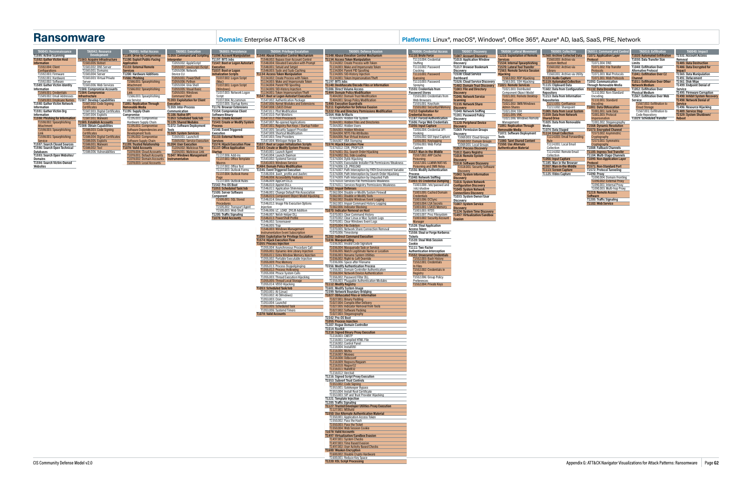# Ransomware

**Domain:** Enterprise ATT&CK v8

**Platforms:** Linux®, macOS®, Windows®, Office 365®, Azure® AD, IaaS, SaaS, PRE, Network

## TA0043: Reconnaissance

- T1595: Active Scanning
- T1592: Gather Victim Host Information
  - T1592.004: Client Configurations
  - T1592.003: Firmware
  - T1592.001: Hardware
  - T1592.002: Software
- T1589: Gather Victim Identity Information
  - T1589.001: Credentials
  - T1589.002: Email Addresses
  - T1589.003: Employee Names
- T1590: Gather Victim Network Information
- T1591: Gather Victim Org Information
- T1598: Phishing for Information
  - T1598.002: Spearphishing Attachment
  - T1598.003: Spearphishing Link
  - T1598.001: Spearphishing Service
- T1597: Search Closed Sources
- T1596: Search Open Technical Databases
- T1593: Search Open Websites/Domains
- T1594: Search Victim-Owned Websites

## TA0042: Resource Development

- T1583: Acquire Infrastructure
  - T1583.005: Botnet
  - T1583.002: DNS Server
  - T1583.001: Domains
  - T1583.004: Server
  - T1583.003: Virtual Private Server
  - T1583.006: Web Services
- T1586: Compromise Accounts
- T1584: Compromise Infrastructure
- T1587: Develop Capabilities
  - T1587.002: Code Signing Certificates
  - T1587.003: Digital Certificates
  - T1587.004: Exploits
  - T1587.001: Malware
- T1585: Establish Accounts
- T1588: Obtain Capabilities
  - T1588.003: Code Signing Certificates
  - T1588.004: Digital Certificates
  - T1588.005: Exploits
  - T1588.001: Malware
  - T1588.002: Tool
  - T1588.006: Vulnerabilities

## TA0001: Initial Access

- T1189: Drive-by Compromise
- T1190: Exploit Public-Facing Application
- T1133: External Remote Services
- T1200: Hardware Additions
- T1566: Phishing
  - T1566.001: Spearphishing Attachment
  - T1566.002: Spearphishing Link
  - T1566.003: Spearphishing via Service
- T1091: Replication Through Removable Media
- T1195: Supply Chain Compromise
  - T1195.003: Compromise Hardware Supply Chain
  - T1195.001: Compromise Software Dependencies and Development Tools
  - T1195.002: Compromise Software Supply Chain
- T1199: Trusted Relationship
- T1078: Valid Accounts
  - T1078.004: Cloud Accounts
  - T1078.001: Default Accounts
  - T1078.002: Domain Accounts
  - T1078.003: Local Accounts

## TA0002: Execution

- T1059: Command and Scripting Interpreter
  - T1059.002: AppleScript
  - T1059.007: JavaScript/JScript
  - T1059.008: Network Device CLI
  - T1059.001: PowerShell
  - T1059.006: Python
  - T1059.004: Unix Shell
  - T1059.005: Visual Basic
  - T1059.003: Windows Command Shell
- T1203: Exploitation for Client Execution
- T1559: Inter-Process Communication
- T1106: Native API
- T1053: Scheduled Task/Job
- T1129: Shared Modules
- T1072: Software Deployment Tools
- T1569: System Services
  - T1569.001: Launchctl
  - T1569.002: Service Execution
- T1204: User Execution
  - T1204.002: Malicious File
  - T1204.001: Malicious Link
- T1047: Windows Management Instrumentation

## TA0003: Persistence

- T1098: Account Manipulation
- T1197: BITS Jobs
- T1547: Boot or Logon Autostart Execution
- T1037: Boot or Logon Initialization Scripts
  - T1037.002: Logon Script (Mac)
  - T1037.001: Logon Script (Windows)
  - T1037.003: Network Logon Script
  - T1037.004: Rc.common
  - T1037.005: Startup Items
- T1176: Browser Extensions
- T1554: Compromise Client Software Binary
- T1136: Create Account
- T1543: Create or Modify System Process
- T1546: Event Triggered Execution
- T1133: External Remote Services
- T1574: Hijack Execution Flow
- T1137: Office Application Startup
  - T1137.006: Add-ins
  - T1137.001: Office Template Macros
  - T1137.002: Office Test
  - T1137.003: Outlook Forms
  - T1137.004: Outlook Home Page
  - T1137.005: Outlook Rules
- T1542: Pre-OS Boot
- T1053: Scheduled Task/Job
- T1505: Server Software Component
  - T1505.001: SQL Stored Procedures
  - T1505.002: Transport Agent
  - T1505.003: Web Shell
- T1205: Traffic Signaling
- T1078: Valid Accounts

## TA0004: Privilege Escalation

- T1548: Abuse Elevation Control Mechanism
  - T1548.002: Bypass User Account Control
  - T1548.004: Elevated Execution with Prompt
  - T1548.001: Setuid and Setgid
  - T1548.003: Sudo and Sudo Caching
- T1134: Access Token Manipulation
  - T1134.002: Create Process with Token
  - T1134.003: Make and Impersonate Token
  - T1134.004: Parent PID Spoofing
  - T1134.005: SID-History Injection
  - T1134.001: Token Impersonation/Theft
- T1547: Boot or Logon Autostart Execution
  - T1547.001: Authentication Package
  - T1547.006: Kernel Modules and Extensions
  - T1547.008: LSASS Driver
  - T1547.011: Plist Modification
  - T1547.010: Port Monitors
  - T1547.012: Print Processors
  - T1547.007: Re-opened Applications
  - T1547.001: Registry Run Keys / Startup Folder
  - T1547.005: Security Support Provider
  - T1547.009: Shortcut Modification
  - T1547.003: Time Providers
  - T1547.004: Winlogon Helper DLL
- T1037: Boot or Logon Initialization Scripts
- T1543: Create or Modify System Process
  - T1543.001: Launch Agent
  - T1543.004: Launch Daemon
  - T1543.002: Systemd Service
  - T1543.003: Windows Service
- T1484: Domain Policy Modification
- T1546: Event Triggered Execution
  - T1546.004: .bash_profile and .bashrc
  - T1546.008: Accessibility Features
  - T1546.009: AppCert DLLs
  - T1546.010: AppInit DLLs
  - T1546.011: Application Shimming
  - T1546.001: Change Default File Association
  - T1546.015: Component Object Model Hijacking
  - T1546.014: Emond
  - T1546.012: Image File Execution Options Injection
  - T1546.006: LC_LOAD_DYLIB Addition
  - T1546.007: Netsh Helper DLL
  - T1546.013: PowerShell Profile
  - T1546.002: Screensaver
  - T1546.005: Trap
  - T1546.003: Windows Management Instrumentation Event Subscription
- T1068: Exploitation for Privilege Escalation
- T1574: Hijack Execution Flow
- T1055: Process Injection
  - T1055.004: Asynchronous Procedure Call
  - T1055.001: Dynamic-link Library Injection
  - T1055.011: Extra Window Memory Injection
  - T1055.002: Portable Executable Injection
  - T1055.009: Proc Memory
  - T1055.013: Process Doppelgänging
  - T1055.012: Process Hollowing
  - T1055.008: Ptrace System Calls
  - T1055.003: Thread Execution Hijacking
  - T1055.005: Thread Local Storage
  - T1055.014: VDSO Hijacking
- T1053: Scheduled Task/Job
  - T1053.002: At (Linux)
  - T1053.002: At (Windows)
  - T1053.003: Cron
  - T1053.004: Launchd
  - T1053.005: Scheduled Task
  - T1053.006: Systemd Timers
- T1078: Valid Accounts

## TA0005: Defense Evasion

- T1548: Abuse Elevation Control Mechanism
- T1134: Access Token Manipulation
  - T1134.002: Create Process with Token
  - T1134.003: Make and Impersonate Token
  - T1134.004: Parent PID Spoofing
  - T1134.005: SID-History Injection
  - T1134.001: Token Impersonation/Theft
- T1197: BITS Jobs
- T1140: Deobfuscate/Decode Files or Information
- T1006: Direct Volume Access
- T1484: Domain Policy Modification
  - T1484.002: Domain Trust Modification
  - T1484.001: Group Policy Modification
- T1480: Execution Guardrails
- T1211: Exploitation for Defense Evasion
- T1222: File and Directory Permissions Modification
- T1564: Hide Artifacts
  - T1564.005: Hidden File System
  - T1564.001: Hidden Files and Directories
  - T1564.002: Hidden Users
  - T1564.003: Hidden Window
  - T1564.004: NTFS File Attributes
  - T1564.006: Run Virtual Instance
  - T1564.007: VBA Stomping
- T1574: Hijack Execution Flow
  - T1574.012: COR_PROFILER
  - T1574.001: DLL Search Order Hijacking
  - T1574.002: DLL Side-Loading
  - T1574.004: Dylib Hijacking
  - T1574.005: Executable Installer File Permissions Weakness
  - T1574.006: LD_PRELOAD
  - T1574.007: Path Interception by PATH Environment Variable
  - T1574.008: Path Interception by Search Order Hijacking
  - T1574.009: Path Interception by Unquoted Path
  - T1574.010: Services File Permissions Weakness
  - T1574.011: Services Registry Permissions Weakness
- T1562: Impair Defenses
  - T1562.004: Disable or Modify System Firewall
  - T1562.001: Disable or Modify Tools
  - T1562.002: Disable Windows Event Logging
  - T1562.003: Impair Command History Logging
  - T1562.006: Indicator Blocking
- T1070: Indicator Removal on Host
  - T1070.003: Clear Command History
  - T1070.002: Clear Linux or Mac System Logs
  - T1070.001: Clear Windows Event Logs
  - T1070.004: File Deletion
  - T1070.005: Network Share Connection Removal
  - T1070.006: Timestomp
- T1202: Indirect Command Execution
- T1036: Masquerading
  - T1036.001: Invalid Code Signature
  - T1036.004: Masquerade Task or Service
  - T1036.005: Match Legitimate Name or Location
  - T1036.003: Rename System Utilities
  - T1036.002: Right-to-Left Override
  - T1036.006: Space after Filename
- T1556: Modify Authentication Process
  - T1556.001: Domain Controller Authentication
  - T1556.004: Network Device Authentication
  - T1556.002: Password Filter DLL
  - T1556.003: Pluggable Authentication Modules
- T1112: Modify Registry
- T1601: Modify System Image
- T1599: Network Boundary Bridging
- T1027: Obfuscated Files or Information
  - T1027.001: Binary Padding
  - T1027.004: Compile After Delivery
  - T1027.005: Indicator Removal from Tools
  - T1027.002: Software Packing
  - T1027.003: Steganography
- T1542: Pre-OS Boot
- T1055: Process Injection
- T1207: Rogue Domain Controller
- T1014: Rootkit
- T1218: Signed Binary Proxy Execution
  - T1218.003: CMSTP
  - T1218.001: Compiled HTML File
  - T1218.002: Control Panel
  - T1218.004: InstallUtil
  - T1218.005: Mshta
  - T1218.007: Msiexec
  - T1218.008: Odbcconf
  - T1218.009: Regsvcs/Regasm
  - T1218.010: Regsvr32
  - T1218.011: Rundll32
  - T1218.012: Verclsid
- T1216: Signed Script Proxy Execution
- T1553: Subvert Trust Controls
  - T1553.002: Code Signing
  - T1553.001: Gatekeeper Bypass
  - T1553.004: Install Root Certificate
  - T1553.003: SIP and Trust Provider Hijacking
- T1221: Template Injection
- T1205: Traffic Signaling
- T1127: Trusted Developer Utilities Proxy Execution
  - T1127.001: MSBuild
- T1550: Use Alternate Authentication Material
  - T1550.001: Application Access Token
  - T1550.002: Pass the Hash
  - T1550.003: Pass the Ticket
  - T1550.004: Web Session Cookie
- T1078: Valid Accounts
- T1497: Virtualization/Sandbox Evasion
  - T1497.001: System Checks
  - T1497.003: Time Based Evasion
  - T1497.002: User Activity Based Checks
- T1600: Weaken Encryption
  - T1600.001: Disable Crypto Hardware
  - T1600.001: Reduce Key Space
- T1220: XSL Script Processing

## TA0006: Credential Access

- T1110: Brute Force
  - T1110.004: Credential Stuffing
  - T1110.002: Password Cracking
  - T1110.001: Password Guessing
  - T1110.003: Password Spraying
- T1555: Credentials from Password Stores
  - T1555.003: Credentials from Web Browsers
  - T1555.001: Keychain
  - T1555.002: Securityd Memory
- T1212: Exploitation for Credential Access
- T1187: Forced Authentication
- T1606: Forge Web Credentials
- T1056: Input Capture
  - T1056.004: Credential API Hooking
  - T1056.002: GUI Input Capture
  - T1056.001: Keylogging
  - T1056.003: Web Portal Capture
- T1557: Man-in-the-Middle
  - T1557.002: ARP Cache Poisoning
  - T1557.001: LLMNR/NBT-NS Poisoning and SMB Relay
- T1556: Modify Authentication Process
- T1040: Network Sniffing
- T1003: OS Credential Dumping
  - T1003.008: /etc/passwd and /etc/shadow
  - T1003.005: Cached Domain Credentials
  - T1003.006: DCSync
  - T1003.004: LSA Secrets
  - T1003.001: LSASS Memory
  - T1003.003: NTDS
  - T1003.007: Proc Filesystem
  - T1003.002: Security Account Manager
- T1528: Steal Application Access Token
- T1558: Steal or Forge Kerberos Tickets
- T1539: Steal Web Session Cookie
- T1111: Two-Factor Authentication Interception
- T1552: Unsecured Credentials
  - T1552.003: Bash History
  - T1552.001: Credentials In Files
  - T1552.002: Credentials in Registry
  - T1552.006: Group Policy Preferences
  - T1552.004: Private Keys

## TA0007: Discovery

- T1087: Account Discovery
- T1010: Application Window Discovery
- T1217: Browser Bookmark Discovery
- T1538: Cloud Service Dashboard
- T1526: Cloud Service Discovery
- T1482: Domain Trust Discovery
- T1083: File and Directory Discovery
- T1046: Network Service Scanning
- T1135: Network Share Discovery
- T1040: Network Sniffing
- T1201: Password Policy Discovery
- T1120: Peripheral Device Discovery
- T1069: Permission Groups Discovery
  - T1069.003: Cloud Groups
  - T1069.002: Domain Groups
  - T1069.001: Local Groups
- T1057: Process Discovery
- T1012: Query Registry
- T1018: Remote System Discovery
- T1518: Software Discovery
  - T1518.001: Security Software Discovery
- T1082: System Information Discovery
- T1016: System Network Configuration Discovery
- T1049: System Network Connections Discovery
- T1033: System Owner/User Discovery
- T1007: System Service Discovery
- T1124: System Time Discovery
- T1497: Virtualization/Sandbox Evasion

## TA0008: Lateral Movement

- T1210: Exploitation of Remote Services
- T1534: Internal Spearphishing
- T1570: Lateral Tool Transfer
- T1563: Remote Service Session Hijacking
  - T1563.002: RDP Hijacking
  - T1563.001: SSH Hijacking
- T1021: Remote Services
  - T1021.003: Distributed Component Object Model
  - T1021.001: Remote Desktop Protocol
  - T1021.002: SMB/Windows Admin Shares
  - T1021.004: SSH
  - T1021.005: VNC
  - T1021.006: Windows Remote Management
- T1091: Replication Through Removable Media
- T1072: Software Deployment Tools
- T1080: Taint Shared Content
- T1550: Use Alternate Authentication Material

## TA0009: Collection

- T1560: Archive Collected Data
  - T1560.003: Archive via Custom Method
  - T1560.002: Archive via Library
  - T1560.001: Archive via Utility
- T1123: Audio Capture
- T1119: Automated Collection
- T1115: Clipboard Data
- T1602: Data from Configuration Repository
- T1213: Data from Information Repositories
  - T1213.001: Confluence
  - T1213.002: Sharepoint
- T1005: Data from Local System
- T1039: Data from Network Shared Drive
- T1025: Data from Removable Media
- T1074: Data Staged
- T1114: Email Collection
  - T1114.003: Email Forwarding Rule
  - T1114.001: Local Email Collection
  - T1114.002: Remote Email Collection
- T1056: Input Capture
- T1185: Man in the Browser
- T1557: Man-in-the-Middle
- T1113: Screen Capture
- T1125: Video Capture

## TA0011: Command and Control

- T1071: Application Layer Protocol
  - T1071.004: DNS
  - T1071.002: File Transfer Protocols
  - T1071.003: Mail Protocols
  - T1071.001: Web Protocols
- T1092: Communication Through Removable Media
- T1132: Data Encoding
  - T1132.002: Non-Standard Encoding
  - T1132.001: Standard Encoding
- T1001: Data Obfuscation
  - T1001.001: Junk Data
  - T1001.003: Protocol Impersonation
  - T1001.002: Steganography
- T1568: Dynamic Resolution
- T1573: Encrypted Channel
  - T1573.002: Asymmetric Cryptography
  - T1573.001: Symmetric Cryptography
- T1008: Fallback Channels
- T1105: Ingress Tool Transfer
- T1104: Multi-Stage Channels
- T1095: Non-Application Layer Protocol
- T1571: Non-Standard Port
- T1572: Protocol Tunneling
- T1090: Proxy
  - T1090.004: Domain Fronting
  - T1090.002: External Proxy
  - T1090.001: Internal Proxy
  - T1090.003: Multi-hop Proxy
- T1219: Remote Access Software
- T1205: Traffic Signaling
- T1102: Web Service

## TA0010: Exfiltration

- T1020: Automated Exfiltration
- T1030: Data Transfer Size Limits
- T1048: Exfiltration Over Alternative Protocol
- T1041: Exfiltration Over C2 Channel
- T1011: Exfiltration Over Other Network Medium
- T1052: Exfiltration Over Physical Medium
- T1567: Exfiltration Over Web Service
  - T1567.002: Exfiltration to Cloud Storage
  - T1567.001: Exfiltration to Code Repository
- T1029: Scheduled Transfer

## TA0040: Impact

- T1531: Account Access Removal
- T1485: Data Destruction
- T1486: Data Encrypted for Impact
- T1565: Data Manipulation
- T1491: Defacement
- T1561: Disk Wipe
- T1499: Endpoint Denial of Service
- T1495: Firmware Corruption
- T1490: Inhibit System Recovery
- T1498: Network Denial of Service
- T1496: Resource Hijacking
- T1489: Service Stop
- T1529: System Shutdown/Reboot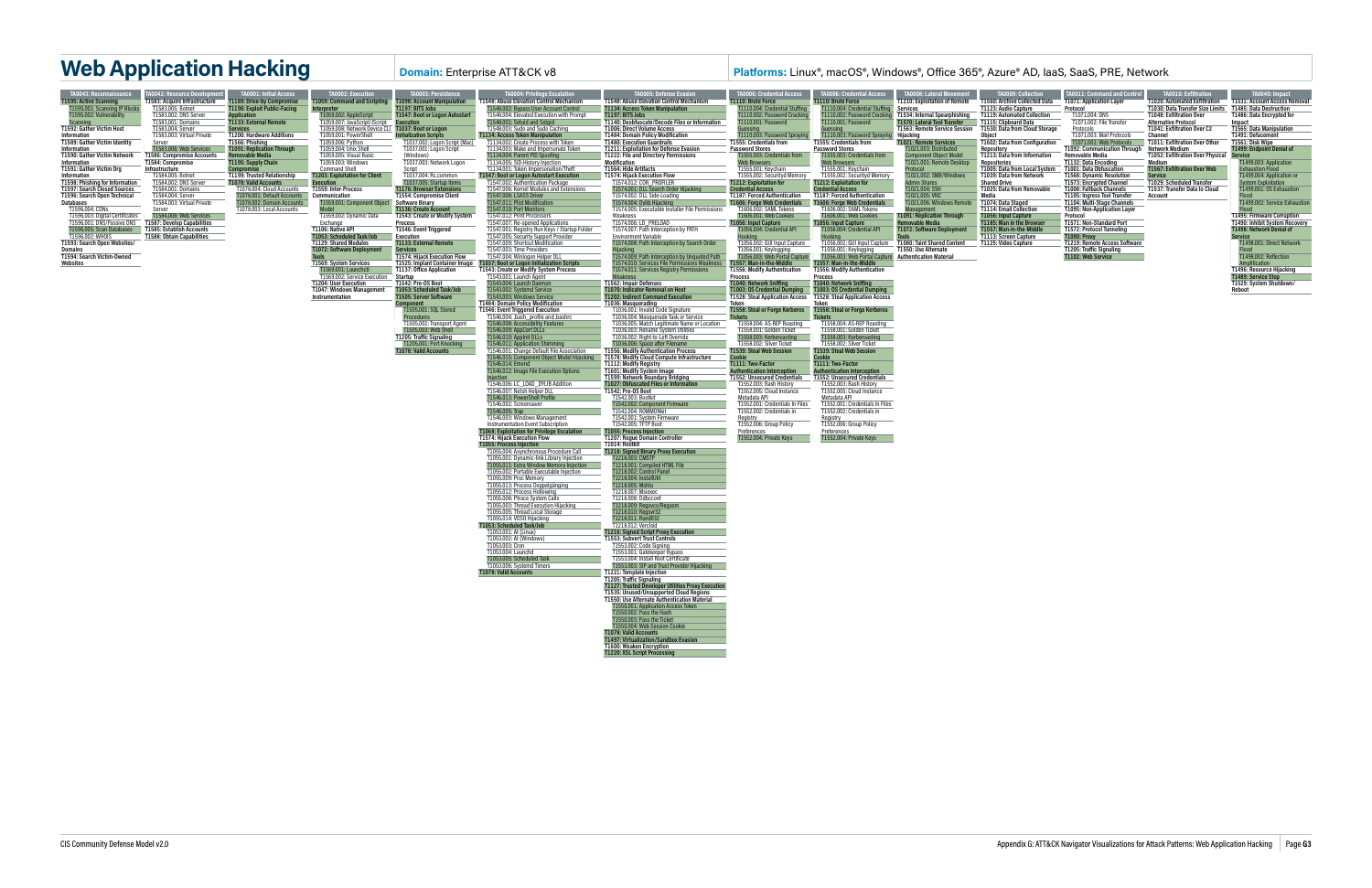# Web Application Hacking

**Domain:** Enterprise ATT&CK v8

**Platforms:** Linux®, macOS®, Windows®, Office 365®, Azure® AD, IaaS, SaaS, PRE, Network

### TA0043: Reconnaissance
- T1595: Active Scanning
  - T1595.001: Scanning IP Blocks
  - T1595.002: Vulnerability Scanning
- T1592: Gather Victim Host Information
- T1589: Gather Victim Identity Information
- T1590: Gather Victim Network Information
- T1591: Gather Victim Org Information
- T1598: Phishing for Information
- T1597: Search Closed Sources
- T1596: Search Open Technical Databases
  - T1596.004: CDNs
  - T1596.003: Digital Certificates
  - T1596.001: DNS/Passive DNS
  - T1596.005: Scan Databases
  - T1596.002: WHOIS
- T1593: Search Open Websites/Domains
- T1594: Search Victim-Owned Websites

### TA0042: Resource Development
- T1583: Acquire Infrastructure
  - T1583.005: Botnet
  - T1583.002: DNS Server
  - T1583.001: Domains
  - T1583.004: Server
  - T1583.003: Virtual Private Server
  - T1583.006: Web Services
- T1586: Compromise Accounts
- T1584: Compromise Infrastructure
  - T1584.005: Botnet
  - T1584.002: DNS Server
  - T1584.001: Domains
  - T1584.004: Server
  - T1584.003: Virtual Private Server
  - T1584.006: Web Services
- T1587: Develop Capabilities
- T1585: Establish Accounts
- T1588: Obtain Capabilities

### TA0001: Initial Access
- T1189: Drive-by Compromise
- T1190: Exploit Public-Facing Application
- T1133: External Remote Services
- T1200: Hardware Additions
- T1566: Phishing
- T1091: Replication Through Removable Media
- T1195: Supply Chain Compromise
- T1199: Trusted Relationship
- T1078: Valid Accounts
  - T1078.004: Cloud Accounts
  - T1078.001: Default Accounts
  - T1078.002: Domain Accounts
  - T1078.003: Local Accounts

### TA0002: Execution
- T1059: Command and Scripting Interpreter
  - T1059.002: AppleScript
  - T1059.007: JavaScript/JScript
  - T1059.008: Network Device CLI
  - T1059.001: PowerShell
  - T1059.006: Python
  - T1059.004: Unix Shell
  - T1059.005: Visual Basic
  - T1059.003: Windows Command Shell
- T1203: Exploitation for Client Execution
- T1559: Inter-Process Communication
  - T1559.001: Component Object Model
  - T1559.002: Dynamic Data Exchange
- T1106: Native API
- T1053: Scheduled Task/Job
- T1129: Shared Modules
- T1072: Software Deployment Tools
- T1569: System Services
  - T1569.001: Launchctl
  - T1569.002: Service Execution
- T1204: User Execution
- T1047: Windows Management Instrumentation

### TA0003: Persistence
- T1098: Account Manipulation
- T1197: BITS Jobs
- T1547: Boot or Logon Autostart Execution
- T1037: Boot or Logon Initialization Scripts
  - T1037.002: Logon Script (Mac)
  - T1037.001: Logon Script (Windows)
  - T1037.003: Network Logon Script
  - T1037.004: Rc.common
  - T1037.005: Startup Items
- T1176: Browser Extensions
- T1554: Compromise Client Software Binary
- T1136: Create Account
- T1543: Create or Modify System Process
- T1546: Event Triggered Execution
- T1133: External Remote Services
- T1574: Hijack Execution Flow
- T1525: Implant Container Image
- T1137: Office Application Startup
- T1542: Pre-OS Boot
- T1053: Scheduled Task/Job
- T1505: Server Software Component
  - T1505.001: SQL Stored Procedures
  - T1505.002: Transport Agent
  - T1505.003: Web Shell
- T1205: Traffic Signaling
  - T1205.001: Port Knocking
- T1078: Valid Accounts

### TA0004: Privilege Escalation
- T1548: Abuse Elevation Control Mechanism
  - T1548.002: Bypass User Account Control
  - T1548.004: Elevated Execution with Prompt
  - T1548.001: Setuid and Setgid
  - T1548.003: Sudo and Sudo Caching
- T1134: Access Token Manipulation
  - T1134.002: Create Process with Token
  - T1134.003: Make and Impersonate Token
  - T1134.004: Parent PID Spoofing
  - T1134.005: SID-History Injection
  - T1134.001: Token Impersonation/Theft
- T1547: Boot or Logon Autostart Execution
  - T1547.002: Authentication Package
  - T1547.006: Kernel Modules and Extensions
  - T1547.008: LSASS Driver
  - T1547.011: Plist Modification
  - T1547.010: Port Monitors
  - T1547.012: Print Processors
  - T1547.007: Re-opened Applications
  - T1547.001: Registry Run Keys / Startup Folder
  - T1547.005: Security Support Provider
  - T1547.009: Shortcut Modification
  - T1547.003: Time Providers
  - T1547.004: Winlogon Helper DLL
- T1037: Boot or Logon Initialization Scripts
- T1543: Create or Modify System Process
  - T1543.001: Launch Agent
  - T1543.004: Launch Daemon
  - T1543.002: Systemd Service
  - T1543.003: Windows Service
- T1484: Domain Policy Modification
- T1546: Event Triggered Execution
  - T1546.004: .bash_profile and .bashrc
  - T1546.008: Accessibility Features
  - T1546.009: AppCert DLLs
  - T1546.010: AppInit DLLs
  - T1546.011: Application Shimming
  - T1546.001: Change Default File Association
  - T1546.015: Component Object Model Hijacking
  - T1546.014: Emond
  - T1546.012: Image File Execution Options Injection
  - T1546.006: LC_LOAD_DYLIB Addition
  - T1546.007: Netsh Helper DLL
  - T1546.013: PowerShell Profile
  - T1546.002: Screensaver
  - T1546.005: Trap
  - T1546.003: Windows Management Instrumentation Event Subscription
- T1068: Exploitation for Privilege Escalation
- T1574: Hijack Execution Flow
- T1055: Process Injection
  - T1055.004: Asynchronous Procedure Call
  - T1055.001: Dynamic-link Library Injection
  - T1055.011: Extra Window Memory Injection
  - T1055.002: Portable Executable Injection
  - T1055.009: Proc Memory
  - T1055.013: Process Doppelgänging
  - T1055.012: Process Hollowing
  - T1055.008: Ptrace System Calls
  - T1055.003: Thread Execution Hijacking
  - T1055.005: Thread Local Storage
  - T1055.014: VDSO Hijacking
- T1053: Scheduled Task/Job
  - T1053.001: At (Linux)
  - T1053.002: At (Windows)
  - T1053.003: Cron
  - T1053.004: Launchd
  - T1053.005: Scheduled Task
  - T1053.006: Systemd Timers
- T1078: Valid Accounts

### TA0005: Defense Evasion
- T1548: Abuse Elevation Control Mechanism
- T1134: Access Token Manipulation
- T1197: BITS Jobs
- T1140: Deobfuscate/Decode Files or Information
- T1006: Direct Volume Access
- T1484: Domain Policy Modification
- T1480: Execution Guardrails
- T1211: Exploitation for Defense Evasion
- T1222: File and Directory Permissions Modification
- T1564: Hide Artifacts
- T1574: Hijack Execution Flow
  - T1574.012: COR_PROFILER
  - T1574.001: DLL Search Order Hijacking
  - T1574.002: DLL Side-Loading
  - T1574.004: Dylib Hijacking
  - T1574.005: Executable Installer File Permissions Weakness
  - T1574.006: LD_PRELOAD
  - T1574.007: Path Interception by PATH Environment Variable
  - T1574.008: Path Interception by Search Order Hijacking
  - T1574.009: Path Interception by Unquoted Path
  - T1574.010: Services File Permissions Weakness
  - T1574.011: Services Registry Permissions Weakness
- T1562: Impair Defenses
- T1070: Indicator Removal on Host
- T1202: Indirect Command Execution
- T1036: Masquerading
  - T1036.001: Invalid Code Signature
  - T1036.004: Masquerade Task or Service
  - T1036.005: Match Legitimate Name or Location
  - T1036.003: Rename System Utilities
  - T1036.002: Right-to-Left Override
  - T1036.006: Space after Filename
- T1556: Modify Authentication Process
- T1578: Modify Cloud Compute Infrastructure
- T1112: Modify Registry
- T1601: Modify System Image
- T1599: Network Boundary Bridging
- T1027: Obfuscated Files or Information
- T1542: Pre-OS Boot
  - T1542.003: Bootkit
  - T1542.002: Component Firmware
  - T1542.004: ROMMONkit
  - T1542.001: System Firmware
  - T1542.005: TFTP Boot
- T1055: Process Injection
- T1207: Rogue Domain Controller
- T1014: Rootkit
- T1218: Signed Binary Proxy Execution
  - T1218.003: CMSTP
  - T1218.001: Compiled HTML File
  - T1218.002: Control Panel
  - T1218.004: InstallUtil
  - T1218.005: Mshta
  - T1218.007: Msiexec
  - T1218.008: Odbcconf
  - T1218.009: Regsvcs/Regasm
  - T1218.010: Regsvr32
  - T1218.011: Rundll32
  - T1218.012: Verclsid
- T1216: Signed Script Proxy Execution
- T1553: Subvert Trust Controls
  - T1553.002: Code Signing
  - T1553.001: Gatekeeper Bypass
  - T1553.004: Install Root Certificate
  - T1553.003: SIP and Trust Provider Hijacking
- T1221: Template Injection
- T1205: Traffic Signaling
- T1127: Trusted Developer Utilities Proxy Execution
- T1535: Unused/Unsupported Cloud Regions
- T1550: Use Alternate Authentication Material
  - T1550.001: Application Access Token
  - T1550.002: Pass the Hash
  - T1550.003: Pass the Ticket
  - T1550.004: Web Session Cookie
- T1078: Valid Accounts
- T1497: Virtualization/Sandbox Evasion
- T1600: Weaken Encryption
- T1220: XSL Script Processing

### TA0006: Credential Access
- T1110: Brute Force
  - T1110.004: Credential Stuffing
  - T1110.002: Password Cracking
  - T1110.001: Password Guessing
  - T1110.003: Password Spraying
- T1555: Credentials from Password Stores
  - T1555.003: Credentials from Web Browsers
  - T1555.001: Keychain
  - T1555.002: Securityd Memory
- T1212: Exploitation for Credential Access
- T1187: Forced Authentication
- T1606: Forge Web Credentials
  - T1606.002: SAML Tokens
  - T1606.001: Web Cookies
- T1056: Input Capture
  - T1056.004: Credential API Hooking
  - T1056.002: GUI Input Capture
  - T1056.001: Keylogging
  - T1056.003: Web Portal Capture
- T1557: Man-in-the-Middle
- T1556: Modify Authentication Process
- T1040: Network Sniffing
- T1003: OS Credential Dumping
- T1528: Steal Application Access Token
- T1558: Steal or Forge Kerberos Tickets
  - T1558.004: AS-REP Roasting
  - T1558.001: Golden Ticket
  - T1558.003: Kerberoasting
  - T1558.002: Silver Ticket
- T1539: Steal Web Session Cookie
- T1111: Two-Factor Authentication Interception
- T1552: Unsecured Credentials
  - T1552.003: Bash History
  - T1552.005: Cloud Instance Metadata API
  - T1552.001: Credentials In Files
  - T1552.002: Credentials in Registry
  - T1552.006: Group Policy Preferences
  - T1552.004: Private Keys

### TA0006: Credential Access
- T1110: Brute Force
  - T1110.004: Credential Stuffing
  - T1110.002: Password Cracking
  - T1110.001: Password Guessing
  - T1110.003: Password Spraying
- T1555: Credentials from Password Stores
  - T1555.003: Credentials from Web Browsers
  - T1555.001: Keychain
  - T1555.002: Securityd Memory
- T1212: Exploitation for Credential Access
- T1187: Forced Authentication
- T1606: Forge Web Credentials
  - T1606.002: SAML Tokens
  - T1606.001: Web Cookies
- T1056: Input Capture
  - T1056.004: Credential API Hooking
  - T1056.002: GUI Input Capture
  - T1056.001: Keylogging
  - T1056.003: Web Portal Capture
- T1557: Man-in-the-Middle
- T1556: Modify Authentication Process
- T1040: Network Sniffing
- T1003: OS Credential Dumping
- T1528: Steal Application Access Token
- T1558: Steal or Forge Kerberos Tickets
  - T1558.004: AS-REP Roasting
  - T1558.001: Golden Ticket
  - T1558.003: Kerberoasting
  - T1558.002: Silver Ticket
- T1539: Steal Web Session Cookie
- T1111: Two-Factor Authentication Interception
- T1552: Unsecured Credentials
  - T1552.003: Bash History
  - T1552.005: Cloud Instance Metadata API
  - T1552.001: Credentials In Files
  - T1552.002: Credentials in Registry
  - T1552.006: Group Policy Preferences
  - T1552.004: Private Keys

### TA0008: Lateral Movement
- T1210: Exploitation of Remote Services
- T1534: Internal Spearphishing
- T1570: Lateral Tool Transfer
- T1563: Remote Service Session Hijacking
- T1021: Remote Services
  - T1021.003: Distributed Component Object Model
  - T1021.001: Remote Desktop Protocol
  - T1021.002: SMB/Windows Admin Shares
  - T1021.004: SSH
  - T1021.005: VNC
  - T1021.006: Windows Remote Management
- T1091: Replication Through Removable Media
- T1072: Software Deployment Tools
- T1080: Taint Shared Content
- T1550: Use Alternate Authentication Material

### TA0009: Collection
- T1560: Archive Collected Data
- T1123: Audio Capture
- T1119: Automated Collection
- T1115: Clipboard Data
- T1530: Data from Cloud Storage Object
- T1602: Data from Configuration Repository
- T1213: Data from Information Repositories
- T1005: Data from Local System
- T1039: Data from Network Shared Drive
- T1025: Data from Removable Media
- T1074: Data Staged
- T1114: Email Collection
- T1056: Input Capture
- T1185: Man in the Browser
- T1557: Man-in-the-Middle
- T1113: Screen Capture
- T1125: Video Capture

### TA0011: Command and Control
- T1071: Application Layer Protocol
  - T1071.004: DNS
  - T1071.002: File Transfer Protocols
  - T1071.003: Mail Protocols
  - T1071.001: Web Protocols
- T1092: Communication Through Removable Media
- T1132: Data Encoding
- T1001: Data Obfuscation
- T1568: Dynamic Resolution
- T1573: Encrypted Channel
- T1008: Fallback Channels
- T1105: Ingress Tool Transfer
- T1104: Multi-Stage Channels
- T1095: Non-Application Layer Protocol
- T1571: Non-Standard Port
- T1572: Protocol Tunneling
- T1090: Proxy
- T1219: Remote Access Software
- T1205: Traffic Signaling
- T1102: Web Service

### TA0010: Exfiltration
- T1020: Automated Exfiltration
- T1030: Data Transfer Size Limits
- T1048: Exfiltration Over Alternative Protocol
- T1041: Exfiltration Over C2 Channel
- T1011: Exfiltration Over Other Network Medium
- T1052: Exfiltration Over Physical Medium
- T1567: Exfiltration Over Web Service
- T1029: Scheduled Transfer
- T1537: Transfer Data to Cloud Account

### TA0040: Impact
- T1531: Account Access Removal
- T1485: Data Destruction
- T1486: Data Encrypted for Impact
- T1565: Data Manipulation
- T1491: Defacement
- T1561: Disk Wipe
- T1499: Endpoint Denial of Service
  - T1499.003: Application Exhaustion Flood
  - T1499.004: Application or System Exploitation
  - T1499.001: OS Exhaustion Flood
  - T1499.002: Service Exhaustion Flood
- T1495: Firmware Corruption
- T1490: Inhibit System Recovery
- T1498: Network Denial of Service
  - T1498.001: Direct Network Flood
  - T1498.002: Reflection Amplification
- T1496: Resource Hijacking
- T1489: Service Stop
- T1529: System Shutdown/Reboot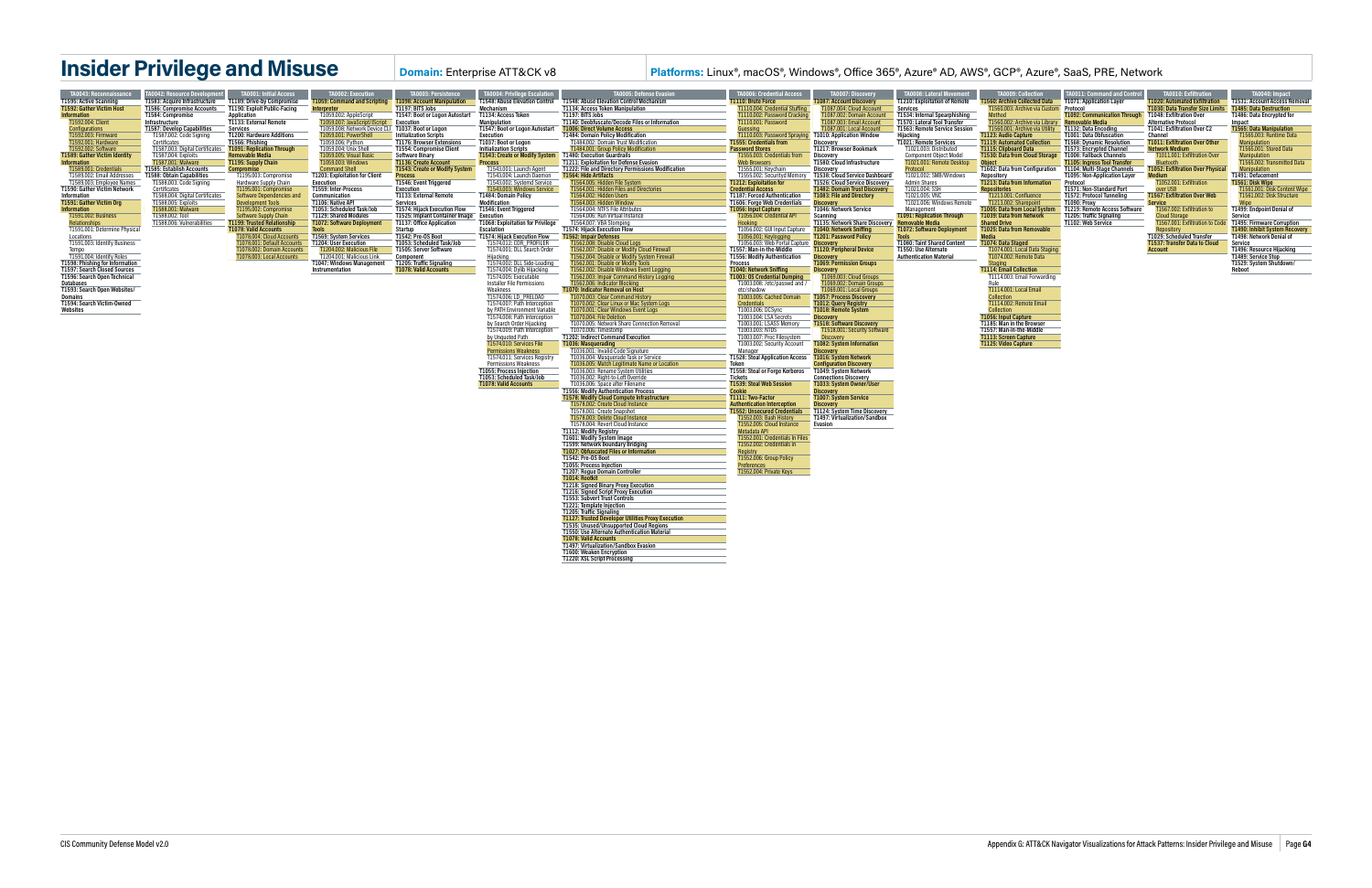# Insider Privilege and Misuse

**Domain:** Enterprise ATT&CK v8

**Platforms:** Linux®, macOS®, Windows®, Office 365®, Azure® AD, AWS®, GCP®, Azure®, SaaS, PRE, Network

## TA0043: Reconnaissance

- T1595: Active Scanning
- T1592: Gather Victim Host Information
  - T1592.004: Client Configurations
  - T1592.003: Firmware
  - T1592.001: Hardware
  - T1592.002: Software
- T1589: Gather Victim Identity Information
  - T1589.001: Credentials
  - T1589.002: Email Addresses
  - T1589.003: Employee Names
- T1590: Gather Victim Network Information
- T1591: Gather Victim Org Information
  - T1591.002: Business Relationships
  - T1591.001: Determine Physical Locations
  - T1591.003: Identify Business Tempo
  - T1591.004: Identify Roles
- T1598: Phishing for Information
- T1597: Search Closed Sources
- T1596: Search Open Technical Databases
- T1593: Search Open Websites/Domains
- T1594: Search Victim-Owned Websites

## TA0042: Resource Development

- T1583: Acquire Infrastructure
- T1586: Compromise Accounts
- T1584: Compromise Infrastructure
- T1587: Develop Capabilities
  - T1587.002: Code Signing Certificates
  - T1587.003: Digital Certificates
  - T1587.004: Exploits
  - T1587.001: Malware
- T1585: Establish Accounts
- T1588: Obtain Capabilities
  - T1588.003: Code Signing Certificates
  - T1588.004: Digital Certificates
  - T1588.005: Exploits
  - T1588.001: Malware
  - T1588.002: Tool
  - T1588.006: Vulnerabilities

## TA0001: Initial Access

- T1189: Drive-by Compromise
- T1190: Exploit Public-Facing Application
- T1133: External Remote Services
- T1200: Hardware Additions
- T1566: Phishing
- T1091: Replication Through Removable Media
- T1195: Supply Chain Compromise
  - T1195.003: Compromise Hardware Supply Chain
  - T1195.001: Compromise Software Dependencies and Development Tools
  - T1195.002: Compromise Software Supply Chain
- T1199: Trusted Relationship
- T1078: Valid Accounts
  - T1078.004: Cloud Accounts
  - T1078.001: Default Accounts
  - T1078.002: Domain Accounts
  - T1078.003: Local Accounts

## TA0002: Execution

- T1059: Command and Scripting Interpreter
  - T1059.002: AppleScript
  - T1059.007: JavaScript/JScript
  - T1059.008: Network Device CLI
  - T1059.001: PowerShell
  - T1059.006: Python
  - T1059.004: Unix Shell
  - T1059.005: Visual Basic
  - T1059.003: Windows Command Shell
- T1203: Exploitation for Client Execution
- T1559: Inter-Process Communication
- T1106: Native API
- T1053: Scheduled Task/Job
- T1129: Shared Modules
- T1072: Software Deployment Tools
- T1569: System Services
- T1204: User Execution
  - T1204.002: Malicious File
  - T1204.001: Malicious Link
- T1047: Windows Management Instrumentation

## TA0003: Persistence

- T1098: Account Manipulation
- T1197: BITS Jobs
- T1547: Boot or Logon Autostart Execution
- T1037: Boot or Logon Initialization Scripts
- T1176: Browser Extensions
- T1554: Compromise Client Software Binary
- T1136: Create Account
- T1543: Create or Modify System Process
- T1546: Event Triggered Execution
- T1133: External Remote Services
- T1574: Hijack Execution Flow
- T1525: Implant Container Image
- T1137: Office Application Startup
- T1542: Pre-OS Boot
- T1053: Scheduled Task/Job
- T1505: Server Software Component
- T1205: Traffic Signaling
- T1078: Valid Accounts

## TA0004: Privilege Escalation

- T1548: Abuse Elevation Control Mechanism
- T1134: Access Token Manipulation
- T1547: Boot or Logon Autostart Execution
- T1037: Boot or Logon Initialization Scripts
- T1543: Create or Modify System Process
  - T1543.001: Launch Agent
  - T1543.004: Launch Daemon
  - T1543.002: Systemd Service
  - T1543.003: Windows Service
- T1484: Domain Policy Modification
- T1546: Event Triggered Execution
- T1068: Exploitation for Privilege Escalation
- T1574: Hijack Execution Flow
  - T1574.012: COR_PROFILER
  - T1574.001: DLL Search Order Hijacking
  - T1574.002: DLL Side-Loading
  - T1574.004: Dylib Hijacking
  - T1574.005: Executable Installer File Permissions Weakness
  - T1574.006: LD_PRELOAD
  - T1574.007: Path Interception by PATH Environment Variable
  - T1574.008: Path Interception by Search Order Hijacking
  - T1574.009: Path Interception by Unquoted Path
  - T1574.010: Services File Permissions Weakness
  - T1574.011: Services Registry Permissions Weakness
- T1055: Process Injection
- T1053: Scheduled Task/Job
- T1078: Valid Accounts

## TA0005: Defense Evasion

- T1548: Abuse Elevation Control Mechanism
- T1134: Access Token Manipulation
- T1197: BITS Jobs
- T1140: Deobfuscate/Decode Files or Information
- T1006: Direct Volume Access
- T1484: Domain Policy Modification
  - T1484.002: Domain Trust Modification
  - T1484.001: Group Policy Modification
- T1480: Execution Guardrails
- T1211: Exploitation for Defense Evasion
- T1222: File and Directory Permissions Modification
- T1564: Hide Artifacts
  - T1564.005: Hidden File System
  - T1564.001: Hidden Files and Directories
  - T1564.002: Hidden Users
  - T1564.003: Hidden Window
  - T1564.004: NTFS File Attributes
  - T1564.006: Run Virtual Instance
  - T1564.007: VBA Stomping
- T1574: Hijack Execution Flow
- T1562: Impair Defenses
  - T1562.008: Disable Cloud Logs
  - T1562.007: Disable or Modify Cloud Firewall
  - T1562.004: Disable or Modify System Firewall
  - T1562.001: Disable or Modify Tools
  - T1562.002: Disable Windows Event Logging
  - T1562.003: Impair Command History Logging
  - T1562.006: Indicator Blocking
- T1070: Indicator Removal on Host
  - T1070.003: Clear Command History
  - T1070.002: Clear Linux or Mac System Logs
  - T1070.001: Clear Windows Event Logs
  - T1070.004: File Deletion
  - T1070.005: Network Share Connection Removal
  - T1070.006: Timestomp
- T1202: Indirect Command Execution
- T1036: Masquerading
  - T1036.001: Invalid Code Signature
  - T1036.004: Masquerade Task or Service
  - T1036.005: Match Legitimate Name or Location
  - T1036.003: Rename System Utilities
  - T1036.002: Right-to-Left Override
  - T1036.006: Space after Filename
- T1556: Modify Authentication Process
- T1578: Modify Cloud Compute Infrastructure
  - T1578.002: Create Cloud Instance
  - T1578.001: Create Snapshot
  - T1578.003: Delete Cloud Instance
  - T1578.004: Revert Cloud Instance
- T1112: Modify Registry
- T1601: Modify System Image
- T1599: Network Boundary Bridging
- T1027: Obfuscated Files or Information
- T1542: Pre-OS Boot
- T1055: Process Injection
- T1207: Rogue Domain Controller
- T1014: Rootkit
- T1218: Signed Binary Proxy Execution
- T1216: Signed Script Proxy Execution
- T1553: Subvert Trust Controls
- T1221: Template Injection
- T1205: Traffic Signaling
- T1127: Trusted Developer Utilities Proxy Execution
- T1535: Unused/Unsupported Cloud Regions
- T1550: Use Alternate Authentication Material
- T1078: Valid Accounts
- T1497: Virtualization/Sandbox Evasion
- T1600: Weaken Encryption
- T1220: XSL Script Processing

## TA0006: Credential Access

- T1110: Brute Force
  - T1110.004: Credential Stuffing
  - T1110.002: Password Cracking
  - T1110.001: Password Guessing
  - T1110.003: Password Spraying
- T1555: Credentials from Password Stores
  - T1555.003: Credentials from Web Browsers
  - T1555.001: Keychain
  - T1555.002: Securityd Memory
- T1212: Exploitation for Credential Access
- T1187: Forced Authentication
- T1606: Forge Web Credentials
- T1056: Input Capture
  - T1056.004: Credential API Hooking
  - T1056.002: GUI Input Capture
  - T1056.001: Keylogging
  - T1056.003: Web Portal Capture
- T1557: Man-in-the-Middle
- T1556: Modify Authentication Process
- T1040: Network Sniffing
- T1003: OS Credential Dumping
  - T1003.008: /etc/passwd and /etc/shadow
  - T1003.005: Cached Domain Credentials
  - T1003.006: DCSync
  - T1003.004: LSA Secrets
  - T1003.001: LSASS Memory
  - T1003.003: NTDS
  - T1003.007: Proc Filesystem
  - T1003.002: Security Account Manager
- T1528: Steal Application Access Token
- T1558: Steal or Forge Kerberos Tickets
- T1539: Steal Web Session Cookie
- T1111: Two-Factor Authentication Interception
- T1552: Unsecured Credentials
  - T1552.003: Bash History
  - T1552.005: Cloud Instance Metadata API
  - T1552.001: Credentials In Files
  - T1552.002: Credentials in Registry
  - T1552.006: Group Policy Preferences
  - T1552.004: Private Keys

## TA0007: Discovery

- T1087: Account Discovery
  - T1087.004: Cloud Account
  - T1087.002: Domain Account
  - T1087.003: Email Account
  - T1087.001: Local Account
- T1010: Application Window Discovery
- T1217: Browser Bookmark Discovery
- T1580: Cloud Infrastructure Discovery
- T1538: Cloud Service Dashboard
- T1526: Cloud Service Discovery
- T1482: Domain Trust Discovery
- T1083: File and Directory Discovery
- T1046: Network Service Scanning
- T1135: Network Share Discovery
- T1040: Network Sniffing
- T1201: Password Policy Discovery
- T1120: Peripheral Device Discovery
- T1069: Permission Groups Discovery
  - T1069.003: Cloud Groups
  - T1069.002: Domain Groups
  - T1069.001: Local Groups
- T1057: Process Discovery
- T1012: Query Registry
- T1018: Remote System Discovery
- T1518: Software Discovery
  - T1518.001: Security Software Discovery
- T1082: System Information Discovery
- T1016: System Network Configuration Discovery
- T1049: System Network Connections Discovery
- T1033: System Owner/User Discovery
- T1007: System Service Discovery
- T1124: System Time Discovery
- T1497: Virtualization/Sandbox Evasion

## TA0008: Lateral Movement

- T1210: Exploitation of Remote Services
- T1534: Internal Spearphishing
- T1570: Lateral Tool Transfer
- T1563: Remote Service Session Hijacking
- T1021: Remote Services
  - T1021.003: Distributed Component Object Model
  - T1021.001: Remote Desktop Protocol
  - T1021.002: SMB/Windows Admin Shares
  - T1021.004: SSH
  - T1021.005: VNC
  - T1021.006: Windows Remote Management
- T1091: Replication Through Removable Media
- T1072: Software Deployment Tools
- T1080: Taint Shared Content
- T1550: Use Alternate Authentication Material

## TA0009: Collection

- T1560: Archive Collected Data
  - T1560.003: Archive via Custom Method
  - T1560.002: Archive via Library
  - T1560.001: Archive via Utility
- T1123: Audio Capture
- T1119: Automated Collection
- T1115: Clipboard Data
- T1530: Data from Cloud Storage Object
- T1602: Data from Configuration Repository
- T1213: Data from Information Repositories
  - T1213.001: Confluence
  - T1213.002: Sharepoint
- T1005: Data from Local System
- T1039: Data from Network Shared Drive
- T1025: Data from Removable Media
- T1074: Data Staged
  - T1074.001: Local Data Staging
  - T1074.002: Remote Data Staging
- T1114: Email Collection
  - T1114.003: Email Forwarding Rule
  - T1114.001: Local Email Collection
  - T1114.002: Remote Email Collection
- T1056: Input Capture
- T1185: Man in the Browser
- T1557: Man-in-the-Middle
- T1113: Screen Capture
- T1125: Video Capture

## TA0011: Command and Control

- T1071: Application Layer Protocol
- T1092: Communication Through Removable Media
- T1132: Data Encoding
- T1001: Data Obfuscation
- T1568: Dynamic Resolution
- T1573: Encrypted Channel
- T1008: Fallback Channels
- T1105: Ingress Tool Transfer
- T1104: Multi-Stage Channels
- T1095: Non-Application Layer Protocol
- T1571: Non-Standard Port
- T1572: Protocol Tunneling
- T1090: Proxy
- T1219: Remote Access Software
- T1205: Traffic Signaling
- T1102: Web Service

## TA0010: Exfiltration

- T1020: Automated Exfiltration
- T1030: Data Transfer Size Limits
- T1048: Exfiltration Over Alternative Protocol
- T1041: Exfiltration Over C2 Channel
- T1011: Exfiltration Over Other Network Medium
  - T1011.001: Exfiltration Over Bluetooth
- T1052: Exfiltration Over Physical Medium
  - T1052.001: Exfiltration over USB
- T1567: Exfiltration Over Web Service
  - T1567.002: Exfiltration to Cloud Storage
  - T1567.001: Exfiltration to Code Repository
- T1029: Scheduled Transfer
- T1537: Transfer Data to Cloud Account

## TA0040: Impact

- T1531: Account Access Removal
- T1485: Data Destruction
- T1486: Data Encrypted for Impact
- T1565: Data Manipulation
  - T1565.003: Runtime Data Manipulation
  - T1565.001: Stored Data Manipulation
  - T1565.002: Transmitted Data Manipulation
- T1491: Defacement
- T1561: Disk Wipe
  - T1561.001: Disk Content Wipe
  - T1561.002: Disk Structure Wipe
- T1499: Endpoint Denial of Service
- T1495: Firmware Corruption
- T1490: Inhibit System Recovery
- T1498: Network Denial of Service
- T1496: Resource Hijacking
- T1489: Service Stop
- T1529: System Shutdown/Reboot

Appendix G: ATT&CK Navigator Visualizations for Attack Patterns: Insider Privilege and Misuse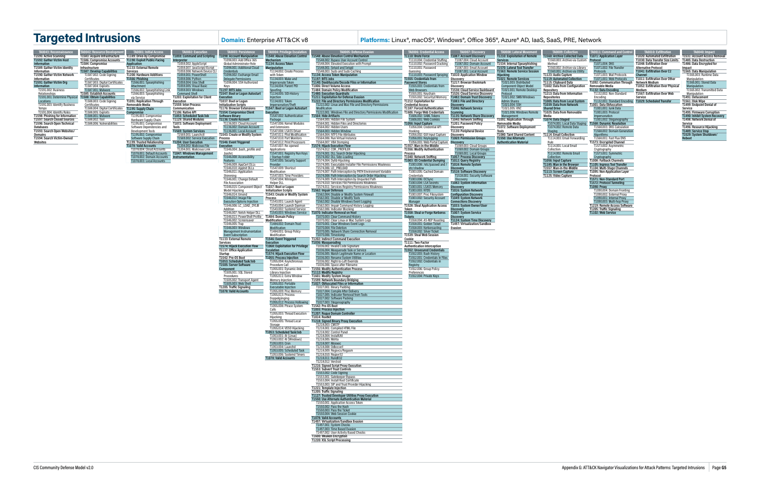# Targeted Intrusions

**Domain:** Enterprise ATT&CK v8

**Platforms:** Linux®, macOS®, Windows®, Office 365®, Azure® AD, IaaS, SaaS, PRE, Network

**TA0043: Reconnaissance**

- T1595: Active Scanning
- T1592: Gather Victim Host Information
- T1589: Gather Victim Identity Information
- T1590: Gather Victim Network Information
- T1591: Gather Victim Org Information
  - T1591.002: Business Relationships
  - T1591.001: Determine Physical Locations
  - T1591.003: Identify Business Tempo
  - T1591.004: Identify Roles
- T1598: Phishing for Information
- T1597: Search Closed Sources
- T1596: Search Open Technical Databases
- T1593: Search Open Websites/Domains
- T1594: Search Victim-Owned Websites

**TA0042: Resource Development**

- T1583: Acquire Infrastructure
- T1586: Compromise Accounts
- T1584: Compromise Infrastructure
- T1587: Develop Capabilities
  - T1587.002: Code Signing Certificates
  - T1587.003: Digital Certificates
  - T1587.004: Exploits
  - T1587.001: Malware
- T1585: Establish Accounts
- T1588: Obtain Capabilities
  - T1588.003: Code Signing Certificates
  - T1588.004: Digital Certificates
  - T1588.005: Exploits
  - T1588.001: Malware
  - T1588.002: Tool
  - T1588.006: Vulnerabilities

**TA0001: Initial Access**

- T1189: Drive-by Compromise
- T1190: Exploit Public-Facing Application
- T1133: External Remote Services
- T1200: Hardware Additions
- T1566: Phishing
  - T1566.001: Spearphishing Attachment
  - T1566.002: Spearphishing Link
  - T1566.003: Spearphishing via Service
- T1091: Replication Through Removable Media
- T1195: Supply Chain Compromise
  - T1195.003: Compromise Hardware Supply Chain
  - T1195.001: Compromise Software Dependencies and Development Tools
  - T1195.002: Compromise Software Supply Chain
- T1199: Trusted Relationship
- T1078: Valid Accounts
  - T1078.004: Cloud Accounts
  - T1078.001: Default Accounts
  - T1078.002: Domain Accounts
  - T1078.003: Local Accounts

**TA0002: Execution**

- T1059: Command and Scripting Interpreter
  - T1059.002: AppleScript
  - T1059.007: JavaScript/JScript
  - T1059.008: Network Device CLI
  - T1059.001: PowerShell
  - T1059.006: Python
  - T1059.004: Unix Shell
  - T1059.005: Visual Basic
  - T1059.003: Windows Command Shell
- T1203: Exploitation for Client Execution
- T1559: Inter-Process Communication
- T1106: Native API
- T1053: Scheduled Task/Job
- T1129: Shared Modules
- T1072: Software Deployment Tools
- T1569: System Services
  - T1569.001: Launchctl
  - T1569.002: Service Execution
- T1204: User Execution
  - T1204.002: Malicious File
  - T1204.001: Malicious Link
- T1047: Windows Management Instrumentation

**TA0003: Persistence**

- T1098: Account Manipulation
  - T1098.003: Add Office 365 Global Administrator Role
  - T1098.001: Additional Cloud Credentials
  - T1098.002: Exchange Email Delegate Permissions
  - T1098.004: SSH Authorized Keys
- T1197: BITS Jobs
- T1547: Boot or Logon Autostart Execution
- T1037: Boot or Logon Initialization Scripts
- T1176: Browser Extensions
- T1554: Compromise Client Software Binary
- T1136: Create Account
  - T1136.003: Cloud Account
  - T1136.002: Domain Account
  - T1136.001: Local Account
- T1543: Create or Modify System Process
- T1546: Event Triggered Execution
  - T1546.004: .bash_profile and .bashrc
  - T1546.008: Accessibility Features
  - T1546.009: AppCert DLLs
  - T1546.010: AppInit DLLs
  - T1546.011: Application Shimming
  - T1546.001: Change Default File Association
  - T1546.015: Component Object Model Hijacking
  - T1546.014: Emond
  - T1546.012: Image File Execution Options Injection
  - T1546.006: LC_LOAD_DYLIB Addition
  - T1546.007: Netsh Helper DLL
  - T1546.013: PowerShell Profile
  - T1546.002: Screensaver
  - T1546.005: Trap
  - T1546.003: Windows Management Instrumentation Event Subscription
- T1133: External Remote Services
- T1574: Hijack Execution Flow
- T1137: Office Application Startup
- T1542: Pre-OS Boot
- T1053: Scheduled Task/Job
- T1505: Server Software Component
  - T1505.001: SQL Stored Procedures
  - T1505.002: Transport Agent
  - T1505.003: Web Shell
- T1205: Traffic Signaling
- T1078: Valid Accounts

**TA0004: Privilege Escalation**

- T1548: Abuse Elevation Control Mechanism
- T1134: Access Token Manipulation
  - T1134.002: Create Process with Token
  - T1134.003: Make and Impersonate Token
  - T1134.004: Parent PID Spoofing
  - T1134.005: SID-History Injection
  - T1134.001: Token Impersonation/Theft
- T1547: Boot or Logon Autostart Execution
  - T1547.002: Authentication Package
  - T1547.006: Kernel Modules and Extensions
  - T1547.008: LSASS Driver
  - T1547.011: Plist Modification
  - T1547.010: Port Monitors
  - T1547.012: Print Processors
  - T1547.007: Re-opened Applications
  - T1547.001: Registry Run Keys / Startup Folder
  - T1547.005: Security Support Provider
  - T1547.009: Shortcut Modification
  - T1547.003: Time Providers
  - T1547.004: Winlogon Helper DLL
- T1037: Boot or Logon Initialization Scripts
- T1543: Create or Modify System Process
  - T1543.001: Launch Agent
  - T1543.004: Launch Daemon
  - T1543.002: Systemd Service
  - T1543.003: Windows Service
- T1484: Domain Policy Modification
  - T1484.002: Domain Trust Modification
  - T1484.001: Group Policy Modification
- T1546: Event Triggered Execution
- T1068: Exploitation for Privilege Escalation
- T1574: Hijack Execution Flow
- T1055: Process Injection
  - T1055.004: Asynchronous Procedure Call
  - T1055.001: Dynamic-link Library Injection
  - T1055.011: Extra Window Memory Injection
  - T1055.002: Portable Executable Injection
  - T1055.009: Proc Memory
  - T1055.013: Process Doppelgänging
  - T1055.012: Process Hollowing
  - T1055.008: Ptrace System Calls
  - T1055.003: Thread Execution Hijacking
  - T1055.005: Thread Local Storage
  - T1055.014: VDSO Hijacking
- T1053: Scheduled Task/Job
  - T1053.001: At (Linux)
  - T1053.002: At (Windows)
  - T1053.003: Cron
  - T1053.004: Launchd
  - T1053.005: Scheduled Task
  - T1053.006: Systemd Timers
- T1078: Valid Accounts

**TA0005: Defense Evasion**

- T1548: Abuse Elevation Control Mechanism
  - T1548.002: Bypass User Account Control
  - T1548.004: Elevated Execution with Prompt
  - T1548.001: Setuid and Setgid
  - T1548.003: Sudo and Sudo Caching
- T1134: Access Token Manipulation
- T1197: BITS Jobs
- T1140: Deobfuscate/Decode Files or Information
- T1006: Direct Volume Access
- T1484: Domain Policy Modification
- T1480: Execution Guardrails
- T1211: Exploitation for Defense Evasion
- T1222: File and Directory Permissions Modification
  - T1222.002: Linux and Mac File and Directory Permissions Modification
  - T1222.001: Windows File and Directory Permissions Modification
- T1564: Hide Artifacts
  - T1564.005: Hidden File System
  - T1564.001: Hidden Files and Directories
  - T1564.002: Hidden Users
  - T1564.003: Hidden Window
  - T1564.004: NTFS File Attributes
  - T1564.006: Run Virtual Instance
  - T1564.007: VBA Stomping
- T1574: Hijack Execution Flow
  - T1574.012: COR_PROFILER
  - T1574.001: DLL Search Order Hijacking
  - T1574.002: DLL Side-Loading
  - T1574.004: Dylib Hijacking
  - T1574.005: Executable Installer File Permissions Weakness
  - T1574.006: LD_PRELOAD
  - T1574.007: Path Interception by PATH Environment Variable
  - T1574.008: Path Interception by Search Order Hijacking
  - T1574.009: Path Interception by Unquoted Path
  - T1574.010: Services File Permissions Weakness
  - T1574.011: Services Registry Permissions Weakness
- T1562: Impair Defenses
  - T1562.004: Disable or Modify System Firewall
  - T1562.001: Disable or Modify Tools
  - T1562.002: Disable Windows Event Logging
  - T1562.003: Impair Command History Logging
  - T1562.006: Indicator Blocking
- T1070: Indicator Removal on Host
  - T1070.003: Clear Command History
  - T1070.002: Clear Linux or Mac System Logs
  - T1070.001: Clear Windows Event Logs
  - T1070.004: File Deletion
  - T1070.005: Network Share Connection Removal
  - T1070.006: Timestomp
- T1202: Indirect Command Execution
- T1036: Masquerading
  - T1036.001: Invalid Code Signature
  - T1036.004: Masquerade Task or Service
  - T1036.005: Match Legitimate Name or Location
  - T1036.003: Rename System Utilities
  - T1036.002: Right-to-Left Override
  - T1036.006: Space after Filename
- T1556: Modify Authentication Process
- T1112: Modify Registry
- T1601: Modify System Image
- T1599: Network Boundary Bridging
- T1027: Obfuscated Files or Information
  - T1027.001: Binary Padding
  - T1027.004: Compile After Delivery
  - T1027.005: Indicator Removal from Tools
  - T1027.002: Software Packing
  - T1027.003: Steganography
- T1542: Pre-OS Boot
- T1055: Process Injection
- T1207: Rogue Domain Controller
- T1014: Rootkit
- T1218: Signed Binary Proxy Execution
  - T1218.003: CMSTP
  - T1218.001: Compiled HTML File
  - T1218.002: Control Panel
  - T1218.004: InstallUtil
  - T1218.005: Mshta
  - T1218.007: Msiexec
  - T1218.008: Odbcconf
  - T1218.009: Regsvcs/Regasm
  - T1218.010: Regsvr32
  - T1218.011: Rundll32
  - T1218.012: Verclsid
- T1216: Signed Script Proxy Execution
- T1553: Subvert Trust Controls
  - T1553.002: Code Signing
  - T1553.001: Gatekeeper Bypass
  - T1553.004: Install Root Certificate
  - T1553.003: SIP and Trust Provider Hijacking
- T1221: Template Injection
- T1205: Traffic Signaling
- T1127: Trusted Developer Utilities Proxy Execution
- T1550: Use Alternate Authentication Material
  - T1550.001: Application Access Token
  - T1550.002: Pass the Hash
  - T1550.003: Pass the Ticket
  - T1550.004: Web Session Cookie
- T1078: Valid Accounts
- T1497: Virtualization/Sandbox Evasion
  - T1497.001: System Checks
  - T1497.003: Time Based Evasion
  - T1497.002: User Activity Based Checks
- T1600: Weaken Encryption
- T1220: XSL Script Processing

**TA0006: Credential Access**

- T1110: Brute Force
  - T1110.004: Credential Stuffing
  - T1110.002: Password Cracking
  - T1110.001: Password Guessing
  - T1110.003: Password Spraying
- T1555: Credentials from Password Stores
  - T1555.003: Credentials from Web Browsers
  - T1555.001: Keychain
  - T1555.002: Securityd Memory
- T1212: Exploitation for Credential Access
- T1187: Forced Authentication
- T1606: Forge Web Credentials
  - T1606.002: SAML Tokens
  - T1606.001: Web Cookies
- T1056: Input Capture
  - T1056.004: Credential API Hooking
  - T1056.002: GUI Input Capture
  - T1056.001: Keylogging
  - T1056.003: Web Portal Capture
- T1557: Man-in-the-Middle
- T1556: Modify Authentication Process
- T1040: Network Sniffing
- T1003: OS Credential Dumping
  - T1003.008: /etc/passwd and /etc/shadow
  - T1003.005: Cached Domain Credentials
  - T1003.006: DCSync
  - T1003.004: LSA Secrets
  - T1003.001: LSASS Memory
  - T1003.003: NTDS
  - T1003.007: Proc Filesystem
  - T1003.002: Security Account Manager
- T1528: Steal Application Access Token
- T1558: Steal or Forge Kerberos Tickets
  - T1558.004: AS-REP Roasting
  - T1558.001: Golden Ticket
  - T1558.003: Kerberoasting
  - T1558.002: Silver Ticket
- T1539: Steal Web Session Cookie
- T1111: Two-Factor Authentication Interception
- T1552: Unsecured Credentials
  - T1552.003: Bash History
  - T1552.001: Credentials In Files
  - T1552.002: Credentials in Registry
  - T1552.006: Group Policy Preferences
  - T1552.004: Private Keys

**TA0007: Discovery**

- T1087: Account Discovery
  - T1087.004: Cloud Account
  - T1087.002: Domain Account
  - T1087.003: Email Account
  - T1087.001: Local Account
- T1010: Application Window Discovery
- T1217: Browser Bookmark Discovery
- T1538: Cloud Service Dashboard
- T1526: Cloud Service Discovery
- T1482: Domain Trust Discovery
- T1083: File and Directory Discovery
- T1046: Network Service Scanning
- T1135: Network Share Discovery
- T1040: Network Sniffing
- T1201: Password Policy Discovery
- T1120: Peripheral Device Discovery
- T1069: Permission Groups Discovery
  - T1069.003: Cloud Groups
  - T1069.002: Domain Groups
  - T1069.001: Local Groups
- T1057: Process Discovery
- T1012: Query Registry
- T1018: Remote System Discovery
- T1518: Software Discovery
  - T1518.001: Security Software Discovery
- T1082: System Information Discovery
- T1016: System Network Configuration Discovery
- T1049: System Network Connections Discovery
- T1033: System Owner/User Discovery
- T1007: System Service Discovery
- T1124: System Time Discovery
- T1497: Virtualization/Sandbox Evasion

**TA0008: Lateral Movement**

- T1210: Exploitation of Remote Services
- T1534: Internal Spearphishing
- T1570: Lateral Tool Transfer
- T1563: Remote Service Session Hijacking
- T1021: Remote Services
  - T1021.003: Distributed Component Object Model
  - T1021.001: Remote Desktop Protocol
  - T1021.002: SMB/Windows Admin Shares
  - T1021.004: SSH
  - T1021.005: VNC
  - T1021.006: Windows Remote Management
- T1091: Replication Through Removable Media
- T1072: Software Deployment Tools
- T1080: Taint Shared Content
- T1550: Use Alternate Authentication Material

**TA0009: Collection**

- T1560: Archive Collected Data
  - T1560.003: Archive via Custom Method
  - T1560.002: Archive via Library
  - T1560.001: Archive via Utility
- T1123: Audio Capture
- T1119: Automated Collection
- T1115: Clipboard Data
- T1602: Data from Configuration Repository
- T1213: Data from Information Repositories
- T1005: Data from Local System
- T1039: Data from Network Shared Drive
- T1025: Data from Removable Media
- T1074: Data Staged
  - T1074.001: Local Data Staging
  - T1074.002: Remote Data Staging
- T1114: Email Collection
  - T1114.003: Email Forwarding Rule
  - T1114.001: Local Email Collection
  - T1114.002: Remote Email Collection
- T1056: Input Capture
- T1185: Man in the Browser
- T1557: Man-in-the-Middle
- T1113: Screen Capture
- T1125: Video Capture

**TA0011: Command and Control**

- T1071: Application Layer Protocol
  - T1071.004: DNS
  - T1071.002: File Transfer Protocols
  - T1071.003: Mail Protocols
  - T1071.001: Web Protocols
- T1092: Communication Through Removable Media
- T1132: Data Encoding
  - T1132.002: Non-Standard Encoding
  - T1132.001: Standard Encoding
- T1001: Data Obfuscation
  - T1001.001: Junk Data
  - T1001.003: Protocol Impersonation
  - T1001.002: Steganography
- T1568: Dynamic Resolution
  - T1568.003: DNS Calculation
  - T1568.002: Domain Generation Algorithms
  - T1568.001: Fast Flux DNS
- T1573: Encrypted Channel
  - T1573.002: Asymmetric Cryptography
  - T1573.001: Symmetric Cryptography
- T1008: Fallback Channels
- T1105: Ingress Tool Transfer
- T1104: Multi-Stage Channels
- T1095: Non-Application Layer Protocol
- T1571: Non-Standard Port
- T1572: Protocol Tunneling
- T1090: Proxy
  - T1090.004: Domain Fronting
  - T1090.002: External Proxy
  - T1090.001: Internal Proxy
  - T1090.003: Multi-hop Proxy
- T1219: Remote Access Software
- T1205: Traffic Signaling
- T1102: Web Service

**TA0010: Exfiltration**

- T1020: Automated Exfiltration
- T1030: Data Transfer Size Limits
- T1048: Exfiltration Over Alternative Protocol
- T1041: Exfiltration Over C2 Channel
- T1011: Exfiltration Over Other Network Medium
- T1052: Exfiltration Over Physical Medium
- T1567: Exfiltration Over Web Service
- T1029: Scheduled Transfer

**TA0040: Impact**

- T1531: Account Access Removal
- T1485: Data Destruction
- T1486: Data Encrypted for Impact
- T1565: Data Manipulation
  - T1565.003: Runtime Data Manipulation
  - T1565.001: Stored Data Manipulation
  - T1565.002: Transmitted Data Manipulation
- T1491: Defacement
- T1561: Disk Wipe
- T1499: Endpoint Denial of Service
- T1495: Firmware Corruption
- T1490: Inhibit System Recovery
- T1498: Network Denial of Service
- T1496: Resource Hijacking
- T1489: Service Stop
- T1529: System Shutdown/Reboot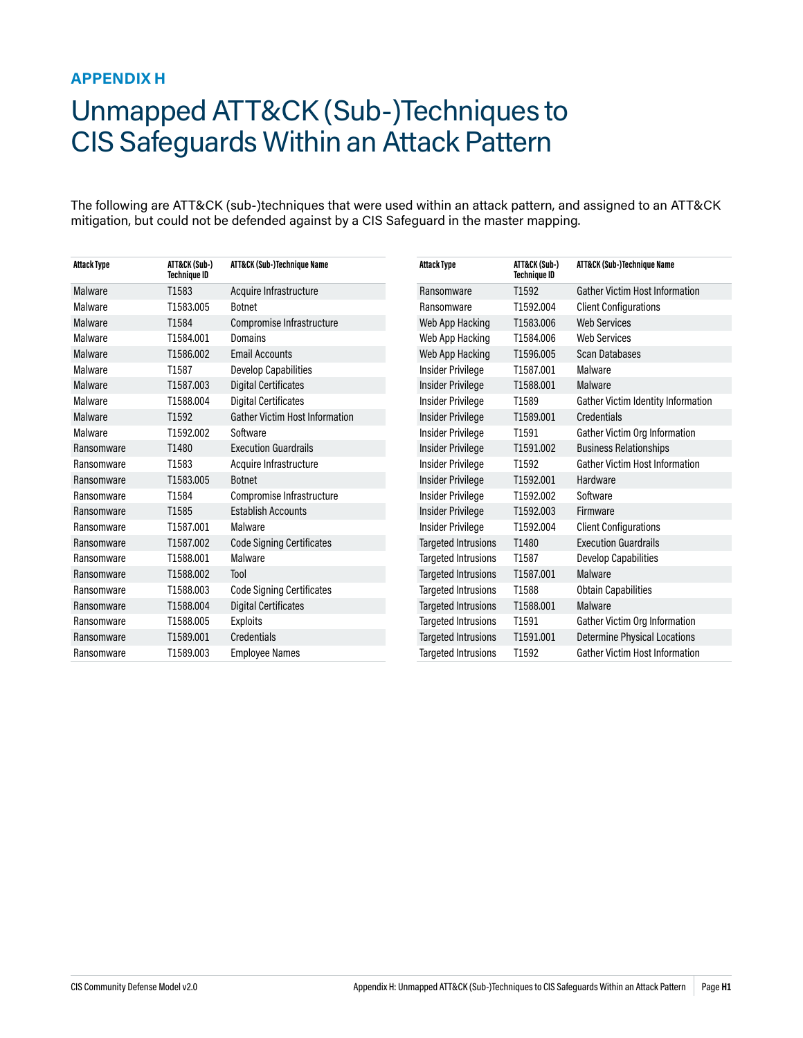**APPENDIX H**

# Unmapped ATT&CK (Sub-)Techniques to CIS Safeguards Within an Attack Pattern

The following are ATT&CK (sub-)techniques that were used within an attack pattern, and assigned to an ATT&CK mitigation, but could not be defended against by a CIS Safeguard in the master mapping.

| Attack Type | ATT&CK (Sub-) Technique ID | ATT&CK (Sub-)Technique Name |
|---|---|---|
| Malware | T1583 | Acquire Infrastructure |
| Malware | T1583.005 | Botnet |
| Malware | T1584 | Compromise Infrastructure |
| Malware | T1584.001 | Domains |
| Malware | T1586.002 | Email Accounts |
| Malware | T1587 | Develop Capabilities |
| Malware | T1587.003 | Digital Certificates |
| Malware | T1588.004 | Digital Certificates |
| Malware | T1592 | Gather Victim Host Information |
| Malware | T1592.002 | Software |
| Ransomware | T1480 | Execution Guardrails |
| Ransomware | T1583 | Acquire Infrastructure |
| Ransomware | T1583.005 | Botnet |
| Ransomware | T1584 | Compromise Infrastructure |
| Ransomware | T1585 | Establish Accounts |
| Ransomware | T1587.001 | Malware |
| Ransomware | T1587.002 | Code Signing Certificates |
| Ransomware | T1588.001 | Malware |
| Ransomware | T1588.002 | Tool |
| Ransomware | T1588.003 | Code Signing Certificates |
| Ransomware | T1588.004 | Digital Certificates |
| Ransomware | T1588.005 | Exploits |
| Ransomware | T1589.001 | Credentials |
| Ransomware | T1589.003 | Employee Names |
| Ransomware | T1592 | Gather Victim Host Information |
| Ransomware | T1592.004 | Client Configurations |
| Web App Hacking | T1583.006 | Web Services |
| Web App Hacking | T1584.006 | Web Services |
| Web App Hacking | T1596.005 | Scan Databases |
| Insider Privilege | T1587.001 | Malware |
| Insider Privilege | T1588.001 | Malware |
| Insider Privilege | T1589 | Gather Victim Identity Information |
| Insider Privilege | T1589.001 | Credentials |
| Insider Privilege | T1591 | Gather Victim Org Information |
| Insider Privilege | T1591.002 | Business Relationships |
| Insider Privilege | T1592 | Gather Victim Host Information |
| Insider Privilege | T1592.001 | Hardware |
| Insider Privilege | T1592.002 | Software |
| Insider Privilege | T1592.003 | Firmware |
| Insider Privilege | T1592.004 | Client Configurations |
| Targeted Intrusions | T1480 | Execution Guardrails |
| Targeted Intrusions | T1587 | Develop Capabilities |
| Targeted Intrusions | T1587.001 | Malware |
| Targeted Intrusions | T1588 | Obtain Capabilities |
| Targeted Intrusions | T1588.001 | Malware |
| Targeted Intrusions | T1591 | Gather Victim Org Information |
| Targeted Intrusions | T1591.001 | Determine Physical Locations |
| Targeted Intrusions | T1592 | Gather Victim Host Information |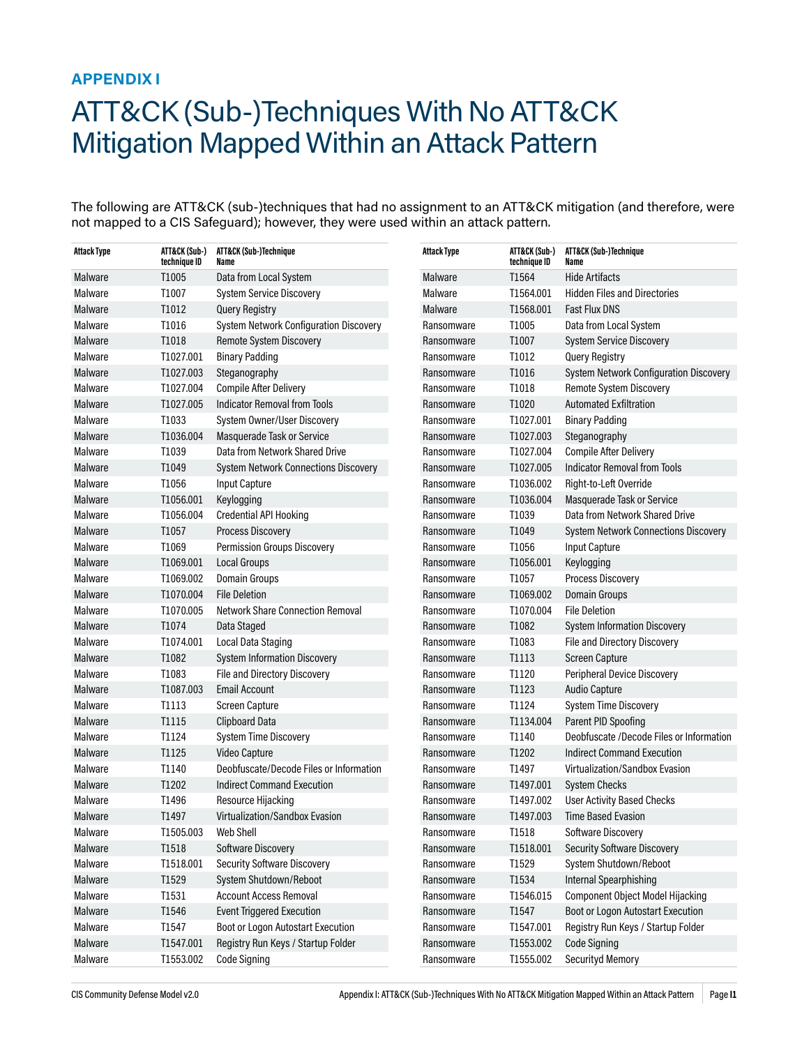**APPENDIX I**

# ATT&CK (Sub-)Techniques With No ATT&CK Mitigation Mapped Within an Attack Pattern

The following are ATT&CK (sub-)techniques that had no assignment to an ATT&CK mitigation (and therefore, were not mapped to a CIS Safeguard); however, they were used within an attack pattern.

| Attack Type | ATT&CK (Sub-) technique ID | ATT&CK (Sub-)Technique Name |
|---|---|---|
| Malware | T1005 | Data from Local System |
| Malware | T1007 | System Service Discovery |
| Malware | T1012 | Query Registry |
| Malware | T1016 | System Network Configuration Discovery |
| Malware | T1018 | Remote System Discovery |
| Malware | T1027.001 | Binary Padding |
| Malware | T1027.003 | Steganography |
| Malware | T1027.004 | Compile After Delivery |
| Malware | T1027.005 | Indicator Removal from Tools |
| Malware | T1033 | System Owner/User Discovery |
| Malware | T1036.004 | Masquerade Task or Service |
| Malware | T1039 | Data from Network Shared Drive |
| Malware | T1049 | System Network Connections Discovery |
| Malware | T1056 | Input Capture |
| Malware | T1056.001 | Keylogging |
| Malware | T1056.004 | Credential API Hooking |
| Malware | T1057 | Process Discovery |
| Malware | T1069 | Permission Groups Discovery |
| Malware | T1069.001 | Local Groups |
| Malware | T1069.002 | Domain Groups |
| Malware | T1070.004 | File Deletion |
| Malware | T1070.005 | Network Share Connection Removal |
| Malware | T1074 | Data Staged |
| Malware | T1074.001 | Local Data Staging |
| Malware | T1082 | System Information Discovery |
| Malware | T1083 | File and Directory Discovery |
| Malware | T1087.003 | Email Account |
| Malware | T1113 | Screen Capture |
| Malware | T1115 | Clipboard Data |
| Malware | T1124 | System Time Discovery |
| Malware | T1125 | Video Capture |
| Malware | T1140 | Deobfuscate/Decode Files or Information |
| Malware | T1202 | Indirect Command Execution |
| Malware | T1496 | Resource Hijacking |
| Malware | T1497 | Virtualization/Sandbox Evasion |
| Malware | T1505.003 | Web Shell |
| Malware | T1518 | Software Discovery |
| Malware | T1518.001 | Security Software Discovery |
| Malware | T1529 | System Shutdown/Reboot |
| Malware | T1531 | Account Access Removal |
| Malware | T1546 | Event Triggered Execution |
| Malware | T1547 | Boot or Logon Autostart Execution |
| Malware | T1547.001 | Registry Run Keys / Startup Folder |
| Malware | T1553.002 | Code Signing |
| Malware | T1564 | Hide Artifacts |
| Malware | T1564.001 | Hidden Files and Directories |
| Malware | T1568.001 | Fast Flux DNS |
| Ransomware | T1005 | Data from Local System |
| Ransomware | T1007 | System Service Discovery |
| Ransomware | T1012 | Query Registry |
| Ransomware | T1016 | System Network Configuration Discovery |
| Ransomware | T1018 | Remote System Discovery |
| Ransomware | T1020 | Automated Exfiltration |
| Ransomware | T1027.001 | Binary Padding |
| Ransomware | T1027.003 | Steganography |
| Ransomware | T1027.004 | Compile After Delivery |
| Ransomware | T1027.005 | Indicator Removal from Tools |
| Ransomware | T1036.002 | Right-to-Left Override |
| Ransomware | T1036.004 | Masquerade Task or Service |
| Ransomware | T1039 | Data from Network Shared Drive |
| Ransomware | T1049 | System Network Connections Discovery |
| Ransomware | T1056 | Input Capture |
| Ransomware | T1056.001 | Keylogging |
| Ransomware | T1057 | Process Discovery |
| Ransomware | T1069.002 | Domain Groups |
| Ransomware | T1070.004 | File Deletion |
| Ransomware | T1082 | System Information Discovery |
| Ransomware | T1083 | File and Directory Discovery |
| Ransomware | T1113 | Screen Capture |
| Ransomware | T1120 | Peripheral Device Discovery |
| Ransomware | T1123 | Audio Capture |
| Ransomware | T1124 | System Time Discovery |
| Ransomware | T1134.004 | Parent PID Spoofing |
| Ransomware | T1140 | Deobfuscate /Decode Files or Information |
| Ransomware | T1202 | Indirect Command Execution |
| Ransomware | T1497 | Virtualization/Sandbox Evasion |
| Ransomware | T1497.001 | System Checks |
| Ransomware | T1497.002 | User Activity Based Checks |
| Ransomware | T1497.003 | Time Based Evasion |
| Ransomware | T1518 | Software Discovery |
| Ransomware | T1518.001 | Security Software Discovery |
| Ransomware | T1529 | System Shutdown/Reboot |
| Ransomware | T1534 | Internal Spearphishing |
| Ransomware | T1546.015 | Component Object Model Hijacking |
| Ransomware | T1547 | Boot or Logon Autostart Execution |
| Ransomware | T1547.001 | Registry Run Keys / Startup Folder |
| Ransomware | T1553.002 | Code Signing |
| Ransomware | T1555.002 | Securityd Memory |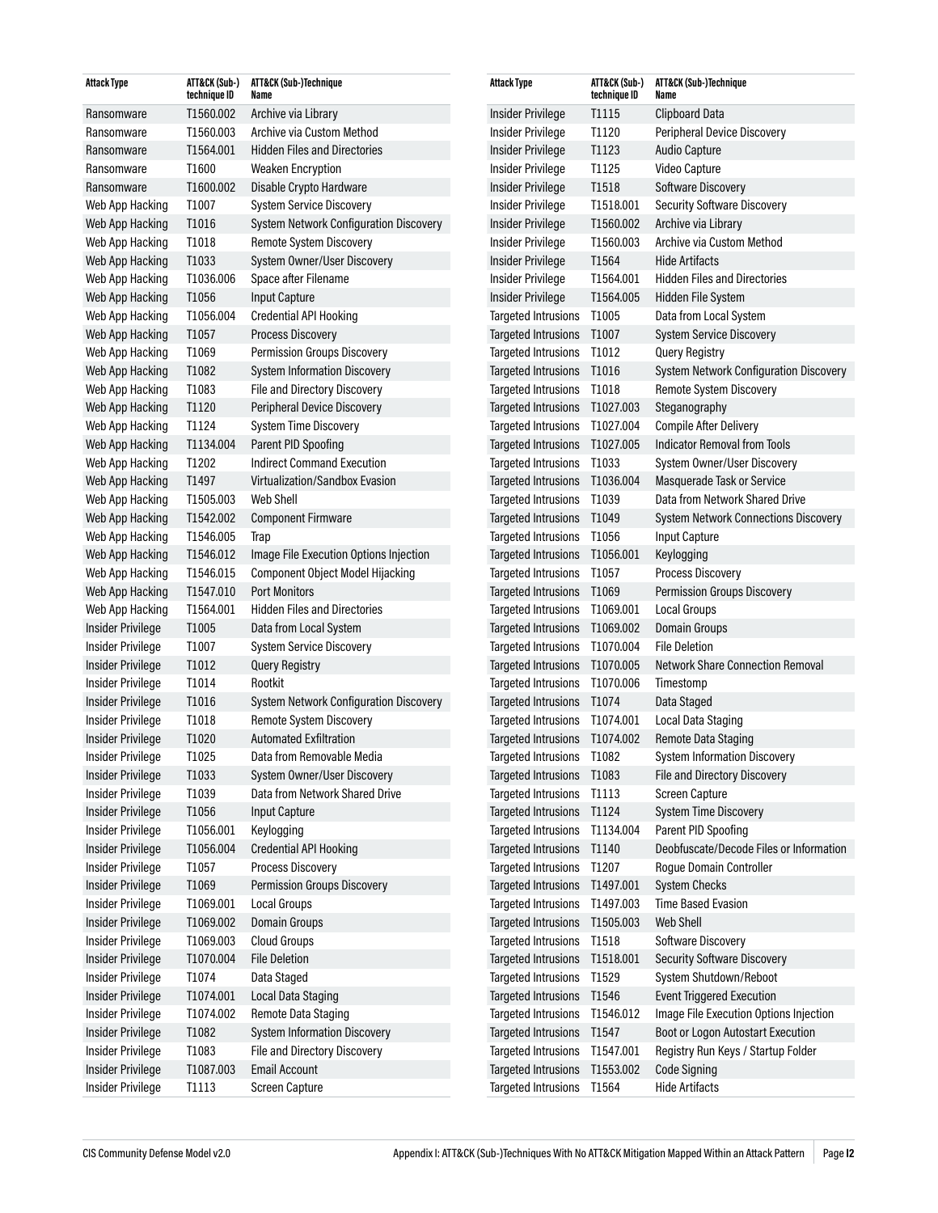| Attack Type | ATT&CK (Sub-) technique ID | ATT&CK (Sub-)Technique Name |
|---|---|---|
| Ransomware | T1560.002 | Archive via Library |
| Ransomware | T1560.003 | Archive via Custom Method |
| Ransomware | T1564.001 | Hidden Files and Directories |
| Ransomware | T1600 | Weaken Encryption |
| Ransomware | T1600.002 | Disable Crypto Hardware |
| Web App Hacking | T1007 | System Service Discovery |
| Web App Hacking | T1016 | System Network Configuration Discovery |
| Web App Hacking | T1018 | Remote System Discovery |
| Web App Hacking | T1033 | System Owner/User Discovery |
| Web App Hacking | T1036.006 | Space after Filename |
| Web App Hacking | T1056 | Input Capture |
| Web App Hacking | T1056.004 | Credential API Hooking |
| Web App Hacking | T1057 | Process Discovery |
| Web App Hacking | T1069 | Permission Groups Discovery |
| Web App Hacking | T1082 | System Information Discovery |
| Web App Hacking | T1083 | File and Directory Discovery |
| Web App Hacking | T1120 | Peripheral Device Discovery |
| Web App Hacking | T1124 | System Time Discovery |
| Web App Hacking | T1134.004 | Parent PID Spoofing |
| Web App Hacking | T1202 | Indirect Command Execution |
| Web App Hacking | T1497 | Virtualization/Sandbox Evasion |
| Web App Hacking | T1505.003 | Web Shell |
| Web App Hacking | T1542.002 | Component Firmware |
| Web App Hacking | T1546.005 | Trap |
| Web App Hacking | T1546.012 | Image File Execution Options Injection |
| Web App Hacking | T1546.015 | Component Object Model Hijacking |
| Web App Hacking | T1547.010 | Port Monitors |
| Web App Hacking | T1564.001 | Hidden Files and Directories |
| Insider Privilege | T1005 | Data from Local System |
| Insider Privilege | T1007 | System Service Discovery |
| Insider Privilege | T1012 | Query Registry |
| Insider Privilege | T1014 | Rootkit |
| Insider Privilege | T1016 | System Network Configuration Discovery |
| Insider Privilege | T1018 | Remote System Discovery |
| Insider Privilege | T1020 | Automated Exfiltration |
| Insider Privilege | T1025 | Data from Removable Media |
| Insider Privilege | T1033 | System Owner/User Discovery |
| Insider Privilege | T1039 | Data from Network Shared Drive |
| Insider Privilege | T1056 | Input Capture |
| Insider Privilege | T1056.001 | Keylogging |
| Insider Privilege | T1056.004 | Credential API Hooking |
| Insider Privilege | T1057 | Process Discovery |
| Insider Privilege | T1069 | Permission Groups Discovery |
| Insider Privilege | T1069.001 | Local Groups |
| Insider Privilege | T1069.002 | Domain Groups |
| Insider Privilege | T1069.003 | Cloud Groups |
| Insider Privilege | T1070.004 | File Deletion |
| Insider Privilege | T1074 | Data Staged |
| Insider Privilege | T1074.001 | Local Data Staging |
| Insider Privilege | T1074.002 | Remote Data Staging |
| Insider Privilege | T1082 | System Information Discovery |
| Insider Privilege | T1083 | File and Directory Discovery |
| Insider Privilege | T1087.003 | Email Account |
| Insider Privilege | T1113 | Screen Capture |
| Insider Privilege | T1115 | Clipboard Data |
| Insider Privilege | T1120 | Peripheral Device Discovery |
| Insider Privilege | T1123 | Audio Capture |
| Insider Privilege | T1125 | Video Capture |
| Insider Privilege | T1518 | Software Discovery |
| Insider Privilege | T1518.001 | Security Software Discovery |
| Insider Privilege | T1560.002 | Archive via Library |
| Insider Privilege | T1560.003 | Archive via Custom Method |
| Insider Privilege | T1564 | Hide Artifacts |
| Insider Privilege | T1564.001 | Hidden Files and Directories |
| Insider Privilege | T1564.005 | Hidden File System |
| Targeted Intrusions | T1005 | Data from Local System |
| Targeted Intrusions | T1007 | System Service Discovery |
| Targeted Intrusions | T1012 | Query Registry |
| Targeted Intrusions | T1016 | System Network Configuration Discovery |
| Targeted Intrusions | T1018 | Remote System Discovery |
| Targeted Intrusions | T1027.003 | Steganography |
| Targeted Intrusions | T1027.004 | Compile After Delivery |
| Targeted Intrusions | T1027.005 | Indicator Removal from Tools |
| Targeted Intrusions | T1033 | System Owner/User Discovery |
| Targeted Intrusions | T1036.004 | Masquerade Task or Service |
| Targeted Intrusions | T1039 | Data from Network Shared Drive |
| Targeted Intrusions | T1049 | System Network Connections Discovery |
| Targeted Intrusions | T1056 | Input Capture |
| Targeted Intrusions | T1056.001 | Keylogging |
| Targeted Intrusions | T1057 | Process Discovery |
| Targeted Intrusions | T1069 | Permission Groups Discovery |
| Targeted Intrusions | T1069.001 | Local Groups |
| Targeted Intrusions | T1069.002 | Domain Groups |
| Targeted Intrusions | T1070.004 | File Deletion |
| Targeted Intrusions | T1070.005 | Network Share Connection Removal |
| Targeted Intrusions | T1070.006 | Timestomp |
| Targeted Intrusions | T1074 | Data Staged |
| Targeted Intrusions | T1074.001 | Local Data Staging |
| Targeted Intrusions | T1074.002 | Remote Data Staging |
| Targeted Intrusions | T1082 | System Information Discovery |
| Targeted Intrusions | T1083 | File and Directory Discovery |
| Targeted Intrusions | T1113 | Screen Capture |
| Targeted Intrusions | T1124 | System Time Discovery |
| Targeted Intrusions | T1134.004 | Parent PID Spoofing |
| Targeted Intrusions | T1140 | Deobfuscate/Decode Files or Information |
| Targeted Intrusions | T1207 | Rogue Domain Controller |
| Targeted Intrusions | T1497.001 | System Checks |
| Targeted Intrusions | T1497.003 | Time Based Evasion |
| Targeted Intrusions | T1505.003 | Web Shell |
| Targeted Intrusions | T1518 | Software Discovery |
| Targeted Intrusions | T1518.001 | Security Software Discovery |
| Targeted Intrusions | T1529 | System Shutdown/Reboot |
| Targeted Intrusions | T1546 | Event Triggered Execution |
| Targeted Intrusions | T1546.012 | Image File Execution Options Injection |
| Targeted Intrusions | T1547 | Boot or Logon Autostart Execution |
| Targeted Intrusions | T1547.001 | Registry Run Keys / Startup Folder |
| Targeted Intrusions | T1553.002 | Code Signing |
| Targeted Intrusions | T1564 | Hide Artifacts |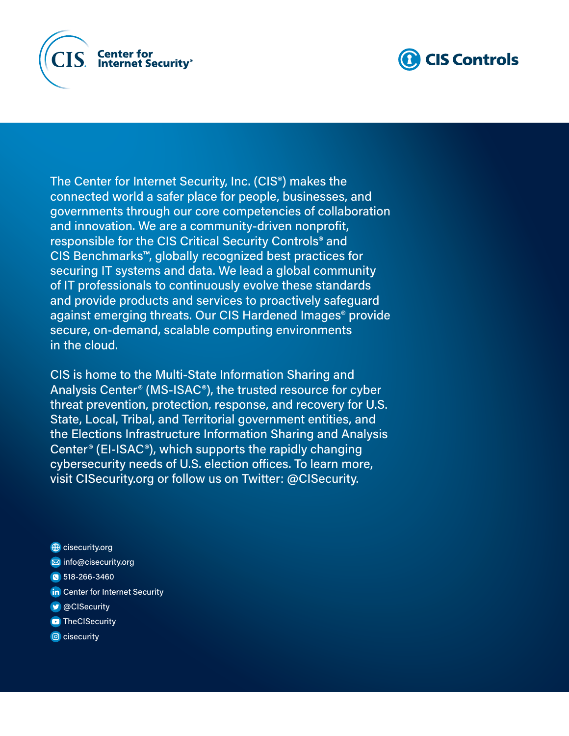Center for Internet Security®

CIS Controls

The Center for Internet Security, Inc. (CIS®) makes the connected world a safer place for people, businesses, and governments through our core competencies of collaboration and innovation. We are a community-driven nonprofit, responsible for the CIS Critical Security Controls® and CIS Benchmarks™, globally recognized best practices for securing IT systems and data. We lead a global community of IT professionals to continuously evolve these standards and provide products and services to proactively safeguard against emerging threats. Our CIS Hardened Images® provide secure, on-demand, scalable computing environments in the cloud.

CIS is home to the Multi-State Information Sharing and Analysis Center® (MS-ISAC®), the trusted resource for cyber threat prevention, protection, response, and recovery for U.S. State, Local, Tribal, and Territorial government entities, and the Elections Infrastructure Information Sharing and Analysis Center® (EI-ISAC®), which supports the rapidly changing cybersecurity needs of U.S. election offices. To learn more, visit CISecurity.org or follow us on Twitter: @CISecurity.

- cisecurity.org
- info@cisecurity.org
- 518-266-3460
- Center for Internet Security
- @CISecurity
- TheCISecurity
- cisecurity